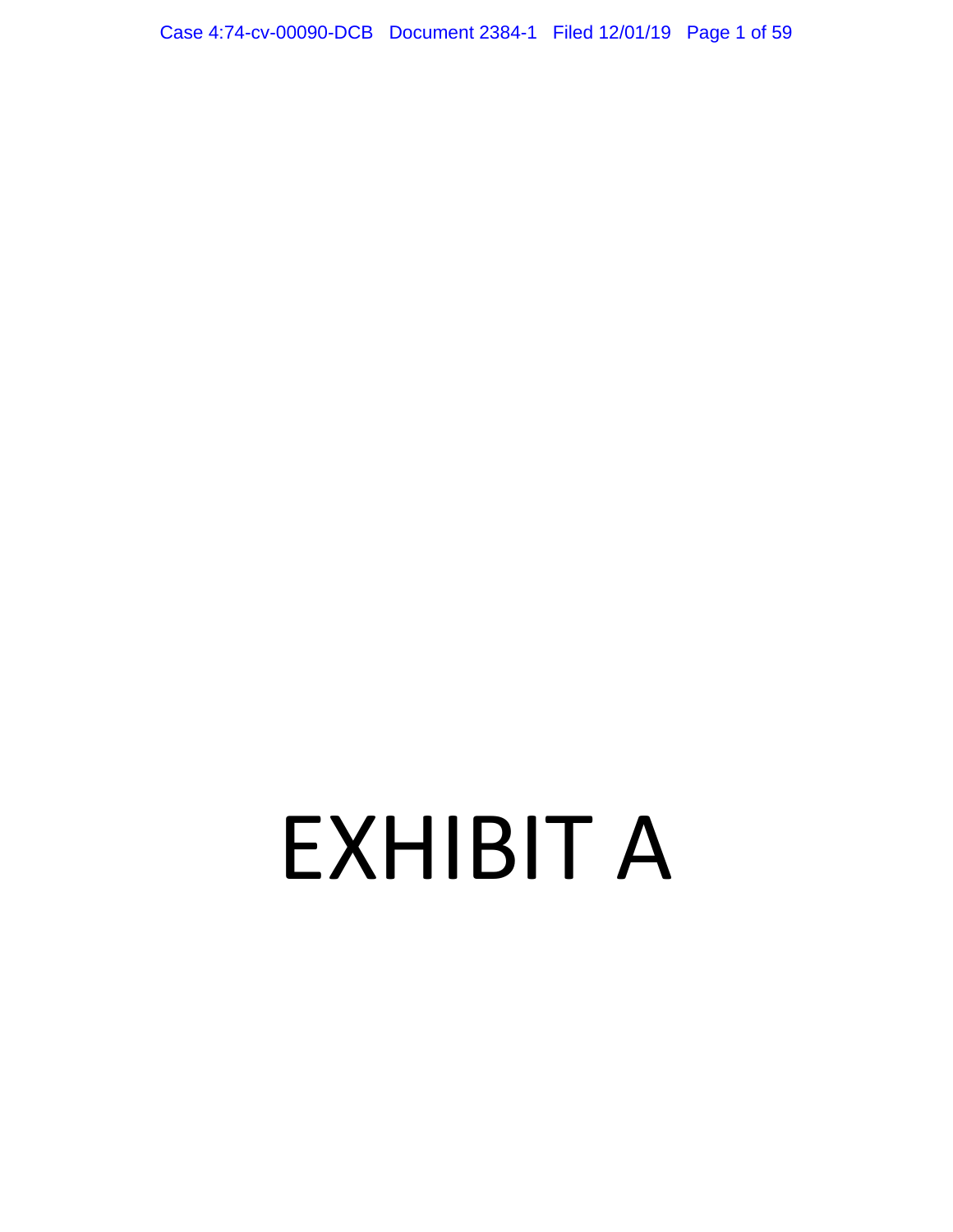# EXHIBIT A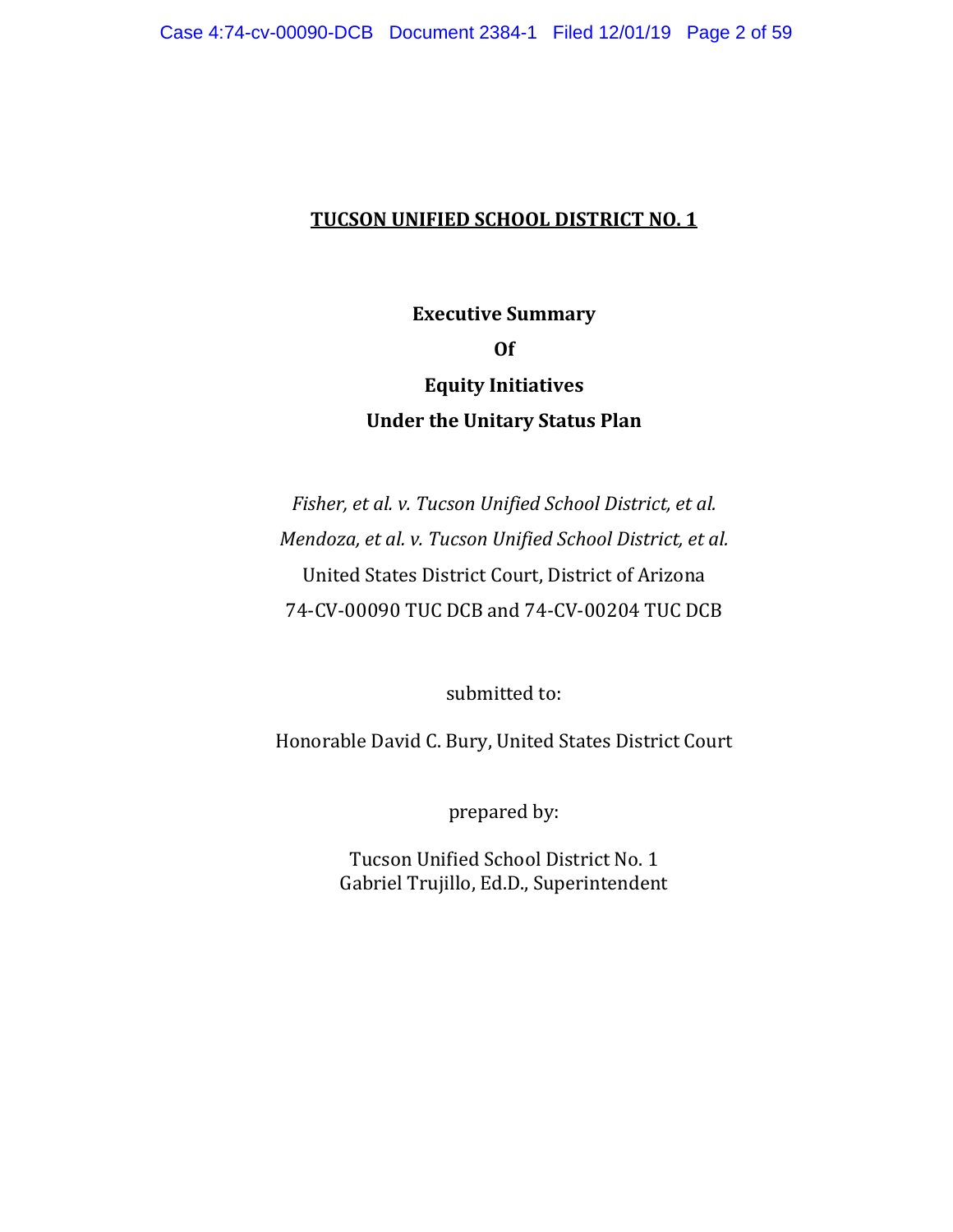# TUCSON UNIFIED SCHOOL DISTRICT NO. 1

## Executive Summary Of Equity Initiatives Under the Unitary Status Plan

*Fisher, et al. v. Tucson Unified School District, et al.*

*Mendoza, et al. v. Tucson Unified School District, et al.*

United States District Court, District of Arizona

74-CV-00090 TUC DCB and 74-CV-00204 TUC DCB

submitted to:

Honorable David C. Bury, United States District Court

prepared by:

Tucson Unified School District No. 1
Gabriel Trujillo, Ed.D., Superintendent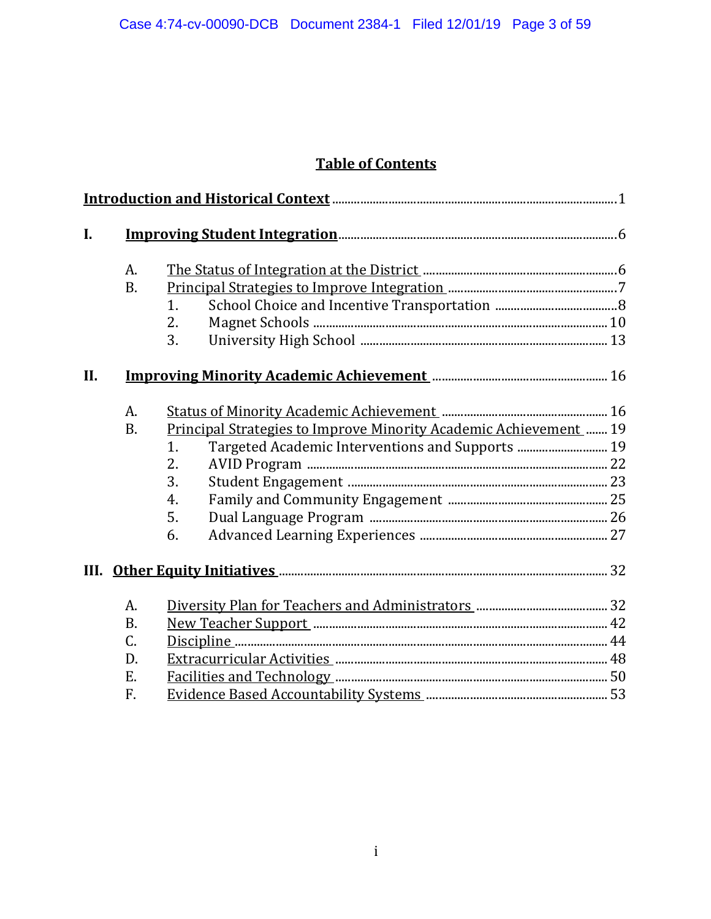## Table of Contents

**Introduction and Historical Context** .......... 1

**I. Improving Student Integration** .......... 6

- A. The Status of Integration at the District .......... 6
- B. Principal Strategies to Improve Integration .......... 7
  1. School Choice and Incentive Transportation .......... 8
  2. Magnet Schools .......... 10
  3. University High School .......... 13

**II. Improving Minority Academic Achievement** .......... 16

- A. Status of Minority Academic Achievement .......... 16
- B. Principal Strategies to Improve Minority Academic Achievement .......... 19
  1. Targeted Academic Interventions and Supports .......... 19
  2. AVID Program .......... 22
  3. Student Engagement .......... 23
  4. Family and Community Engagement .......... 25
  5. Dual Language Program .......... 26
  6. Advanced Learning Experiences .......... 27

**III. Other Equity Initiatives** .......... 32

- A. Diversity Plan for Teachers and Administrators .......... 32
- B. New Teacher Support .......... 42
- C. Discipline .......... 44
- D. Extracurricular Activities .......... 48
- E. Facilities and Technology .......... 50
- F. Evidence Based Accountability Systems .......... 53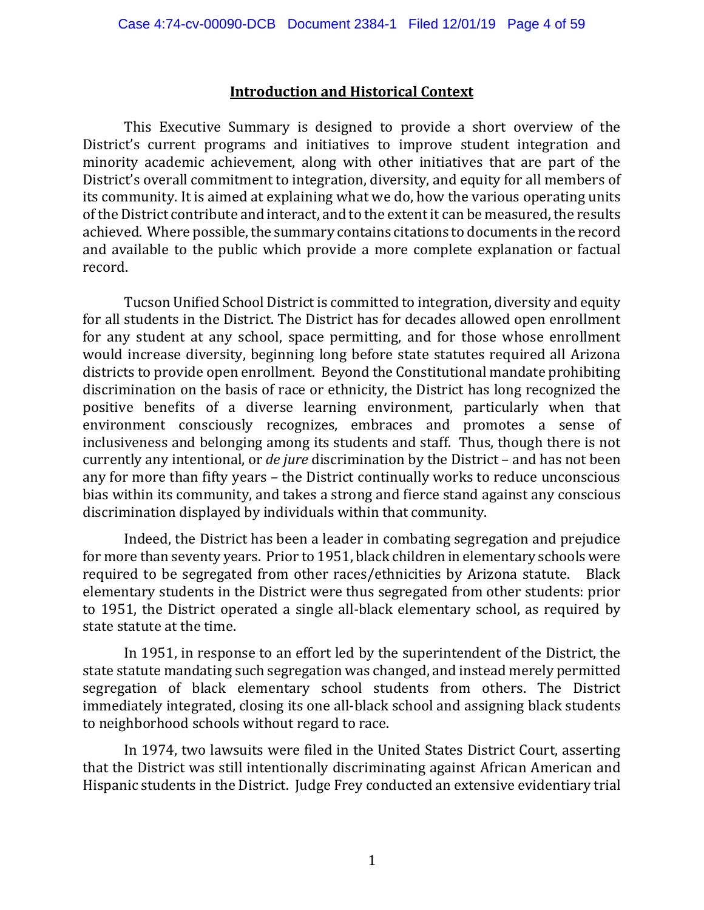## Introduction and Historical Context

This Executive Summary is designed to provide a short overview of the District's current programs and initiatives to improve student integration and minority academic achievement, along with other initiatives that are part of the District's overall commitment to integration, diversity, and equity for all members of its community. It is aimed at explaining what we do, how the various operating units of the District contribute and interact, and to the extent it can be measured, the results achieved. Where possible, the summary contains citations to documents in the record and available to the public which provide a more complete explanation or factual record.

Tucson Unified School District is committed to integration, diversity and equity for all students in the District. The District has for decades allowed open enrollment for any student at any school, space permitting, and for those whose enrollment would increase diversity, beginning long before state statutes required all Arizona districts to provide open enrollment. Beyond the Constitutional mandate prohibiting discrimination on the basis of race or ethnicity, the District has long recognized the positive benefits of a diverse learning environment, particularly when that environment consciously recognizes, embraces and promotes a sense of inclusiveness and belonging among its students and staff. Thus, though there is not currently any intentional, or *de jure* discrimination by the District – and has not been any for more than fifty years – the District continually works to reduce unconscious bias within its community, and takes a strong and fierce stand against any conscious discrimination displayed by individuals within that community.

Indeed, the District has been a leader in combating segregation and prejudice for more than seventy years. Prior to 1951, black children in elementary schools were required to be segregated from other races/ethnicities by Arizona statute. Black elementary students in the District were thus segregated from other students: prior to 1951, the District operated a single all-black elementary school, as required by state statute at the time.

In 1951, in response to an effort led by the superintendent of the District, the state statute mandating such segregation was changed, and instead merely permitted segregation of black elementary school students from others. The District immediately integrated, closing its one all-black school and assigning black students to neighborhood schools without regard to race.

In 1974, two lawsuits were filed in the United States District Court, asserting that the District was still intentionally discriminating against African American and Hispanic students in the District. Judge Frey conducted an extensive evidentiary trial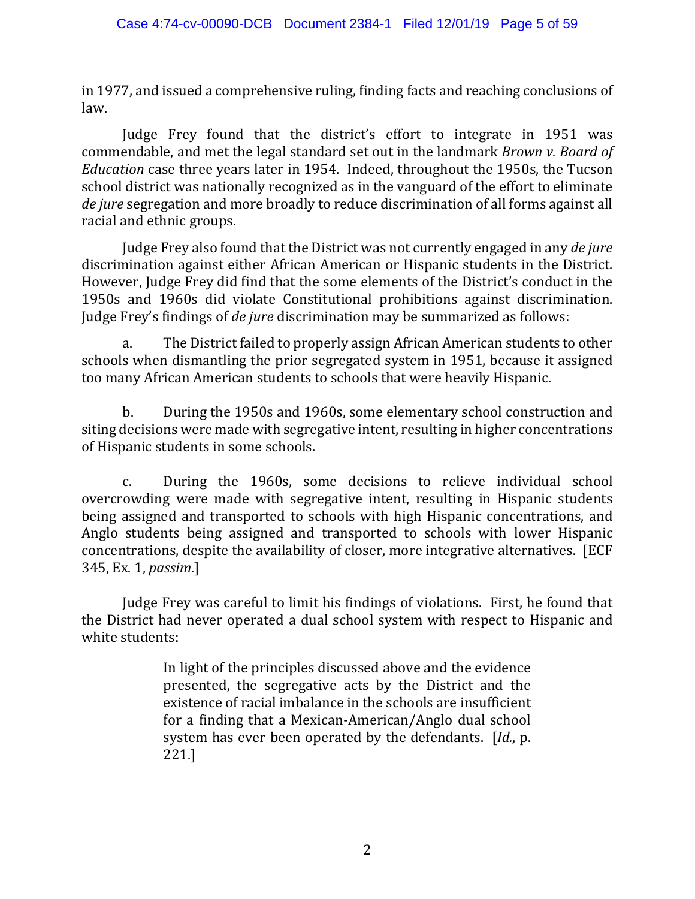in 1977, and issued a comprehensive ruling, finding facts and reaching conclusions of law.

Judge Frey found that the district's effort to integrate in 1951 was commendable, and met the legal standard set out in the landmark *Brown v. Board of Education* case three years later in 1954. Indeed, throughout the 1950s, the Tucson school district was nationally recognized as in the vanguard of the effort to eliminate *de jure* segregation and more broadly to reduce discrimination of all forms against all racial and ethnic groups.

Judge Frey also found that the District was not currently engaged in any *de jure* discrimination against either African American or Hispanic students in the District. However, Judge Frey did find that the some elements of the District's conduct in the 1950s and 1960s did violate Constitutional prohibitions against discrimination. Judge Frey's findings of *de jure* discrimination may be summarized as follows:

a. The District failed to properly assign African American students to other schools when dismantling the prior segregated system in 1951, because it assigned too many African American students to schools that were heavily Hispanic.

b. During the 1950s and 1960s, some elementary school construction and siting decisions were made with segregative intent, resulting in higher concentrations of Hispanic students in some schools.

c. During the 1960s, some decisions to relieve individual school overcrowding were made with segregative intent, resulting in Hispanic students being assigned and transported to schools with high Hispanic concentrations, and Anglo students being assigned and transported to schools with lower Hispanic concentrations, despite the availability of closer, more integrative alternatives. [ECF 345, Ex. 1, *passim*.]

Judge Frey was careful to limit his findings of violations. First, he found that the District had never operated a dual school system with respect to Hispanic and white students:

> In light of the principles discussed above and the evidence presented, the segregative acts by the District and the existence of racial imbalance in the schools are insufficient for a finding that a Mexican-American/Anglo dual school system has ever been operated by the defendants. [*Id.*, p. 221.]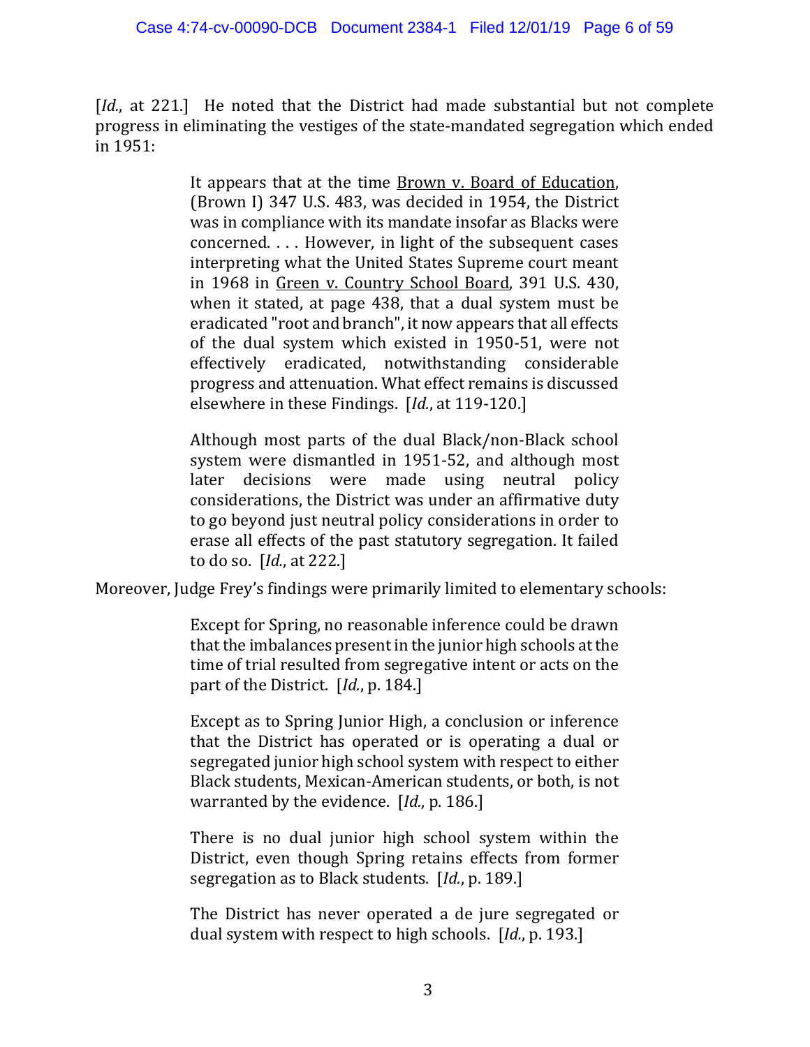[*Id.*, at 221.] He noted that the District had made substantial but not complete progress in eliminating the vestiges of the state-mandated segregation which ended in 1951:

> It appears that at the time Brown v. Board of Education, (Brown I) 347 U.S. 483, was decided in 1954, the District was in compliance with its mandate insofar as Blacks were concerned. . . . However, in light of the subsequent cases interpreting what the United States Supreme court meant in 1968 in Green v. Country School Board, 391 U.S. 430, when it stated, at page 438, that a dual system must be eradicated "root and branch", it now appears that all effects of the dual system which existed in 1950-51, were not effectively eradicated, notwithstanding considerable progress and attenuation. What effect remains is discussed elsewhere in these Findings. [*Id.*, at 119-120.]
>
> Although most parts of the dual Black/non-Black school system were dismantled in 1951-52, and although most later decisions were made using neutral policy considerations, the District was under an affirmative duty to go beyond just neutral policy considerations in order to erase all effects of the past statutory segregation. It failed to do so. [*Id.*, at 222.]

Moreover, Judge Frey's findings were primarily limited to elementary schools:

> Except for Spring, no reasonable inference could be drawn that the imbalances present in the junior high schools at the time of trial resulted from segregative intent or acts on the part of the District. [*Id.*, p. 184.]
>
> Except as to Spring Junior High, a conclusion or inference that the District has operated or is operating a dual or segregated junior high school system with respect to either Black students, Mexican-American students, or both, is not warranted by the evidence. [*Id.*, p. 186.]
>
> There is no dual junior high school system within the District, even though Spring retains effects from former segregation as to Black students. [*Id.*, p. 189.]
>
> The District has never operated a de jure segregated or dual system with respect to high schools. [*Id.*, p. 193.]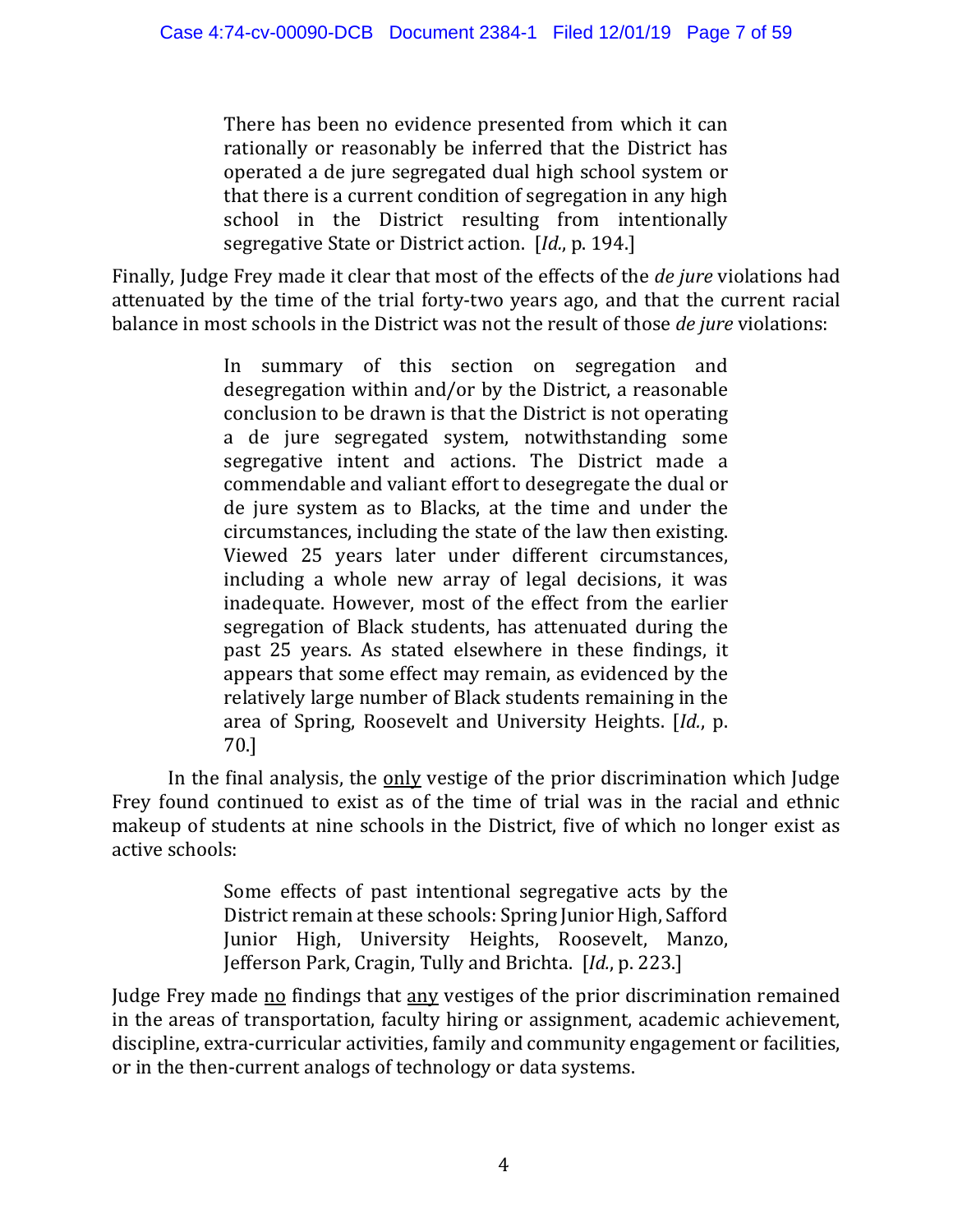> There has been no evidence presented from which it can rationally or reasonably be inferred that the District has operated a de jure segregated dual high school system or that there is a current condition of segregation in any high school in the District resulting from intentionally segregative State or District action. [*Id.*, p. 194.]

Finally, Judge Frey made it clear that most of the effects of the *de jure* violations had attenuated by the time of the trial forty-two years ago, and that the current racial balance in most schools in the District was not the result of those *de jure* violations:

> In summary of this section on segregation and desegregation within and/or by the District, a reasonable conclusion to be drawn is that the District is not operating a de jure segregated system, notwithstanding some segregative intent and actions. The District made a commendable and valiant effort to desegregate the dual or de jure system as to Blacks, at the time and under the circumstances, including the state of the law then existing. Viewed 25 years later under different circumstances, including a whole new array of legal decisions, it was inadequate. However, most of the effect from the earlier segregation of Black students, has attenuated during the past 25 years. As stated elsewhere in these findings, it appears that some effect may remain, as evidenced by the relatively large number of Black students remaining in the area of Spring, Roosevelt and University Heights. [*Id.*, p. 70.]

In the final analysis, the <u>only</u> vestige of the prior discrimination which Judge Frey found continued to exist as of the time of trial was in the racial and ethnic makeup of students at nine schools in the District, five of which no longer exist as active schools:

> Some effects of past intentional segregative acts by the District remain at these schools: Spring Junior High, Safford Junior High, University Heights, Roosevelt, Manzo, Jefferson Park, Cragin, Tully and Brichta. [*Id.*, p. 223.]

Judge Frey made <u>no</u> findings that <u>any</u> vestiges of the prior discrimination remained in the areas of transportation, faculty hiring or assignment, academic achievement, discipline, extra-curricular activities, family and community engagement or facilities, or in the then-current analogs of technology or data systems.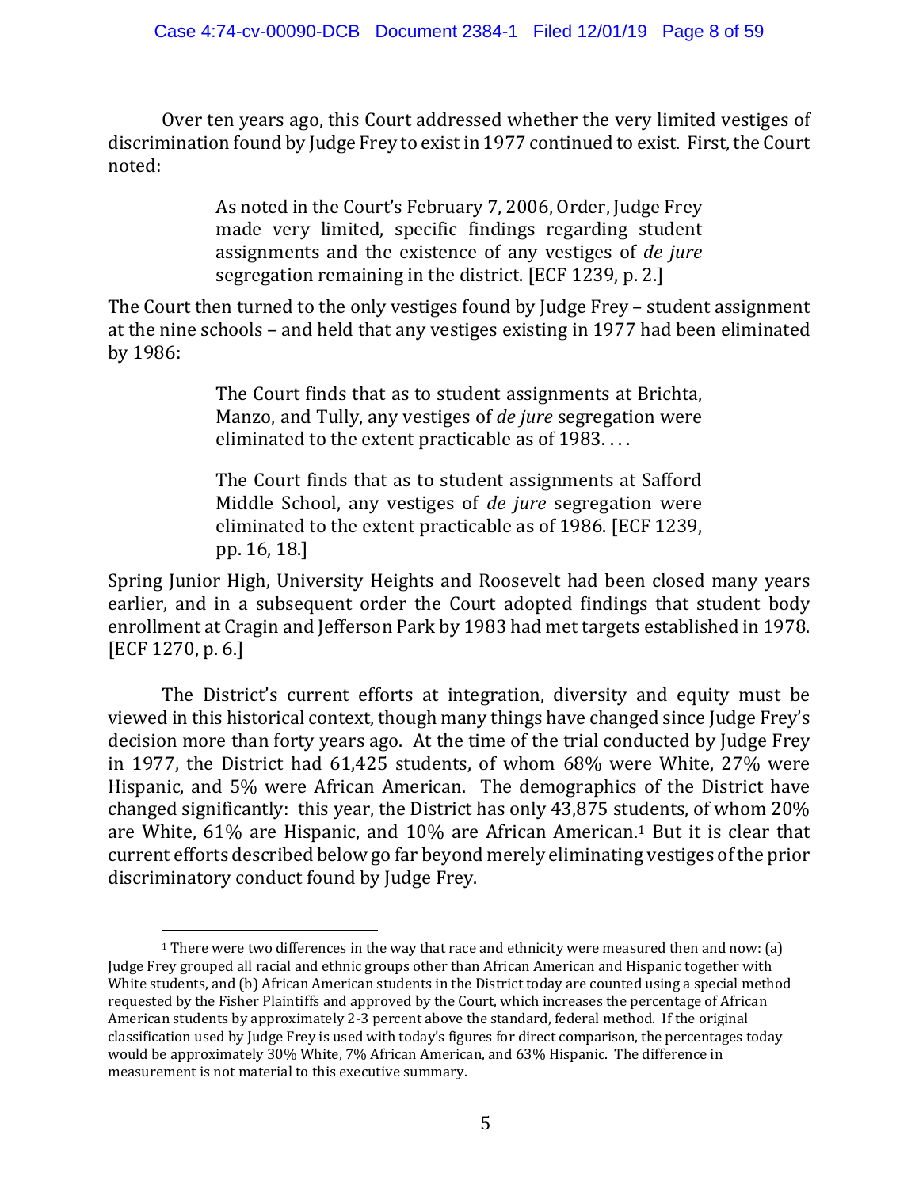Over ten years ago, this Court addressed whether the very limited vestiges of discrimination found by Judge Frey to exist in 1977 continued to exist. First, the Court noted:

> As noted in the Court's February 7, 2006, Order, Judge Frey made very limited, specific findings regarding student assignments and the existence of any vestiges of *de jure* segregation remaining in the district. [ECF 1239, p. 2.]

The Court then turned to the only vestiges found by Judge Frey – student assignment at the nine schools – and held that any vestiges existing in 1977 had been eliminated by 1986:

> The Court finds that as to student assignments at Brichta, Manzo, and Tully, any vestiges of *de jure* segregation were eliminated to the extent practicable as of 1983. . . .
>
> The Court finds that as to student assignments at Safford Middle School, any vestiges of *de jure* segregation were eliminated to the extent practicable as of 1986. [ECF 1239, pp. 16, 18.]

Spring Junior High, University Heights and Roosevelt had been closed many years earlier, and in a subsequent order the Court adopted findings that student body enrollment at Cragin and Jefferson Park by 1983 had met targets established in 1978. [ECF 1270, p. 6.]

The District's current efforts at integration, diversity and equity must be viewed in this historical context, though many things have changed since Judge Frey's decision more than forty years ago. At the time of the trial conducted by Judge Frey in 1977, the District had 61,425 students, of whom 68% were White, 27% were Hispanic, and 5% were African American. The demographics of the District have changed significantly: this year, the District has only 43,875 students, of whom 20% are White, 61% are Hispanic, and 10% are African American.[1] But it is clear that current efforts described below go far beyond merely eliminating vestiges of the prior discriminatory conduct found by Judge Frey.

[1] There were two differences in the way that race and ethnicity were measured then and now: (a) Judge Frey grouped all racial and ethnic groups other than African American and Hispanic together with White students, and (b) African American students in the District today are counted using a special method requested by the Fisher Plaintiffs and approved by the Court, which increases the percentage of African American students by approximately 2-3 percent above the standard, federal method. If the original classification used by Judge Frey is used with today's figures for direct comparison, the percentages today would be approximately 30% White, 7% African American, and 63% Hispanic. The difference in measurement is not material to this executive summary.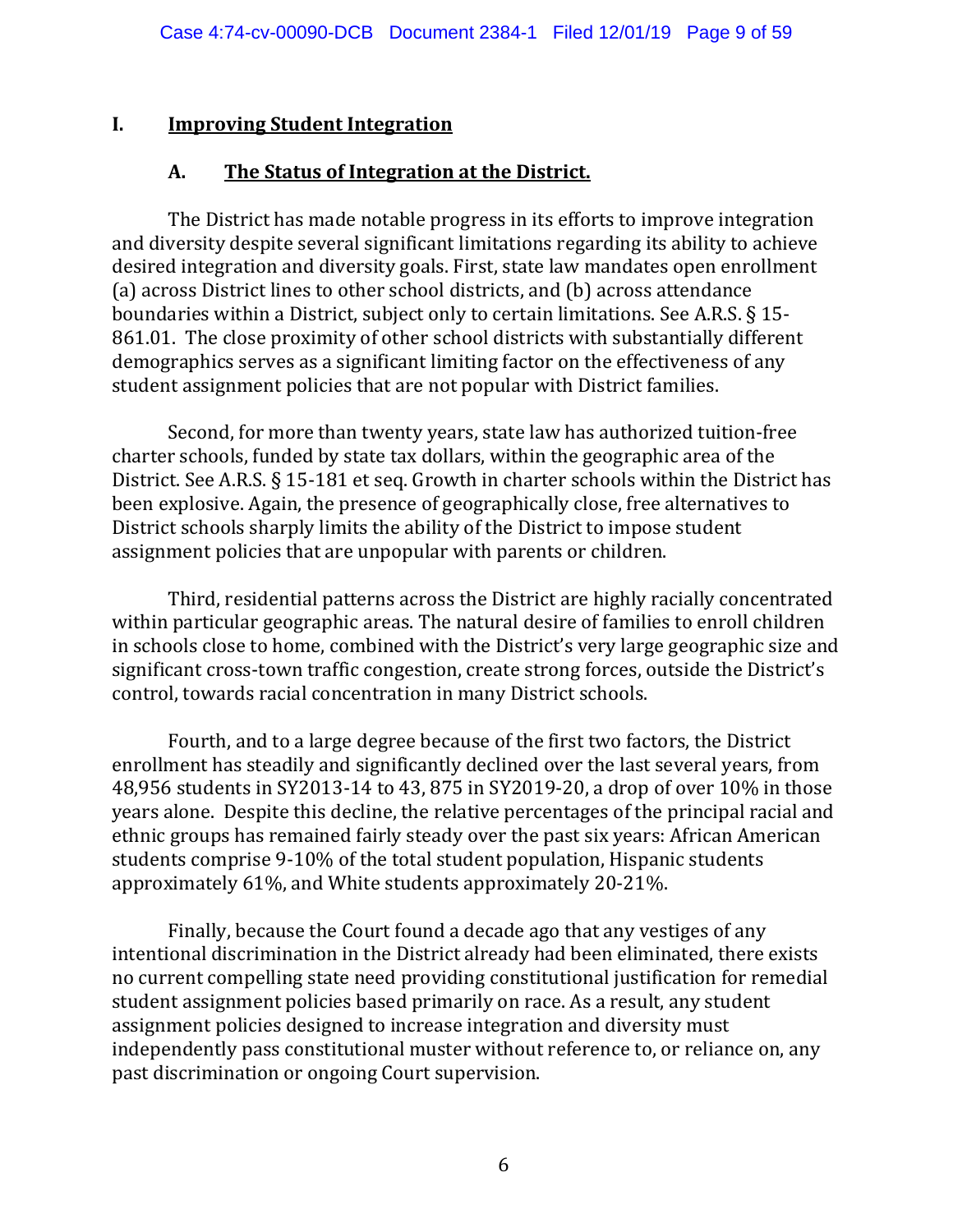# I. Improving Student Integration

## A. The Status of Integration at the District.

The District has made notable progress in its efforts to improve integration and diversity despite several significant limitations regarding its ability to achieve desired integration and diversity goals. First, state law mandates open enrollment (a) across District lines to other school districts, and (b) across attendance boundaries within a District, subject only to certain limitations. See A.R.S. § 15-861.01. The close proximity of other school districts with substantially different demographics serves as a significant limiting factor on the effectiveness of any student assignment policies that are not popular with District families.

Second, for more than twenty years, state law has authorized tuition-free charter schools, funded by state tax dollars, within the geographic area of the District. See A.R.S. § 15-181 et seq. Growth in charter schools within the District has been explosive. Again, the presence of geographically close, free alternatives to District schools sharply limits the ability of the District to impose student assignment policies that are unpopular with parents or children.

Third, residential patterns across the District are highly racially concentrated within particular geographic areas. The natural desire of families to enroll children in schools close to home, combined with the District's very large geographic size and significant cross-town traffic congestion, create strong forces, outside the District's control, towards racial concentration in many District schools.

Fourth, and to a large degree because of the first two factors, the District enrollment has steadily and significantly declined over the last several years, from 48,956 students in SY2013-14 to 43, 875 in SY2019-20, a drop of over 10% in those years alone. Despite this decline, the relative percentages of the principal racial and ethnic groups has remained fairly steady over the past six years: African American students comprise 9-10% of the total student population, Hispanic students approximately 61%, and White students approximately 20-21%.

Finally, because the Court found a decade ago that any vestiges of any intentional discrimination in the District already had been eliminated, there exists no current compelling state need providing constitutional justification for remedial student assignment policies based primarily on race. As a result, any student assignment policies designed to increase integration and diversity must independently pass constitutional muster without reference to, or reliance on, any past discrimination or ongoing Court supervision.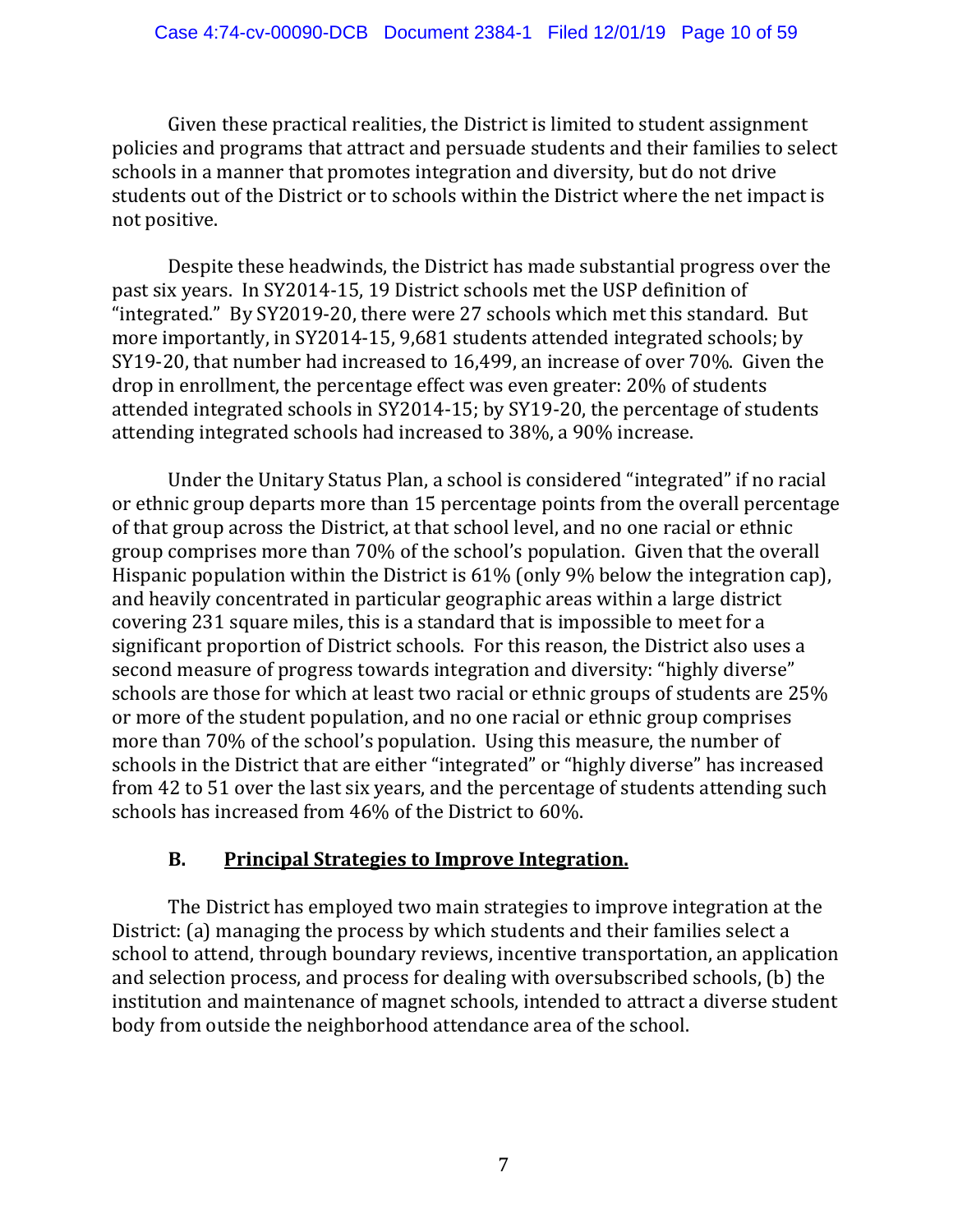Given these practical realities, the District is limited to student assignment policies and programs that attract and persuade students and their families to select schools in a manner that promotes integration and diversity, but do not drive students out of the District or to schools within the District where the net impact is not positive.

Despite these headwinds, the District has made substantial progress over the past six years. In SY2014-15, 19 District schools met the USP definition of "integrated." By SY2019-20, there were 27 schools which met this standard. But more importantly, in SY2014-15, 9,681 students attended integrated schools; by SY19-20, that number had increased to 16,499, an increase of over 70%. Given the drop in enrollment, the percentage effect was even greater: 20% of students attended integrated schools in SY2014-15; by SY19-20, the percentage of students attending integrated schools had increased to 38%, a 90% increase.

Under the Unitary Status Plan, a school is considered "integrated" if no racial or ethnic group departs more than 15 percentage points from the overall percentage of that group across the District, at that school level, and no one racial or ethnic group comprises more than 70% of the school's population. Given that the overall Hispanic population within the District is 61% (only 9% below the integration cap), and heavily concentrated in particular geographic areas within a large district covering 231 square miles, this is a standard that is impossible to meet for a significant proportion of District schools. For this reason, the District also uses a second measure of progress towards integration and diversity: "highly diverse" schools are those for which at least two racial or ethnic groups of students are 25% or more of the student population, and no one racial or ethnic group comprises more than 70% of the school's population. Using this measure, the number of schools in the District that are either "integrated" or "highly diverse" has increased from 42 to 51 over the last six years, and the percentage of students attending such schools has increased from 46% of the District to 60%.

### B. Principal Strategies to Improve Integration.

The District has employed two main strategies to improve integration at the District: (a) managing the process by which students and their families select a school to attend, through boundary reviews, incentive transportation, an application and selection process, and process for dealing with oversubscribed schools, (b) the institution and maintenance of magnet schools, intended to attract a diverse student body from outside the neighborhood attendance area of the school.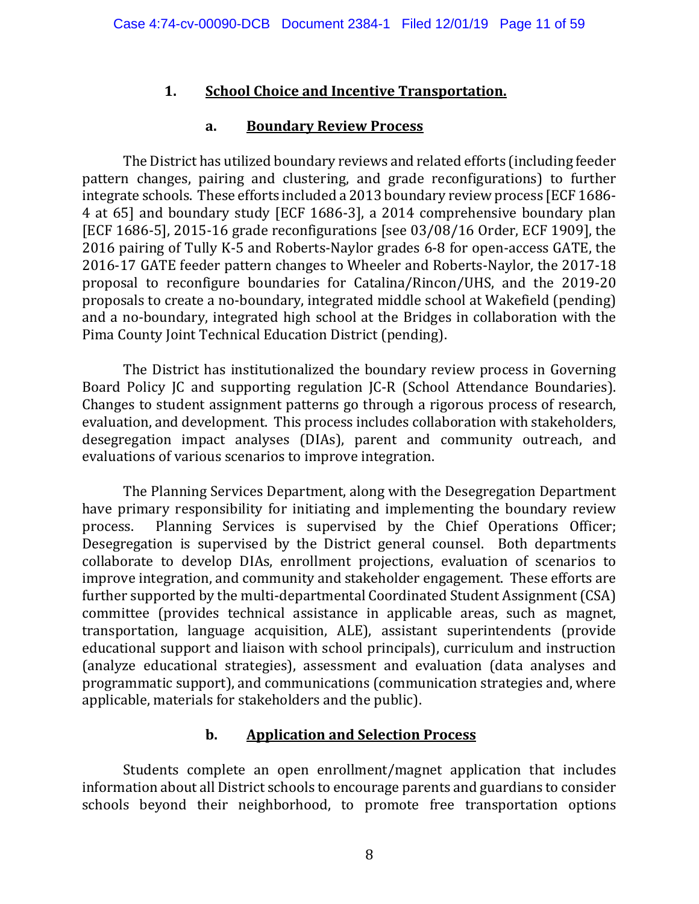### 1. School Choice and Incentive Transportation.

#### a. Boundary Review Process

The District has utilized boundary reviews and related efforts (including feeder pattern changes, pairing and clustering, and grade reconfigurations) to further integrate schools. These efforts included a 2013 boundary review process [ECF 1686-4 at 65] and boundary study [ECF 1686-3], a 2014 comprehensive boundary plan [ECF 1686-5], 2015-16 grade reconfigurations [see 03/08/16 Order, ECF 1909], the 2016 pairing of Tully K-5 and Roberts-Naylor grades 6-8 for open-access GATE, the 2016-17 GATE feeder pattern changes to Wheeler and Roberts-Naylor, the 2017-18 proposal to reconfigure boundaries for Catalina/Rincon/UHS, and the 2019-20 proposals to create a no-boundary, integrated middle school at Wakefield (pending) and a no-boundary, integrated high school at the Bridges in collaboration with the Pima County Joint Technical Education District (pending).

The District has institutionalized the boundary review process in Governing Board Policy JC and supporting regulation JC-R (School Attendance Boundaries). Changes to student assignment patterns go through a rigorous process of research, evaluation, and development. This process includes collaboration with stakeholders, desegregation impact analyses (DIAs), parent and community outreach, and evaluations of various scenarios to improve integration.

The Planning Services Department, along with the Desegregation Department have primary responsibility for initiating and implementing the boundary review process. Planning Services is supervised by the Chief Operations Officer; Desegregation is supervised by the District general counsel. Both departments collaborate to develop DIAs, enrollment projections, evaluation of scenarios to improve integration, and community and stakeholder engagement. These efforts are further supported by the multi-departmental Coordinated Student Assignment (CSA) committee (provides technical assistance in applicable areas, such as magnet, transportation, language acquisition, ALE), assistant superintendents (provide educational support and liaison with school principals), curriculum and instruction (analyze educational strategies), assessment and evaluation (data analyses and programmatic support), and communications (communication strategies and, where applicable, materials for stakeholders and the public).

#### b. Application and Selection Process

Students complete an open enrollment/magnet application that includes information about all District schools to encourage parents and guardians to consider schools beyond their neighborhood, to promote free transportation options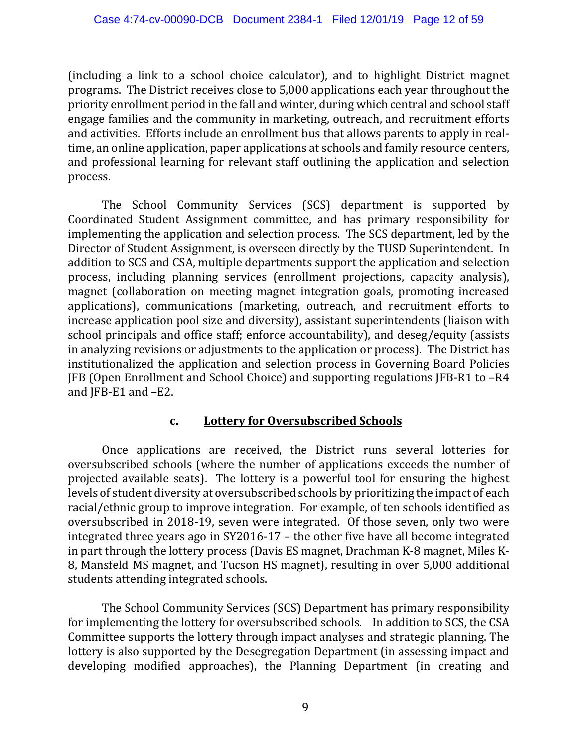(including a link to a school choice calculator), and to highlight District magnet programs. The District receives close to 5,000 applications each year throughout the priority enrollment period in the fall and winter, during which central and school staff engage families and the community in marketing, outreach, and recruitment efforts and activities. Efforts include an enrollment bus that allows parents to apply in real-time, an online application, paper applications at schools and family resource centers, and professional learning for relevant staff outlining the application and selection process.

The School Community Services (SCS) department is supported by Coordinated Student Assignment committee, and has primary responsibility for implementing the application and selection process. The SCS department, led by the Director of Student Assignment, is overseen directly by the TUSD Superintendent. In addition to SCS and CSA, multiple departments support the application and selection process, including planning services (enrollment projections, capacity analysis), magnet (collaboration on meeting magnet integration goals, promoting increased applications), communications (marketing, outreach, and recruitment efforts to increase application pool size and diversity), assistant superintendents (liaison with school principals and office staff; enforce accountability), and deseg/equity (assists in analyzing revisions or adjustments to the application or process). The District has institutionalized the application and selection process in Governing Board Policies JFB (Open Enrollment and School Choice) and supporting regulations JFB-R1 to –R4 and JFB-E1 and –E2.

### c. Lottery for Oversubscribed Schools

Once applications are received, the District runs several lotteries for oversubscribed schools (where the number of applications exceeds the number of projected available seats). The lottery is a powerful tool for ensuring the highest levels of student diversity at oversubscribed schools by prioritizing the impact of each racial/ethnic group to improve integration. For example, of ten schools identified as oversubscribed in 2018-19, seven were integrated. Of those seven, only two were integrated three years ago in SY2016-17 – the other five have all become integrated in part through the lottery process (Davis ES magnet, Drachman K-8 magnet, Miles K-8, Mansfeld MS magnet, and Tucson HS magnet), resulting in over 5,000 additional students attending integrated schools.

The School Community Services (SCS) Department has primary responsibility for implementing the lottery for oversubscribed schools. In addition to SCS, the CSA Committee supports the lottery through impact analyses and strategic planning. The lottery is also supported by the Desegregation Department (in assessing impact and developing modified approaches), the Planning Department (in creating and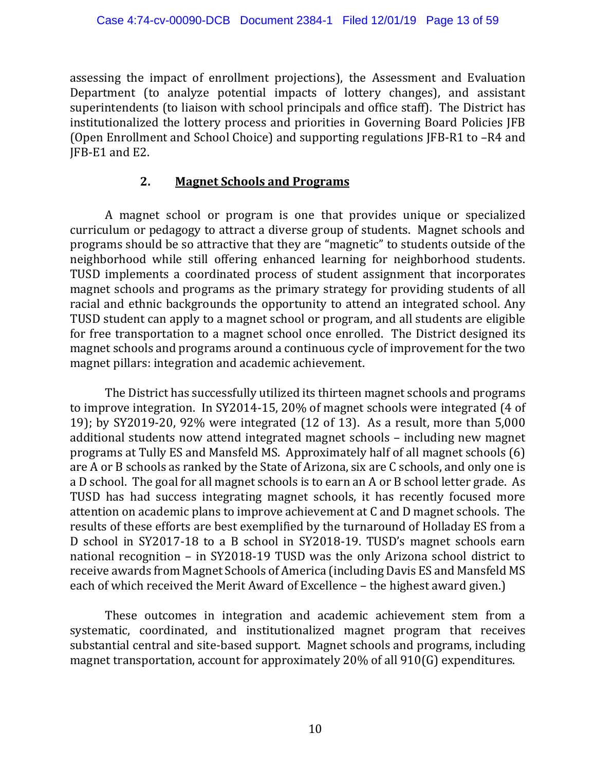assessing the impact of enrollment projections), the Assessment and Evaluation Department (to analyze potential impacts of lottery changes), and assistant superintendents (to liaison with school principals and office staff). The District has institutionalized the lottery process and priorities in Governing Board Policies JFB (Open Enrollment and School Choice) and supporting regulations JFB-R1 to –R4 and JFB-E1 and E2.

### 2. **Magnet Schools and Programs**

A magnet school or program is one that provides unique or specialized curriculum or pedagogy to attract a diverse group of students. Magnet schools and programs should be so attractive that they are "magnetic" to students outside of the neighborhood while still offering enhanced learning for neighborhood students. TUSD implements a coordinated process of student assignment that incorporates magnet schools and programs as the primary strategy for providing students of all racial and ethnic backgrounds the opportunity to attend an integrated school. Any TUSD student can apply to a magnet school or program, and all students are eligible for free transportation to a magnet school once enrolled. The District designed its magnet schools and programs around a continuous cycle of improvement for the two magnet pillars: integration and academic achievement.

The District has successfully utilized its thirteen magnet schools and programs to improve integration. In SY2014-15, 20% of magnet schools were integrated (4 of 19); by SY2019-20, 92% were integrated (12 of 13). As a result, more than 5,000 additional students now attend integrated magnet schools – including new magnet programs at Tully ES and Mansfeld MS. Approximately half of all magnet schools (6) are A or B schools as ranked by the State of Arizona, six are C schools, and only one is a D school. The goal for all magnet schools is to earn an A or B school letter grade. As TUSD has had success integrating magnet schools, it has recently focused more attention on academic plans to improve achievement at C and D magnet schools. The results of these efforts are best exemplified by the turnaround of Holladay ES from a D school in SY2017-18 to a B school in SY2018-19. TUSD's magnet schools earn national recognition – in SY2018-19 TUSD was the only Arizona school district to receive awards from Magnet Schools of America (including Davis ES and Mansfeld MS each of which received the Merit Award of Excellence – the highest award given.)

These outcomes in integration and academic achievement stem from a systematic, coordinated, and institutionalized magnet program that receives substantial central and site-based support. Magnet schools and programs, including magnet transportation, account for approximately 20% of all 910(G) expenditures.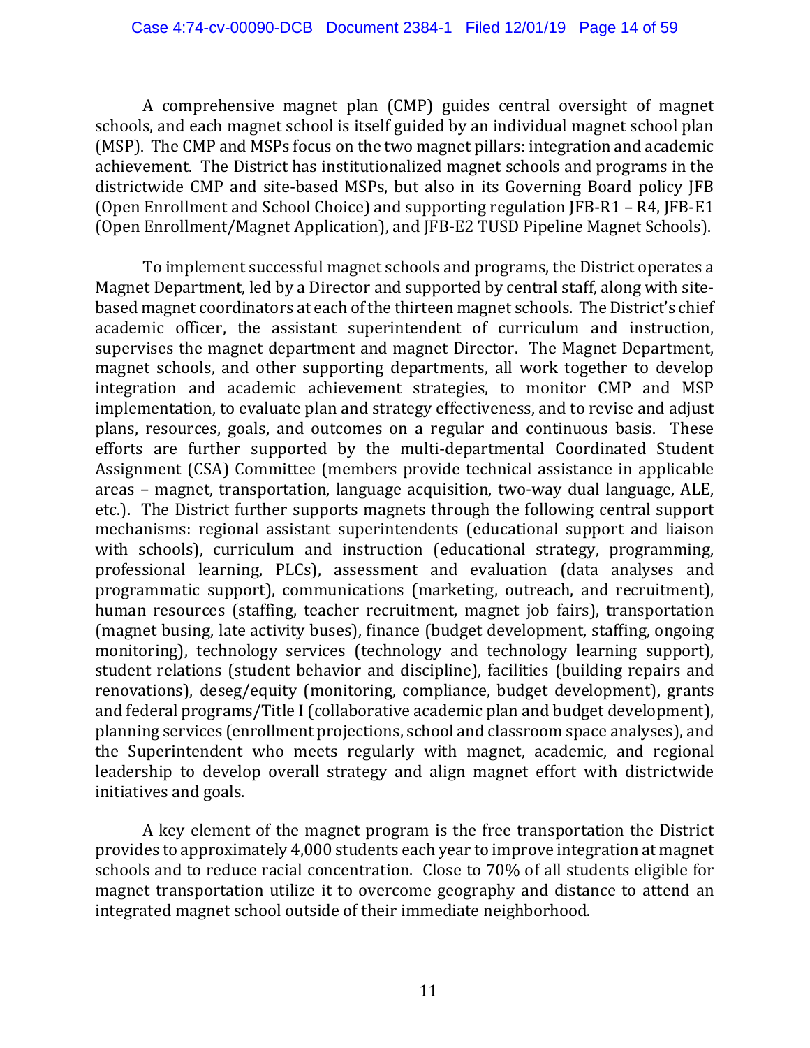A comprehensive magnet plan (CMP) guides central oversight of magnet schools, and each magnet school is itself guided by an individual magnet school plan (MSP). The CMP and MSPs focus on the two magnet pillars: integration and academic achievement. The District has institutionalized magnet schools and programs in the districtwide CMP and site-based MSPs, but also in its Governing Board policy JFB (Open Enrollment and School Choice) and supporting regulation JFB-R1 – R4, JFB-E1 (Open Enrollment/Magnet Application), and JFB-E2 TUSD Pipeline Magnet Schools).

To implement successful magnet schools and programs, the District operates a Magnet Department, led by a Director and supported by central staff, along with site-based magnet coordinators at each of the thirteen magnet schools. The District's chief academic officer, the assistant superintendent of curriculum and instruction, supervises the magnet department and magnet Director. The Magnet Department, magnet schools, and other supporting departments, all work together to develop integration and academic achievement strategies, to monitor CMP and MSP implementation, to evaluate plan and strategy effectiveness, and to revise and adjust plans, resources, goals, and outcomes on a regular and continuous basis. These efforts are further supported by the multi-departmental Coordinated Student Assignment (CSA) Committee (members provide technical assistance in applicable areas – magnet, transportation, language acquisition, two-way dual language, ALE, etc.). The District further supports magnets through the following central support mechanisms: regional assistant superintendents (educational support and liaison with schools), curriculum and instruction (educational strategy, programming, professional learning, PLCs), assessment and evaluation (data analyses and programmatic support), communications (marketing, outreach, and recruitment), human resources (staffing, teacher recruitment, magnet job fairs), transportation (magnet busing, late activity buses), finance (budget development, staffing, ongoing monitoring), technology services (technology and technology learning support), student relations (student behavior and discipline), facilities (building repairs and renovations), deseg/equity (monitoring, compliance, budget development), grants and federal programs/Title I (collaborative academic plan and budget development), planning services (enrollment projections, school and classroom space analyses), and the Superintendent who meets regularly with magnet, academic, and regional leadership to develop overall strategy and align magnet effort with districtwide initiatives and goals.

A key element of the magnet program is the free transportation the District provides to approximately 4,000 students each year to improve integration at magnet schools and to reduce racial concentration. Close to 70% of all students eligible for magnet transportation utilize it to overcome geography and distance to attend an integrated magnet school outside of their immediate neighborhood.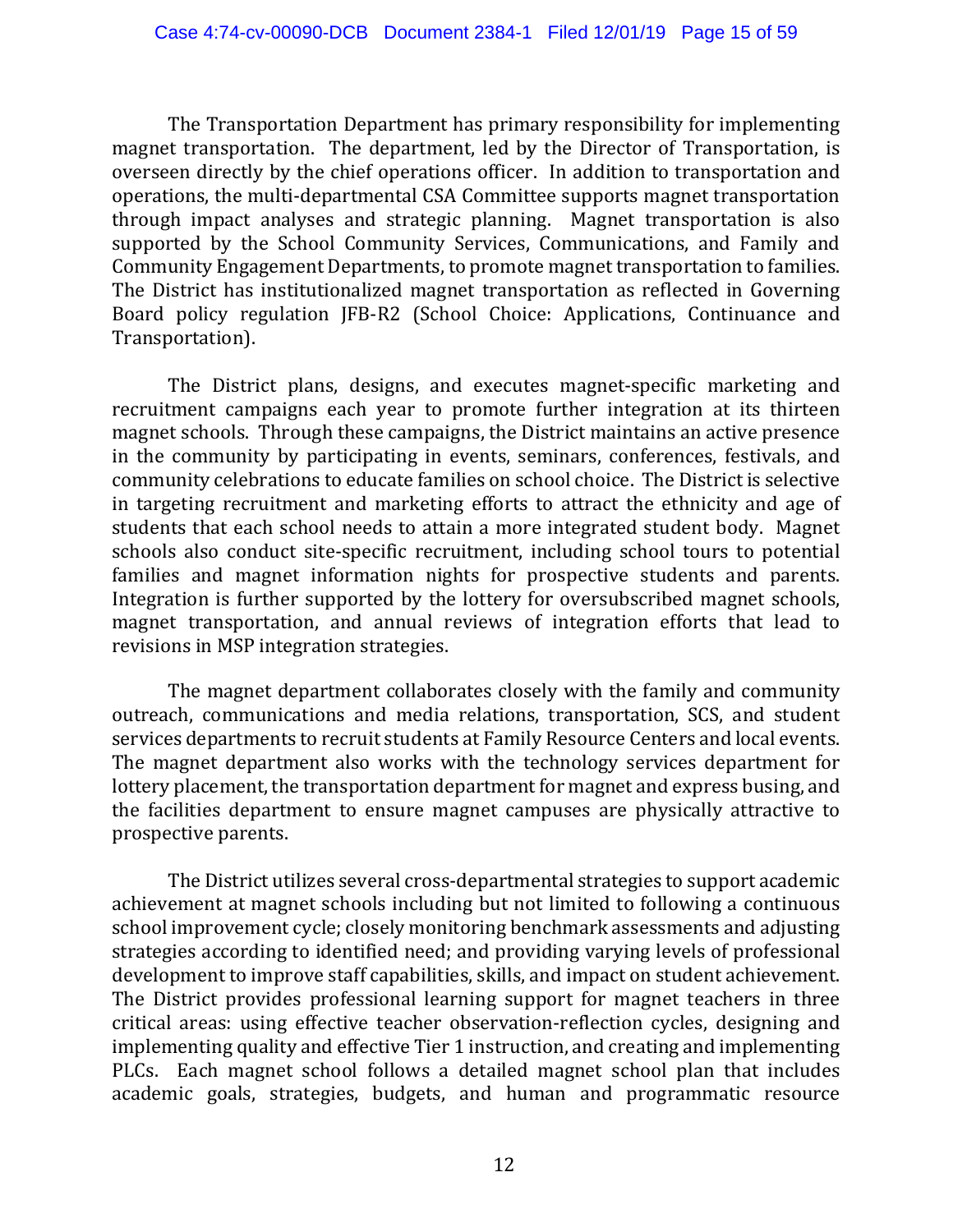The Transportation Department has primary responsibility for implementing magnet transportation. The department, led by the Director of Transportation, is overseen directly by the chief operations officer. In addition to transportation and operations, the multi-departmental CSA Committee supports magnet transportation through impact analyses and strategic planning. Magnet transportation is also supported by the School Community Services, Communications, and Family and Community Engagement Departments, to promote magnet transportation to families. The District has institutionalized magnet transportation as reflected in Governing Board policy regulation JFB-R2 (School Choice: Applications, Continuance and Transportation).

The District plans, designs, and executes magnet-specific marketing and recruitment campaigns each year to promote further integration at its thirteen magnet schools. Through these campaigns, the District maintains an active presence in the community by participating in events, seminars, conferences, festivals, and community celebrations to educate families on school choice. The District is selective in targeting recruitment and marketing efforts to attract the ethnicity and age of students that each school needs to attain a more integrated student body. Magnet schools also conduct site-specific recruitment, including school tours to potential families and magnet information nights for prospective students and parents. Integration is further supported by the lottery for oversubscribed magnet schools, magnet transportation, and annual reviews of integration efforts that lead to revisions in MSP integration strategies.

The magnet department collaborates closely with the family and community outreach, communications and media relations, transportation, SCS, and student services departments to recruit students at Family Resource Centers and local events. The magnet department also works with the technology services department for lottery placement, the transportation department for magnet and express busing, and the facilities department to ensure magnet campuses are physically attractive to prospective parents.

The District utilizes several cross-departmental strategies to support academic achievement at magnet schools including but not limited to following a continuous school improvement cycle; closely monitoring benchmark assessments and adjusting strategies according to identified need; and providing varying levels of professional development to improve staff capabilities, skills, and impact on student achievement. The District provides professional learning support for magnet teachers in three critical areas: using effective teacher observation-reflection cycles, designing and implementing quality and effective Tier 1 instruction, and creating and implementing PLCs. Each magnet school follows a detailed magnet school plan that includes academic goals, strategies, budgets, and human and programmatic resource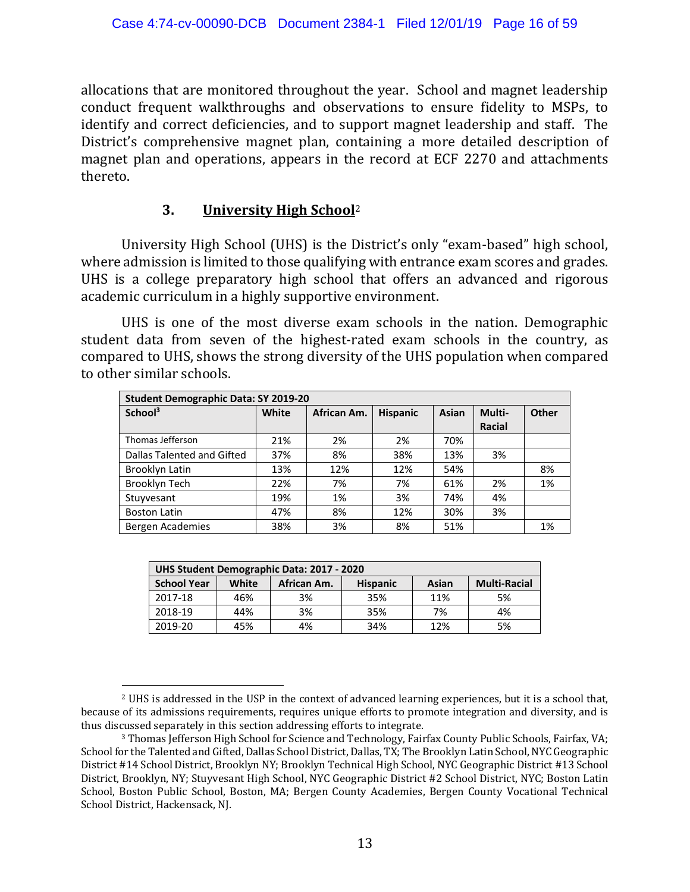allocations that are monitored throughout the year. School and magnet leadership conduct frequent walkthroughs and observations to ensure fidelity to MSPs, to identify and correct deficiencies, and to support magnet leadership and staff. The District's comprehensive magnet plan, containing a more detailed description of magnet plan and operations, appears in the record at ECF 2270 and attachments thereto.

### 3. University High School[2]

University High School (UHS) is the District's only "exam-based" high school, where admission is limited to those qualifying with entrance exam scores and grades. UHS is a college preparatory high school that offers an advanced and rigorous academic curriculum in a highly supportive environment.

UHS is one of the most diverse exam schools in the nation. Demographic student data from seven of the highest-rated exam schools in the country, as compared to UHS, shows the strong diversity of the UHS population when compared to other similar schools.

| Student Demographic Data: SY 2019-20 | | | | | | |
|---|---|---|---|---|---|---|
| School[3] | White | African Am. | Hispanic | Asian | Multi-Racial | Other |
| Thomas Jefferson | 21% | 2% | 2% | 70% | | |
| Dallas Talented and Gifted | 37% | 8% | 38% | 13% | 3% | |
| Brooklyn Latin | 13% | 12% | 12% | 54% | | 8% |
| Brooklyn Tech | 22% | 7% | 7% | 61% | 2% | 1% |
| Stuyvesant | 19% | 1% | 3% | 74% | 4% | |
| Boston Latin | 47% | 8% | 12% | 30% | 3% | |
| Bergen Academies | 38% | 3% | 8% | 51% | | 1% |

| UHS Student Demographic Data: 2017 - 2020 | | | | | |
|---|---|---|---|---|---|
| School Year | White | African Am. | Hispanic | Asian | Multi-Racial |
| 2017-18 | 46% | 3% | 35% | 11% | 5% |
| 2018-19 | 44% | 3% | 35% | 7% | 4% |
| 2019-20 | 45% | 4% | 34% | 12% | 5% |

---

[2] UHS is addressed in the USP in the context of advanced learning experiences, but it is a school that, because of its admissions requirements, requires unique efforts to promote integration and diversity, and is thus discussed separately in this section addressing efforts to integrate.

[3] Thomas Jefferson High School for Science and Technology, Fairfax County Public Schools, Fairfax, VA; School for the Talented and Gifted, Dallas School District, Dallas, TX; The Brooklyn Latin School, NYC Geographic District #14 School District, Brooklyn NY; Brooklyn Technical High School, NYC Geographic District #13 School District, Brooklyn, NY; Stuyvesant High School, NYC Geographic District #2 School District, NYC; Boston Latin School, Boston Public School, Boston, MA; Bergen County Academies, Bergen County Vocational Technical School District, Hackensack, NJ.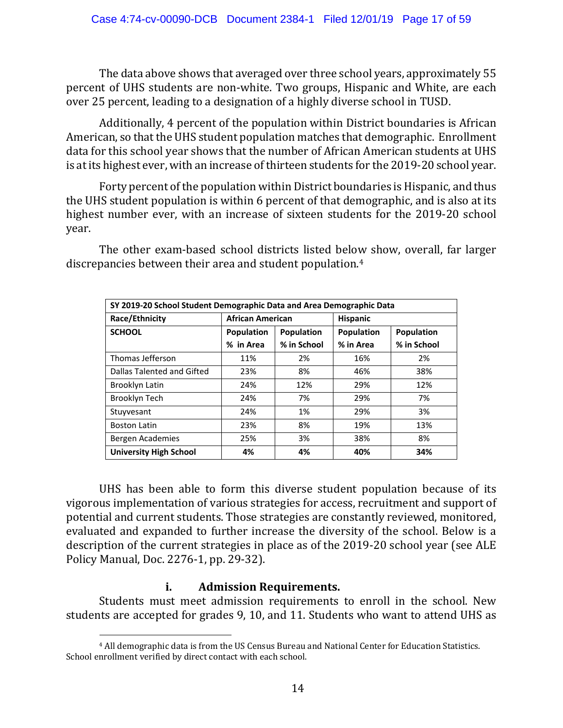The data above shows that averaged over three school years, approximately 55 percent of UHS students are non-white. Two groups, Hispanic and White, are each over 25 percent, leading to a designation of a highly diverse school in TUSD.

Additionally, 4 percent of the population within District boundaries is African American, so that the UHS student population matches that demographic. Enrollment data for this school year shows that the number of African American students at UHS is at its highest ever, with an increase of thirteen students for the 2019-20 school year.

Forty percent of the population within District boundaries is Hispanic, and thus the UHS student population is within 6 percent of that demographic, and is also at its highest number ever, with an increase of sixteen students for the 2019-20 school year.

The other exam-based school districts listed below show, overall, far larger discrepancies between their area and student population.[4]

| SY 2019-20 School Student Demographic Data and Area Demographic Data | | | | |
|---|---|---|---|---|
| **Race/Ethnicity** | **African American** | | **Hispanic** | |
| **SCHOOL** | **Population % in Area** | **Population % in School** | **Population % in Area** | **Population % in School** |
| Thomas Jefferson | 11% | 2% | 16% | 2% |
| Dallas Talented and Gifted | 23% | 8% | 46% | 38% |
| Brooklyn Latin | 24% | 12% | 29% | 12% |
| Brooklyn Tech | 24% | 7% | 29% | 7% |
| Stuyvesant | 24% | 1% | 29% | 3% |
| Boston Latin | 23% | 8% | 19% | 13% |
| Bergen Academies | 25% | 3% | 38% | 8% |
| **University High School** | **4%** | **4%** | **40%** | **34%** |

UHS has been able to form this diverse student population because of its vigorous implementation of various strategies for access, recruitment and support of potential and current students. Those strategies are constantly reviewed, monitored, evaluated and expanded to further increase the diversity of the school. Below is a description of the current strategies in place as of the 2019-20 school year (see ALE Policy Manual, Doc. 2276-1, pp. 29-32).

### i. Admission Requirements.

Students must meet admission requirements to enroll in the school. New students are accepted for grades 9, 10, and 11. Students who want to attend UHS as

[4] All demographic data is from the US Census Bureau and National Center for Education Statistics. School enrollment verified by direct contact with each school.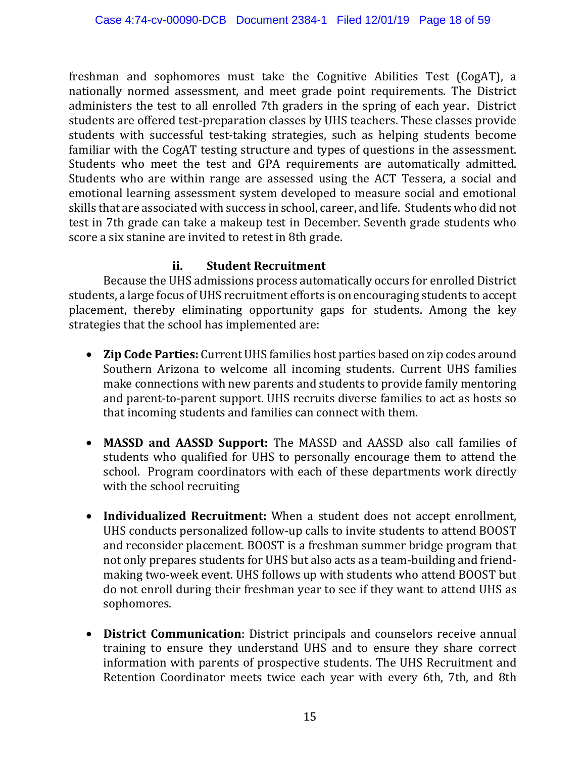freshman and sophomores must take the Cognitive Abilities Test (CogAT), a nationally normed assessment, and meet grade point requirements. The District administers the test to all enrolled 7th graders in the spring of each year. District students are offered test-preparation classes by UHS teachers. These classes provide students with successful test-taking strategies, such as helping students become familiar with the CogAT testing structure and types of questions in the assessment. Students who meet the test and GPA requirements are automatically admitted. Students who are within range are assessed using the ACT Tessera, a social and emotional learning assessment system developed to measure social and emotional skills that are associated with success in school, career, and life. Students who did not test in 7th grade can take a makeup test in December. Seventh grade students who score a six stanine are invited to retest in 8th grade.

#### ii. Student Recruitment

Because the UHS admissions process automatically occurs for enrolled District students, a large focus of UHS recruitment efforts is on encouraging students to accept placement, thereby eliminating opportunity gaps for students. Among the key strategies that the school has implemented are:

- **Zip Code Parties:** Current UHS families host parties based on zip codes around Southern Arizona to welcome all incoming students. Current UHS families make connections with new parents and students to provide family mentoring and parent-to-parent support. UHS recruits diverse families to act as hosts so that incoming students and families can connect with them.

- **MASSD and AASSD Support:** The MASSD and AASSD also call families of students who qualified for UHS to personally encourage them to attend the school. Program coordinators with each of these departments work directly with the school recruiting

- **Individualized Recruitment:** When a student does not accept enrollment, UHS conducts personalized follow-up calls to invite students to attend BOOST and reconsider placement. BOOST is a freshman summer bridge program that not only prepares students for UHS but also acts as a team-building and friend-making two-week event. UHS follows up with students who attend BOOST but do not enroll during their freshman year to see if they want to attend UHS as sophomores.

- **District Communication**: District principals and counselors receive annual training to ensure they understand UHS and to ensure they share correct information with parents of prospective students. The UHS Recruitment and Retention Coordinator meets twice each year with every 6th, 7th, and 8th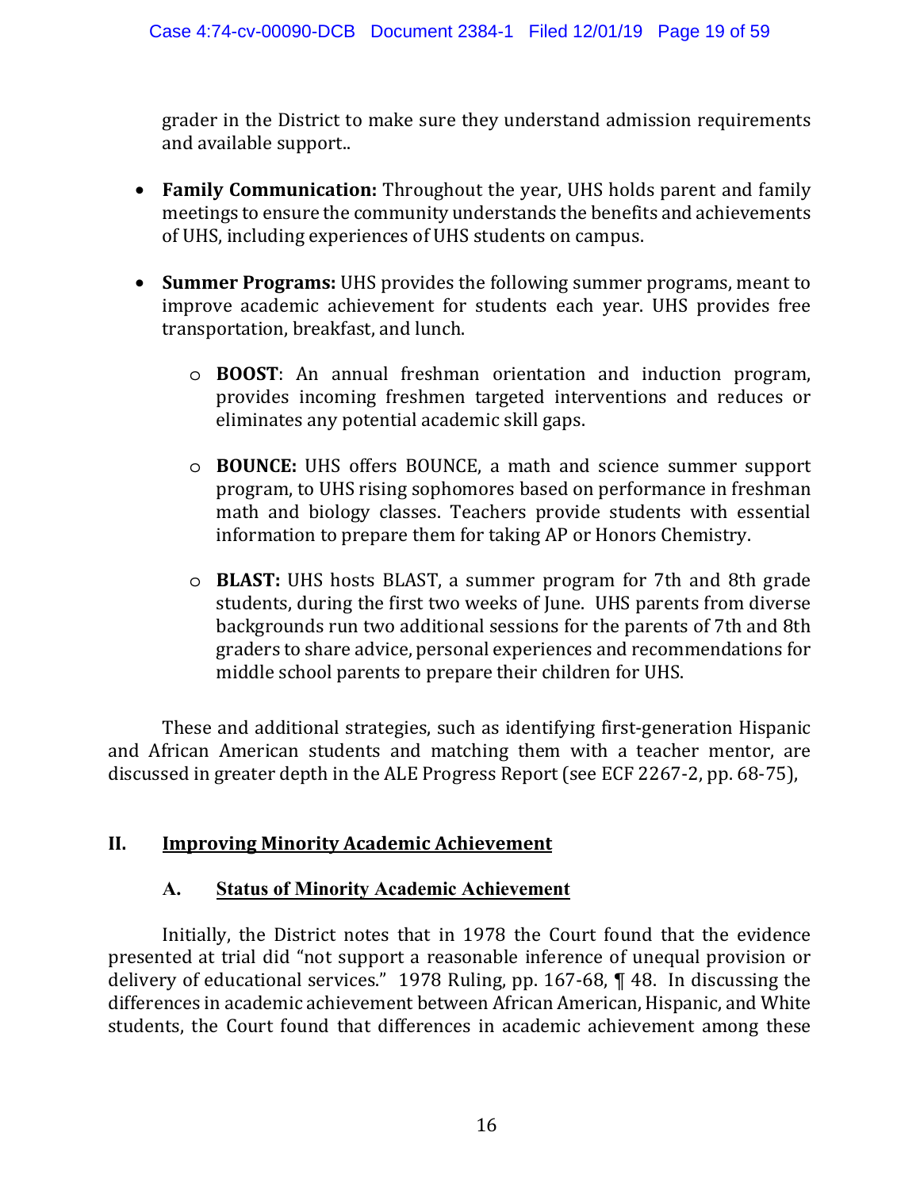grader in the District to make sure they understand admission requirements and available support..

- **Family Communication:** Throughout the year, UHS holds parent and family meetings to ensure the community understands the benefits and achievements of UHS, including experiences of UHS students on campus.

- **Summer Programs:** UHS provides the following summer programs, meant to improve academic achievement for students each year. UHS provides free transportation, breakfast, and lunch.

  - **BOOST**: An annual freshman orientation and induction program, provides incoming freshmen targeted interventions and reduces or eliminates any potential academic skill gaps.

  - **BOUNCE:** UHS offers BOUNCE, a math and science summer support program, to UHS rising sophomores based on performance in freshman math and biology classes. Teachers provide students with essential information to prepare them for taking AP or Honors Chemistry.

  - **BLAST:** UHS hosts BLAST, a summer program for 7th and 8th grade students, during the first two weeks of June. UHS parents from diverse backgrounds run two additional sessions for the parents of 7th and 8th graders to share advice, personal experiences and recommendations for middle school parents to prepare their children for UHS.

These and additional strategies, such as identifying first-generation Hispanic and African American students and matching them with a teacher mentor, are discussed in greater depth in the ALE Progress Report (see ECF 2267-2, pp. 68-75),

## II. Improving Minority Academic Achievement

### A. Status of Minority Academic Achievement

Initially, the District notes that in 1978 the Court found that the evidence presented at trial did "not support a reasonable inference of unequal provision or delivery of educational services." 1978 Ruling, pp. 167-68, ¶ 48. In discussing the differences in academic achievement between African American, Hispanic, and White students, the Court found that differences in academic achievement among these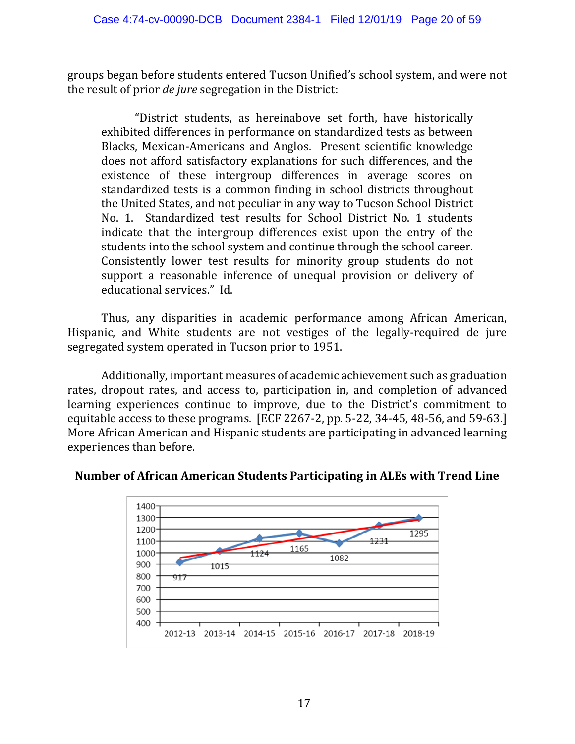groups began before students entered Tucson Unified's school system, and were not the result of prior *de jure* segregation in the District:

> "District students, as hereinabove set forth, have historically exhibited differences in performance on standardized tests as between Blacks, Mexican-Americans and Anglos. Present scientific knowledge does not afford satisfactory explanations for such differences, and the existence of these intergroup differences in average scores on standardized tests is a common finding in school districts throughout the United States, and not peculiar in any way to Tucson School District No. 1. Standardized test results for School District No. 1 students indicate that the intergroup differences exist upon the entry of the students into the school system and continue through the school career. Consistently lower test results for minority group students do not support a reasonable inference of unequal provision or delivery of educational services." Id.

Thus, any disparities in academic performance among African American, Hispanic, and White students are not vestiges of the legally-required de jure segregated system operated in Tucson prior to 1951.

Additionally, important measures of academic achievement such as graduation rates, dropout rates, and access to, participation in, and completion of advanced learning experiences continue to improve, due to the District's commitment to equitable access to these programs. [ECF 2267-2, pp. 5-22, 34-45, 48-56, and 59-63.] More African American and Hispanic students are participating in advanced learning experiences than before.

**Number of African American Students Participating in ALEs with Trend Line**

| 2012-13 | 2013-14 | 2014-15 | 2015-16 | 2016-17 | 2017-18 | 2018-19 |
|---|---|---|---|---|---|---|
| 917 | 1015 | 1124 | 1165 | 1082 | 1231 | 1295 |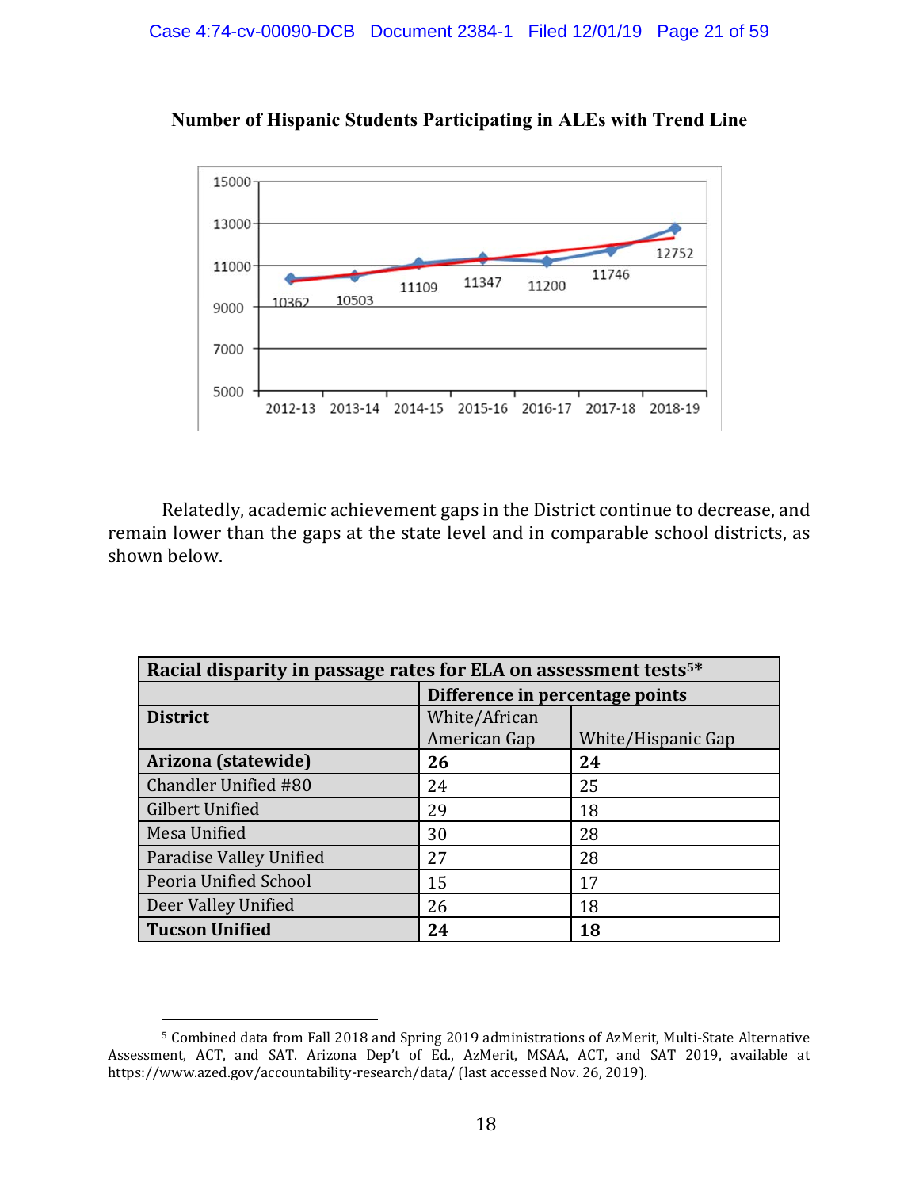**Number of Hispanic Students Participating in ALEs with Trend Line**

| Year | Number |
|---|---|
| 2012-13 | 10362 |
| 2013-14 | 10503 |
| 2014-15 | 11109 |
| 2015-16 | 11347 |
| 2016-17 | 11200 |
| 2017-18 | 11746 |
| 2018-19 | 12752 |

Relatedly, academic achievement gaps in the District continue to decrease, and remain lower than the gaps at the state level and in comparable school districts, as shown below.

| Racial disparity in passage rates for ELA on assessment tests[5]* | | |
|---|---|---|
| | Difference in percentage points | |
| **District** | White/African American Gap | White/Hispanic Gap |
| **Arizona (statewide)** | **26** | **24** |
| Chandler Unified #80 | 24 | 25 |
| Gilbert Unified | 29 | 18 |
| Mesa Unified | 30 | 28 |
| Paradise Valley Unified | 27 | 28 |
| Peoria Unified School | 15 | 17 |
| Deer Valley Unified | 26 | 18 |
| **Tucson Unified** | **24** | **18** |

[5] Combined data from Fall 2018 and Spring 2019 administrations of AzMerit, Multi-State Alternative Assessment, ACT, and SAT. Arizona Dep't of Ed., AzMerit, MSAA, ACT, and SAT 2019, available at https://www.azed.gov/accountability-research/data/ (last accessed Nov. 26, 2019).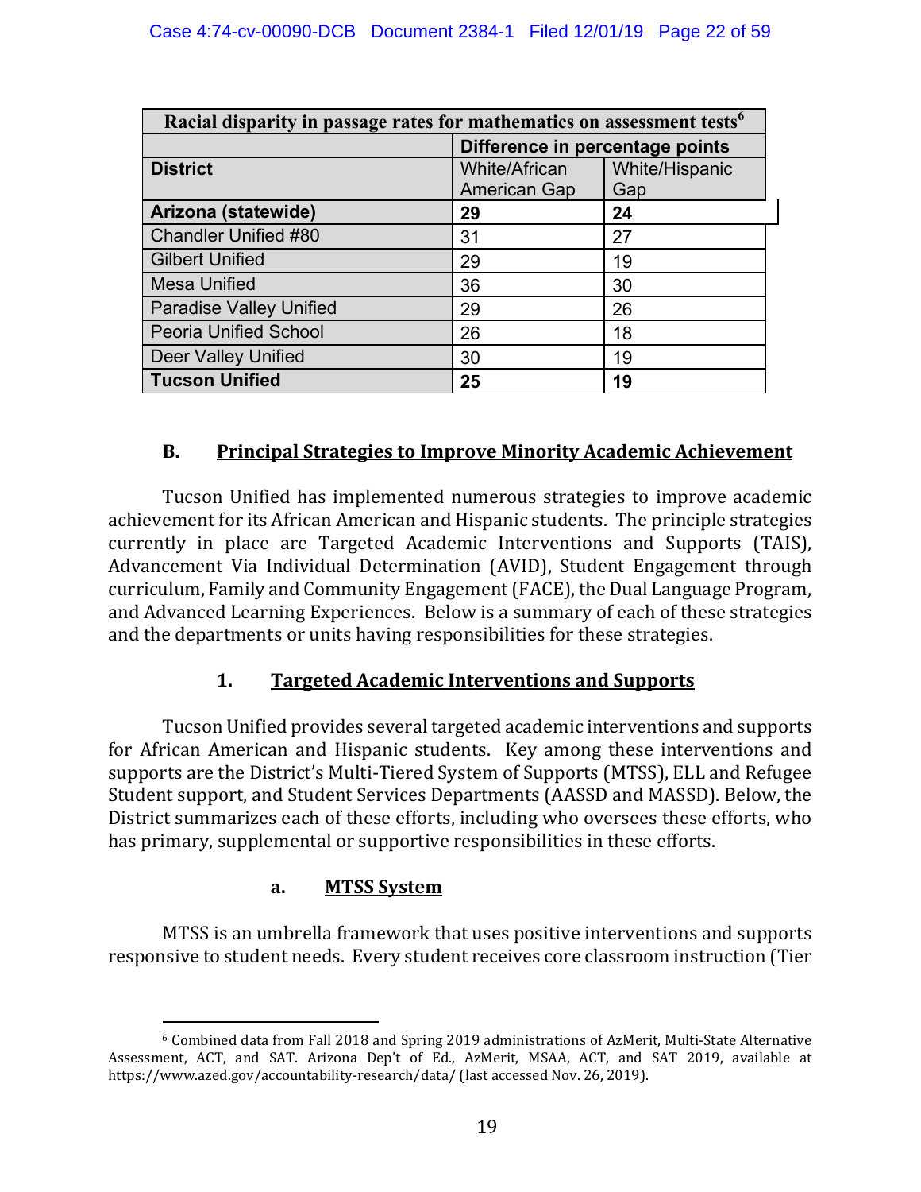| Racial disparity in passage rates for mathematics on assessment tests[6] | | |
|---|---|---|
| | Difference in percentage points | |
| **District** | White/African American Gap | White/Hispanic Gap |
| **Arizona (statewide)** | **29** | **24** |
| Chandler Unified #80 | 31 | 27 |
| Gilbert Unified | 29 | 19 |
| Mesa Unified | 36 | 30 |
| Paradise Valley Unified | 29 | 26 |
| Peoria Unified School | 26 | 18 |
| Deer Valley Unified | 30 | 19 |
| **Tucson Unified** | **25** | **19** |

### B. Principal Strategies to Improve Minority Academic Achievement

Tucson Unified has implemented numerous strategies to improve academic achievement for its African American and Hispanic students. The principle strategies currently in place are Targeted Academic Interventions and Supports (TAIS), Advancement Via Individual Determination (AVID), Student Engagement through curriculum, Family and Community Engagement (FACE), the Dual Language Program, and Advanced Learning Experiences. Below is a summary of each of these strategies and the departments or units having responsibilities for these strategies.

#### 1. Targeted Academic Interventions and Supports

Tucson Unified provides several targeted academic interventions and supports for African American and Hispanic students. Key among these interventions and supports are the District's Multi-Tiered System of Supports (MTSS), ELL and Refugee Student support, and Student Services Departments (AASSD and MASSD). Below, the District summarizes each of these efforts, including who oversees these efforts, who has primary, supplemental or supportive responsibilities in these efforts.

##### a. MTSS System

MTSS is an umbrella framework that uses positive interventions and supports responsive to student needs. Every student receives core classroom instruction (Tier

---

[6] Combined data from Fall 2018 and Spring 2019 administrations of AzMerit, Multi-State Alternative Assessment, ACT, and SAT. Arizona Dep't of Ed., AzMerit, MSAA, ACT, and SAT 2019, available at https://www.azed.gov/accountability-research/data/ (last accessed Nov. 26, 2019).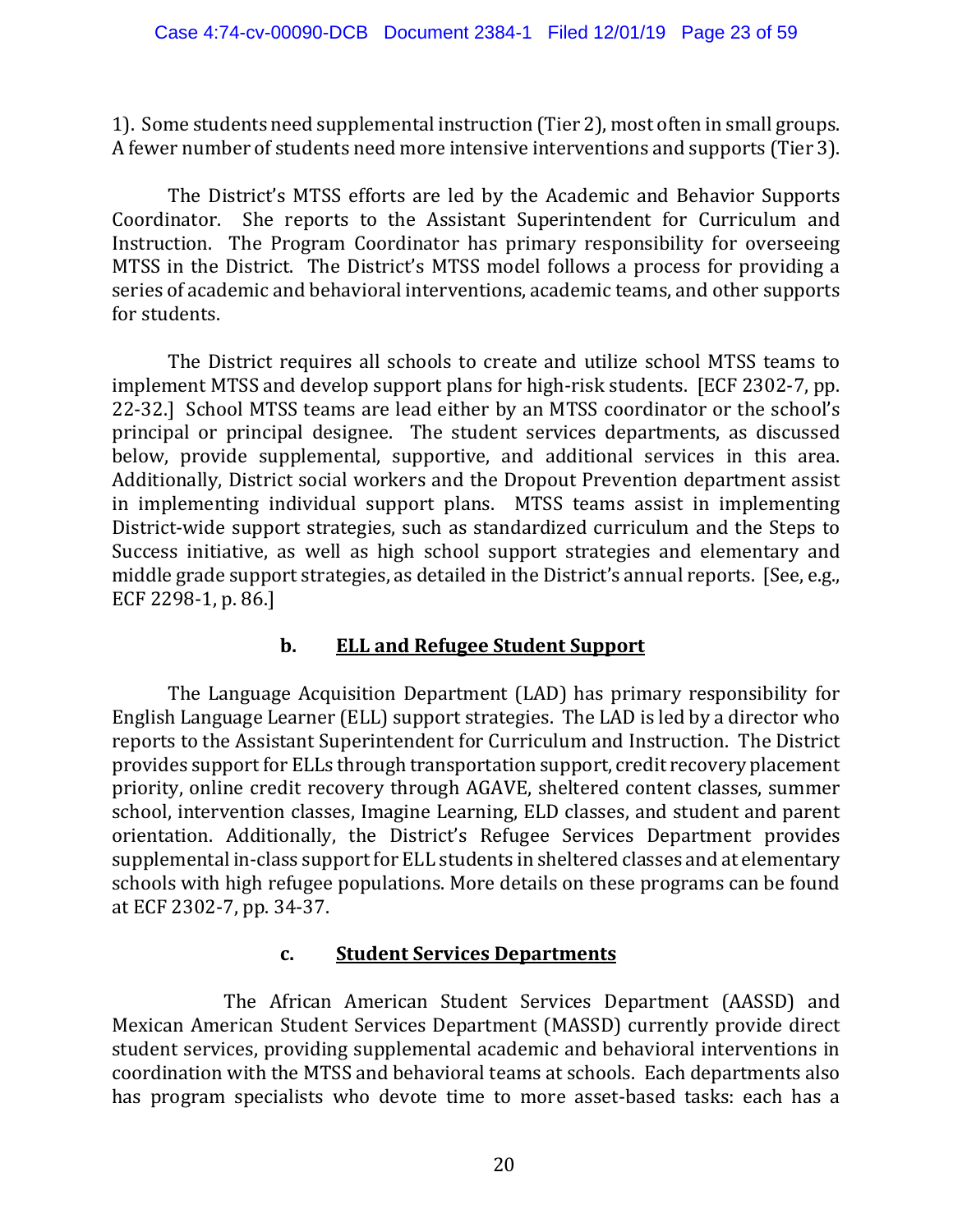1). Some students need supplemental instruction (Tier 2), most often in small groups. A fewer number of students need more intensive interventions and supports (Tier 3).

The District's MTSS efforts are led by the Academic and Behavior Supports Coordinator. She reports to the Assistant Superintendent for Curriculum and Instruction. The Program Coordinator has primary responsibility for overseeing MTSS in the District. The District's MTSS model follows a process for providing a series of academic and behavioral interventions, academic teams, and other supports for students.

The District requires all schools to create and utilize school MTSS teams to implement MTSS and develop support plans for high-risk students. [ECF 2302-7, pp. 22-32.] School MTSS teams are lead either by an MTSS coordinator or the school's principal or principal designee. The student services departments, as discussed below, provide supplemental, supportive, and additional services in this area. Additionally, District social workers and the Dropout Prevention department assist in implementing individual support plans. MTSS teams assist in implementing District-wide support strategies, such as standardized curriculum and the Steps to Success initiative, as well as high school support strategies and elementary and middle grade support strategies, as detailed in the District's annual reports. [See, e.g., ECF 2298-1, p. 86.]

### b. <u>ELL and Refugee Student Support</u>

The Language Acquisition Department (LAD) has primary responsibility for English Language Learner (ELL) support strategies. The LAD is led by a director who reports to the Assistant Superintendent for Curriculum and Instruction. The District provides support for ELLs through transportation support, credit recovery placement priority, online credit recovery through AGAVE, sheltered content classes, summer school, intervention classes, Imagine Learning, ELD classes, and student and parent orientation. Additionally, the District's Refugee Services Department provides supplemental in-class support for ELL students in sheltered classes and at elementary schools with high refugee populations. More details on these programs can be found at ECF 2302-7, pp. 34-37.

### c. <u>Student Services Departments</u>

The African American Student Services Department (AASSD) and Mexican American Student Services Department (MASSD) currently provide direct student services, providing supplemental academic and behavioral interventions in coordination with the MTSS and behavioral teams at schools. Each departments also has program specialists who devote time to more asset-based tasks: each has a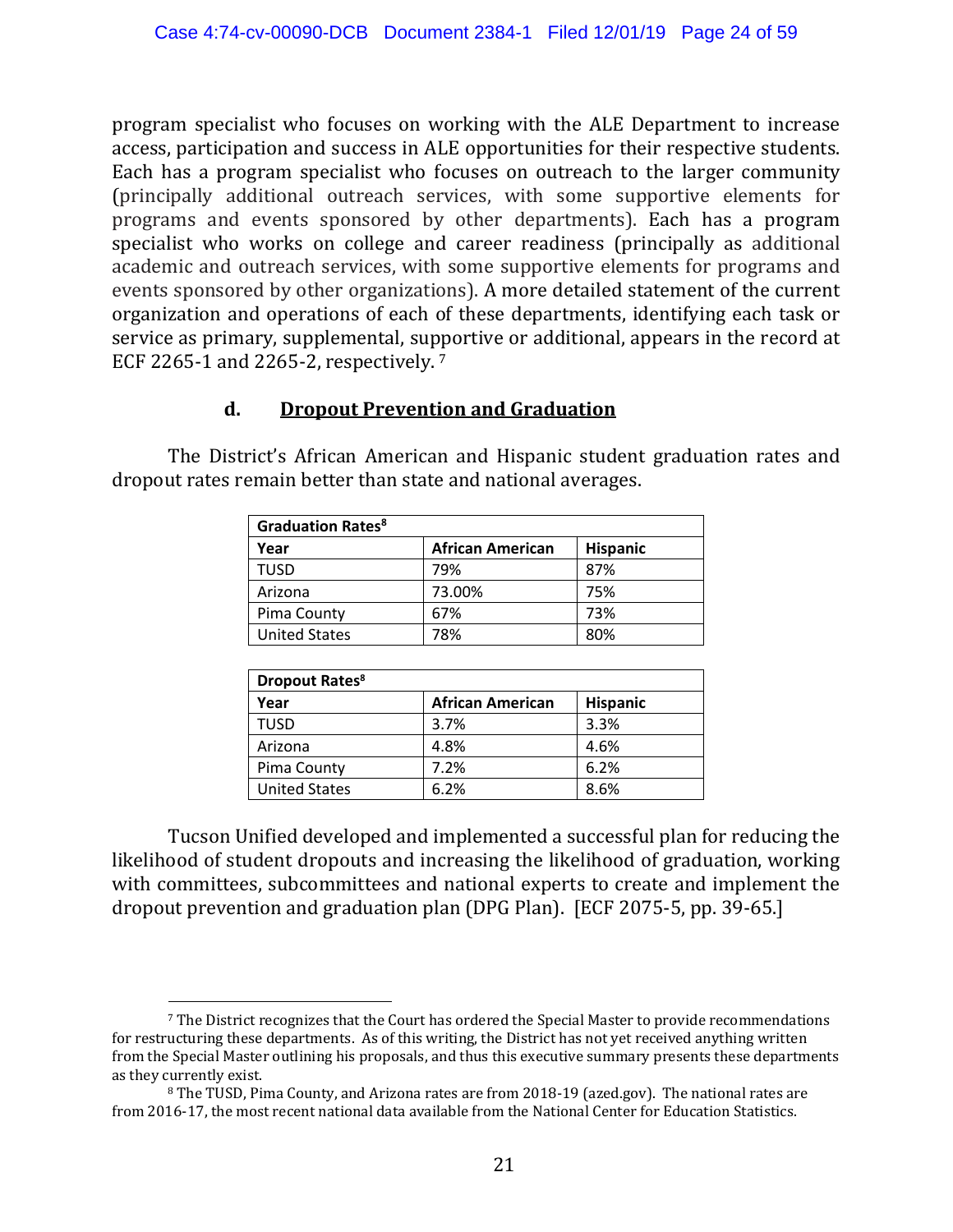program specialist who focuses on working with the ALE Department to increase access, participation and success in ALE opportunities for their respective students. Each has a program specialist who focuses on outreach to the larger community (principally additional outreach services, with some supportive elements for programs and events sponsored by other departments). Each has a program specialist who works on college and career readiness (principally as additional academic and outreach services, with some supportive elements for programs and events sponsored by other organizations). A more detailed statement of the current organization and operations of each of these departments, identifying each task or service as primary, supplemental, supportive or additional, appears in the record at ECF 2265-1 and 2265-2, respectively. [7]

#### d. Dropout Prevention and Graduation

The District's African American and Hispanic student graduation rates and dropout rates remain better than state and national averages.

| Graduation Rates[8] | | |
|---|---|---|
| **Year** | **African American** | **Hispanic** |
| TUSD | 79% | 87% |
| Arizona | 73.00% | 75% |
| Pima County | 67% | 73% |
| United States | 78% | 80% |

| Dropout Rates[8] | | |
|---|---|---|
| **Year** | **African American** | **Hispanic** |
| TUSD | 3.7% | 3.3% |
| Arizona | 4.8% | 4.6% |
| Pima County | 7.2% | 6.2% |
| United States | 6.2% | 8.6% |

Tucson Unified developed and implemented a successful plan for reducing the likelihood of student dropouts and increasing the likelihood of graduation, working with committees, subcommittees and national experts to create and implement the dropout prevention and graduation plan (DPG Plan). [ECF 2075-5, pp. 39-65.]

---

[7] The District recognizes that the Court has ordered the Special Master to provide recommendations for restructuring these departments. As of this writing, the District has not yet received anything written from the Special Master outlining his proposals, and thus this executive summary presents these departments as they currently exist.

[8] The TUSD, Pima County, and Arizona rates are from 2018-19 (azed.gov). The national rates are from 2016-17, the most recent national data available from the National Center for Education Statistics.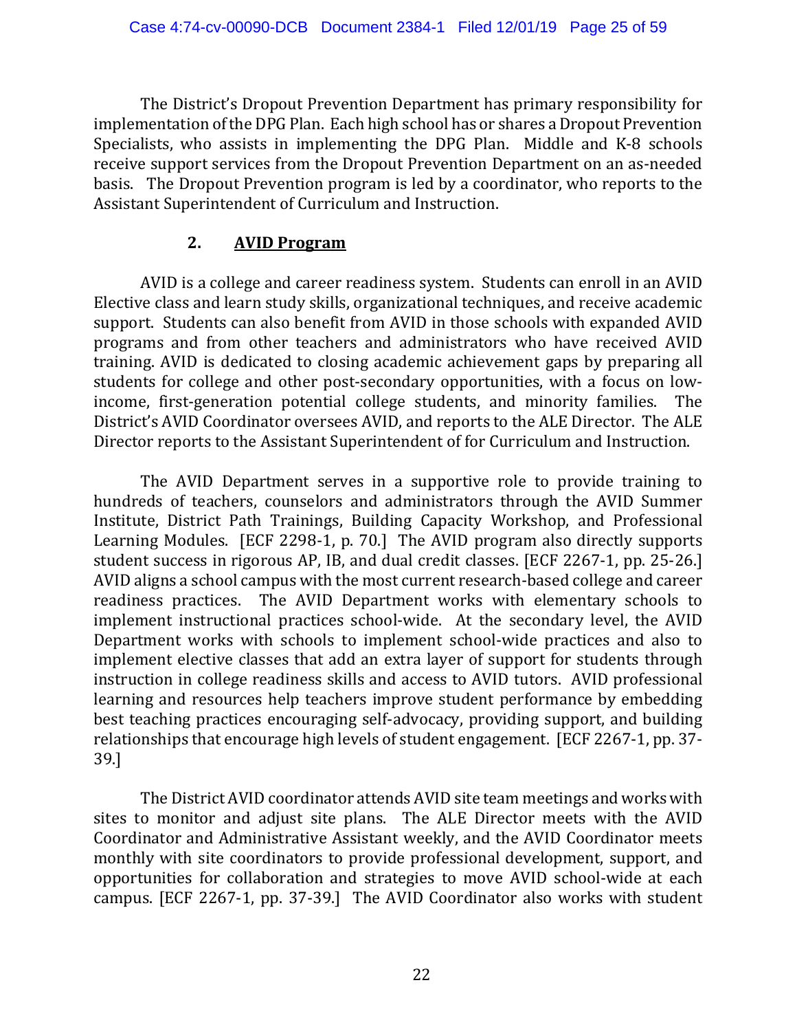The District's Dropout Prevention Department has primary responsibility for implementation of the DPG Plan. Each high school has or shares a Dropout Prevention Specialists, who assists in implementing the DPG Plan. Middle and K-8 schools receive support services from the Dropout Prevention Department on an as-needed basis. The Dropout Prevention program is led by a coordinator, who reports to the Assistant Superintendent of Curriculum and Instruction.

### 2. <u>AVID Program</u>

AVID is a college and career readiness system. Students can enroll in an AVID Elective class and learn study skills, organizational techniques, and receive academic support. Students can also benefit from AVID in those schools with expanded AVID programs and from other teachers and administrators who have received AVID training. AVID is dedicated to closing academic achievement gaps by preparing all students for college and other post-secondary opportunities, with a focus on low-income, first-generation potential college students, and minority families. The District's AVID Coordinator oversees AVID, and reports to the ALE Director. The ALE Director reports to the Assistant Superintendent of for Curriculum and Instruction.

The AVID Department serves in a supportive role to provide training to hundreds of teachers, counselors and administrators through the AVID Summer Institute, District Path Trainings, Building Capacity Workshop, and Professional Learning Modules. [ECF 2298-1, p. 70.] The AVID program also directly supports student success in rigorous AP, IB, and dual credit classes. [ECF 2267-1, pp. 25-26.] AVID aligns a school campus with the most current research-based college and career readiness practices. The AVID Department works with elementary schools to implement instructional practices school-wide. At the secondary level, the AVID Department works with schools to implement school-wide practices and also to implement elective classes that add an extra layer of support for students through instruction in college readiness skills and access to AVID tutors. AVID professional learning and resources help teachers improve student performance by embedding best teaching practices encouraging self-advocacy, providing support, and building relationships that encourage high levels of student engagement. [ECF 2267-1, pp. 37-39.]

The District AVID coordinator attends AVID site team meetings and works with sites to monitor and adjust site plans. The ALE Director meets with the AVID Coordinator and Administrative Assistant weekly, and the AVID Coordinator meets monthly with site coordinators to provide professional development, support, and opportunities for collaboration and strategies to move AVID school-wide at each campus. [ECF 2267-1, pp. 37-39.] The AVID Coordinator also works with student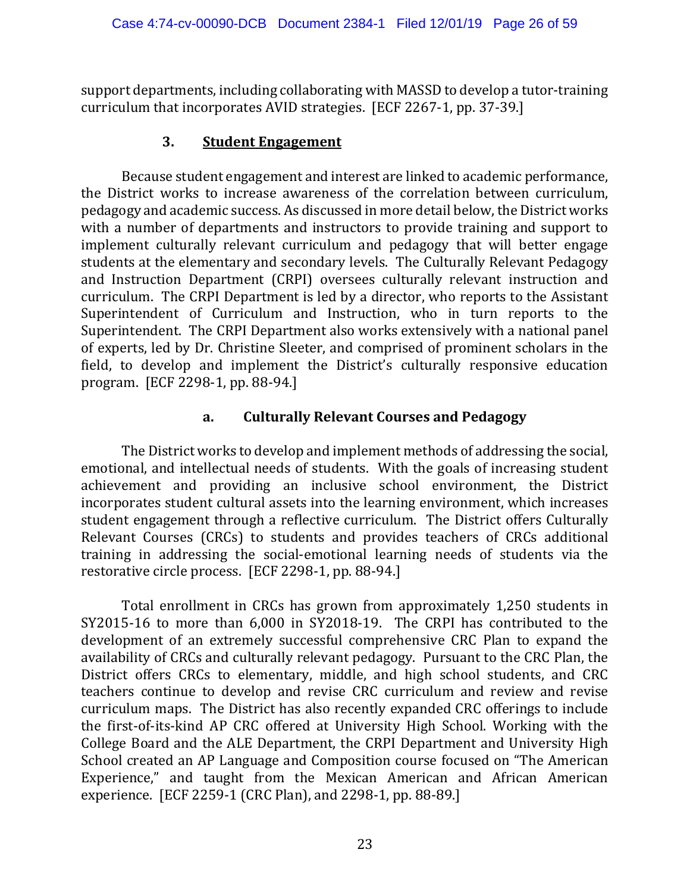support departments, including collaborating with MASSD to develop a tutor-training curriculum that incorporates AVID strategies. [ECF 2267-1, pp. 37-39.]

### 3. Student Engagement

Because student engagement and interest are linked to academic performance, the District works to increase awareness of the correlation between curriculum, pedagogy and academic success. As discussed in more detail below, the District works with a number of departments and instructors to provide training and support to implement culturally relevant curriculum and pedagogy that will better engage students at the elementary and secondary levels. The Culturally Relevant Pedagogy and Instruction Department (CRPI) oversees culturally relevant instruction and curriculum. The CRPI Department is led by a director, who reports to the Assistant Superintendent of Curriculum and Instruction, who in turn reports to the Superintendent. The CRPI Department also works extensively with a national panel of experts, led by Dr. Christine Sleeter, and comprised of prominent scholars in the field, to develop and implement the District's culturally responsive education program. [ECF 2298-1, pp. 88-94.]

#### a. Culturally Relevant Courses and Pedagogy

The District works to develop and implement methods of addressing the social, emotional, and intellectual needs of students. With the goals of increasing student achievement and providing an inclusive school environment, the District incorporates student cultural assets into the learning environment, which increases student engagement through a reflective curriculum. The District offers Culturally Relevant Courses (CRCs) to students and provides teachers of CRCs additional training in addressing the social-emotional learning needs of students via the restorative circle process. [ECF 2298-1, pp. 88-94.]

Total enrollment in CRCs has grown from approximately 1,250 students in SY2015-16 to more than 6,000 in SY2018-19. The CRPI has contributed to the development of an extremely successful comprehensive CRC Plan to expand the availability of CRCs and culturally relevant pedagogy. Pursuant to the CRC Plan, the District offers CRCs to elementary, middle, and high school students, and CRC teachers continue to develop and revise CRC curriculum and review and revise curriculum maps. The District has also recently expanded CRC offerings to include the first-of-its-kind AP CRC offered at University High School. Working with the College Board and the ALE Department, the CRPI Department and University High School created an AP Language and Composition course focused on "The American Experience," and taught from the Mexican American and African American experience. [ECF 2259-1 (CRC Plan), and 2298-1, pp. 88-89.]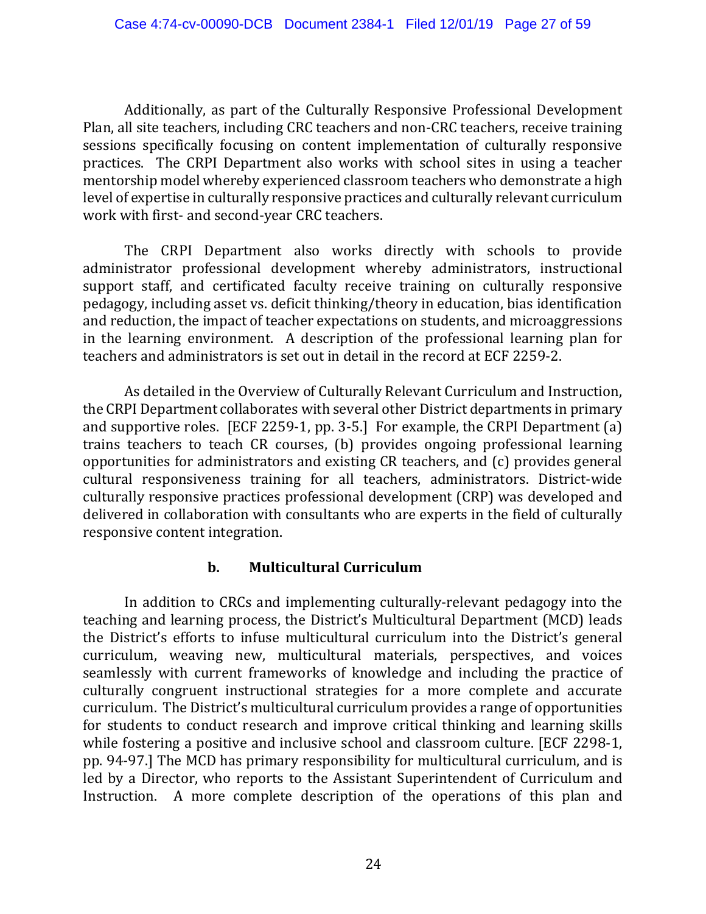Additionally, as part of the Culturally Responsive Professional Development Plan, all site teachers, including CRC teachers and non-CRC teachers, receive training sessions specifically focusing on content implementation of culturally responsive practices. The CRPI Department also works with school sites in using a teacher mentorship model whereby experienced classroom teachers who demonstrate a high level of expertise in culturally responsive practices and culturally relevant curriculum work with first- and second-year CRC teachers.

The CRPI Department also works directly with schools to provide administrator professional development whereby administrators, instructional support staff, and certificated faculty receive training on culturally responsive pedagogy, including asset vs. deficit thinking/theory in education, bias identification and reduction, the impact of teacher expectations on students, and microaggressions in the learning environment. A description of the professional learning plan for teachers and administrators is set out in detail in the record at ECF 2259-2.

As detailed in the Overview of Culturally Relevant Curriculum and Instruction, the CRPI Department collaborates with several other District departments in primary and supportive roles. [ECF 2259-1, pp. 3-5.] For example, the CRPI Department (a) trains teachers to teach CR courses, (b) provides ongoing professional learning opportunities for administrators and existing CR teachers, and (c) provides general cultural responsiveness training for all teachers, administrators. District-wide culturally responsive practices professional development (CRP) was developed and delivered in collaboration with consultants who are experts in the field of culturally responsive content integration.

#### b. Multicultural Curriculum

In addition to CRCs and implementing culturally-relevant pedagogy into the teaching and learning process, the District's Multicultural Department (MCD) leads the District's efforts to infuse multicultural curriculum into the District's general curriculum, weaving new, multicultural materials, perspectives, and voices seamlessly with current frameworks of knowledge and including the practice of culturally congruent instructional strategies for a more complete and accurate curriculum. The District's multicultural curriculum provides a range of opportunities for students to conduct research and improve critical thinking and learning skills while fostering a positive and inclusive school and classroom culture. [ECF 2298-1, pp. 94-97.] The MCD has primary responsibility for multicultural curriculum, and is led by a Director, who reports to the Assistant Superintendent of Curriculum and Instruction. A more complete description of the operations of this plan and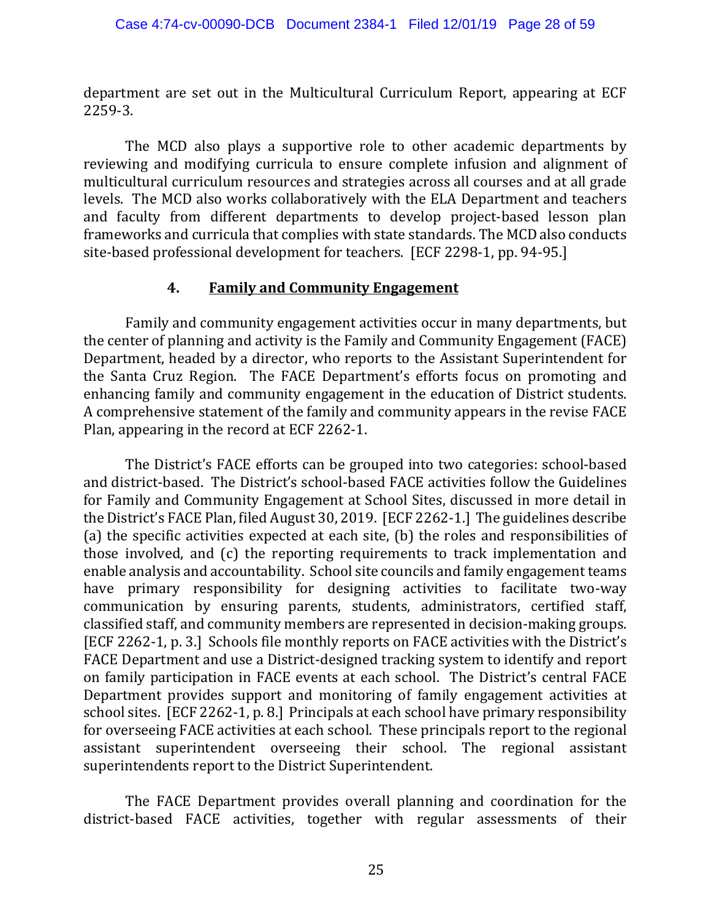department are set out in the Multicultural Curriculum Report, appearing at ECF 2259-3.

The MCD also plays a supportive role to other academic departments by reviewing and modifying curricula to ensure complete infusion and alignment of multicultural curriculum resources and strategies across all courses and at all grade levels. The MCD also works collaboratively with the ELA Department and teachers and faculty from different departments to develop project-based lesson plan frameworks and curricula that complies with state standards. The MCD also conducts site-based professional development for teachers. [ECF 2298-1, pp. 94-95.]

### 4. Family and Community Engagement

Family and community engagement activities occur in many departments, but the center of planning and activity is the Family and Community Engagement (FACE) Department, headed by a director, who reports to the Assistant Superintendent for the Santa Cruz Region. The FACE Department's efforts focus on promoting and enhancing family and community engagement in the education of District students. A comprehensive statement of the family and community appears in the revise FACE Plan, appearing in the record at ECF 2262-1.

The District's FACE efforts can be grouped into two categories: school-based and district-based. The District's school-based FACE activities follow the Guidelines for Family and Community Engagement at School Sites, discussed in more detail in the District's FACE Plan, filed August 30, 2019. [ECF 2262-1.] The guidelines describe (a) the specific activities expected at each site, (b) the roles and responsibilities of those involved, and (c) the reporting requirements to track implementation and enable analysis and accountability. School site councils and family engagement teams have primary responsibility for designing activities to facilitate two-way communication by ensuring parents, students, administrators, certified staff, classified staff, and community members are represented in decision-making groups. [ECF 2262-1, p. 3.] Schools file monthly reports on FACE activities with the District's FACE Department and use a District-designed tracking system to identify and report on family participation in FACE events at each school. The District's central FACE Department provides support and monitoring of family engagement activities at school sites. [ECF 2262-1, p. 8.] Principals at each school have primary responsibility for overseeing FACE activities at each school. These principals report to the regional assistant superintendent overseeing their school. The regional assistant superintendents report to the District Superintendent.

The FACE Department provides overall planning and coordination for the district-based FACE activities, together with regular assessments of their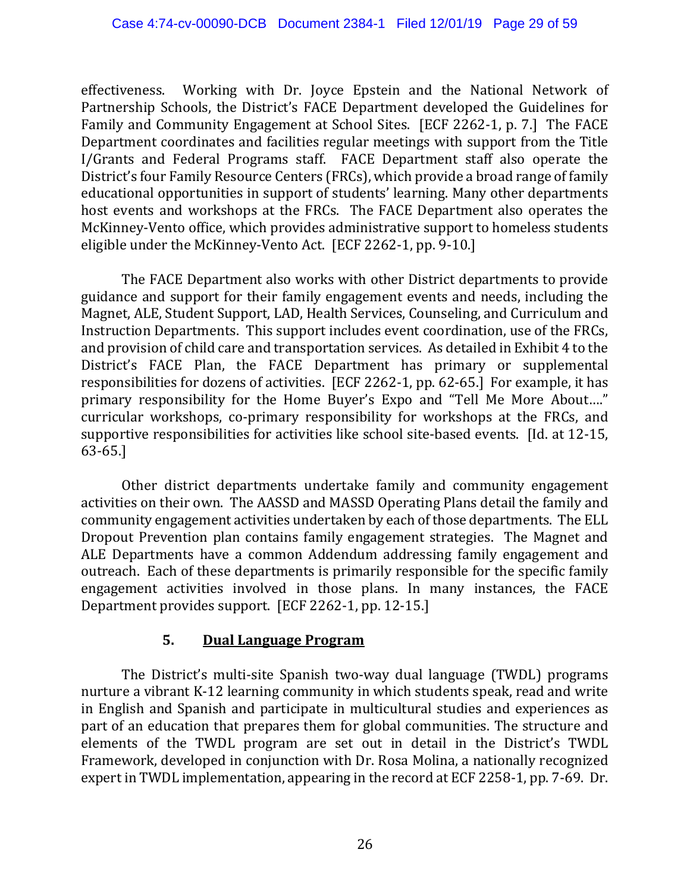effectiveness. Working with Dr. Joyce Epstein and the National Network of Partnership Schools, the District's FACE Department developed the Guidelines for Family and Community Engagement at School Sites. [ECF 2262-1, p. 7.] The FACE Department coordinates and facilities regular meetings with support from the Title I/Grants and Federal Programs staff. FACE Department staff also operate the District's four Family Resource Centers (FRCs), which provide a broad range of family educational opportunities in support of students' learning. Many other departments host events and workshops at the FRCs. The FACE Department also operates the McKinney-Vento office, which provides administrative support to homeless students eligible under the McKinney-Vento Act. [ECF 2262-1, pp. 9-10.]

The FACE Department also works with other District departments to provide guidance and support for their family engagement events and needs, including the Magnet, ALE, Student Support, LAD, Health Services, Counseling, and Curriculum and Instruction Departments. This support includes event coordination, use of the FRCs, and provision of child care and transportation services. As detailed in Exhibit 4 to the District's FACE Plan, the FACE Department has primary or supplemental responsibilities for dozens of activities. [ECF 2262-1, pp. 62-65.] For example, it has primary responsibility for the Home Buyer's Expo and "Tell Me More About…." curricular workshops, co-primary responsibility for workshops at the FRCs, and supportive responsibilities for activities like school site-based events. [Id. at 12-15, 63-65.]

Other district departments undertake family and community engagement activities on their own. The AASSD and MASSD Operating Plans detail the family and community engagement activities undertaken by each of those departments. The ELL Dropout Prevention plan contains family engagement strategies. The Magnet and ALE Departments have a common Addendum addressing family engagement and outreach. Each of these departments is primarily responsible for the specific family engagement activities involved in those plans. In many instances, the FACE Department provides support. [ECF 2262-1, pp. 12-15.]

### 5. Dual Language Program

The District's multi-site Spanish two-way dual language (TWDL) programs nurture a vibrant K-12 learning community in which students speak, read and write in English and Spanish and participate in multicultural studies and experiences as part of an education that prepares them for global communities. The structure and elements of the TWDL program are set out in detail in the District's TWDL Framework, developed in conjunction with Dr. Rosa Molina, a nationally recognized expert in TWDL implementation, appearing in the record at ECF 2258-1, pp. 7-69. Dr.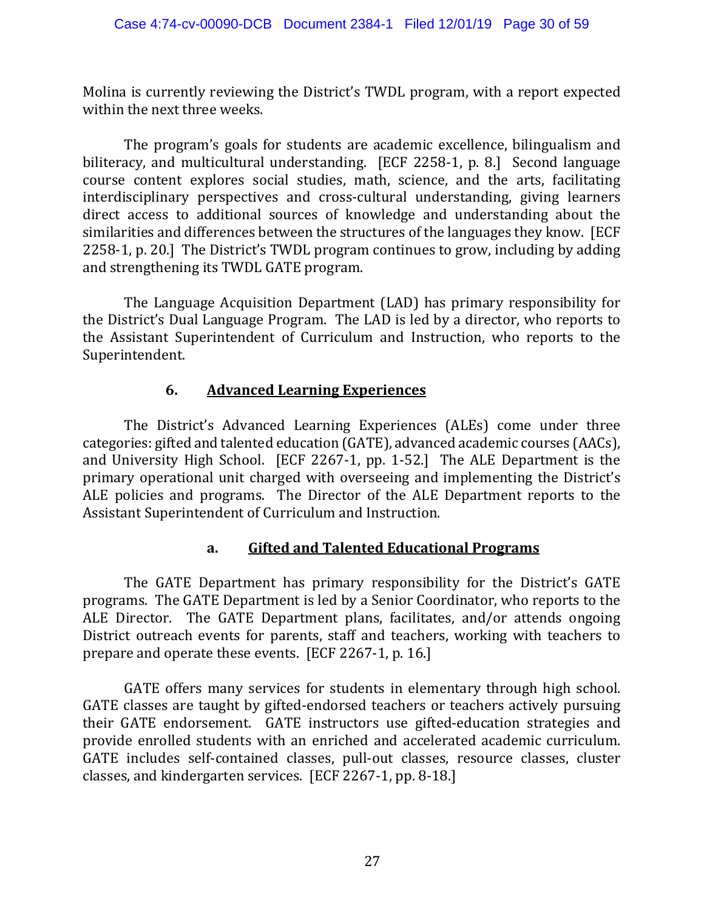Molina is currently reviewing the District's TWDL program, with a report expected within the next three weeks.

The program's goals for students are academic excellence, bilingualism and biliteracy, and multicultural understanding. [ECF 2258-1, p. 8.] Second language course content explores social studies, math, science, and the arts, facilitating interdisciplinary perspectives and cross-cultural understanding, giving learners direct access to additional sources of knowledge and understanding about the similarities and differences between the structures of the languages they know. [ECF 2258-1, p. 20.] The District's TWDL program continues to grow, including by adding and strengthening its TWDL GATE program.

The Language Acquisition Department (LAD) has primary responsibility for the District's Dual Language Program. The LAD is led by a director, who reports to the Assistant Superintendent of Curriculum and Instruction, who reports to the Superintendent.

### 6. <u>Advanced Learning Experiences</u>

The District's Advanced Learning Experiences (ALEs) come under three categories: gifted and talented education (GATE), advanced academic courses (AACs), and University High School. [ECF 2267-1, pp. 1-52.] The ALE Department is the primary operational unit charged with overseeing and implementing the District's ALE policies and programs. The Director of the ALE Department reports to the Assistant Superintendent of Curriculum and Instruction.

#### a. <u>Gifted and Talented Educational Programs</u>

The GATE Department has primary responsibility for the District's GATE programs. The GATE Department is led by a Senior Coordinator, who reports to the ALE Director. The GATE Department plans, facilitates, and/or attends ongoing District outreach events for parents, staff and teachers, working with teachers to prepare and operate these events. [ECF 2267-1, p. 16.]

GATE offers many services for students in elementary through high school. GATE classes are taught by gifted-endorsed teachers or teachers actively pursuing their GATE endorsement. GATE instructors use gifted-education strategies and provide enrolled students with an enriched and accelerated academic curriculum. GATE includes self-contained classes, pull-out classes, resource classes, cluster classes, and kindergarten services. [ECF 2267-1, pp. 8-18.]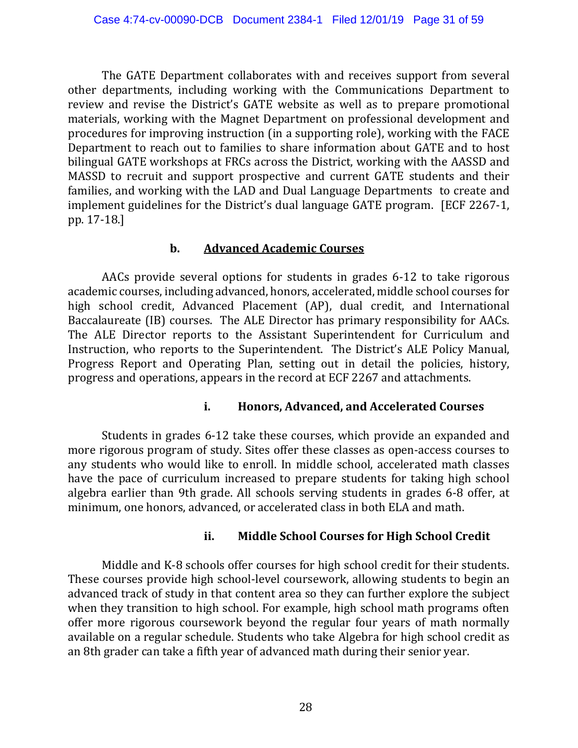The GATE Department collaborates with and receives support from several other departments, including working with the Communications Department to review and revise the District's GATE website as well as to prepare promotional materials, working with the Magnet Department on professional development and procedures for improving instruction (in a supporting role), working with the FACE Department to reach out to families to share information about GATE and to host bilingual GATE workshops at FRCs across the District, working with the AASSD and MASSD to recruit and support prospective and current GATE students and their families, and working with the LAD and Dual Language Departments to create and implement guidelines for the District's dual language GATE program. [ECF 2267-1, pp. 17-18.]

### b. <u>Advanced Academic Courses</u>

AACs provide several options for students in grades 6-12 to take rigorous academic courses, including advanced, honors, accelerated, middle school courses for high school credit, Advanced Placement (AP), dual credit, and International Baccalaureate (IB) courses. The ALE Director has primary responsibility for AACs. The ALE Director reports to the Assistant Superintendent for Curriculum and Instruction, who reports to the Superintendent. The District's ALE Policy Manual, Progress Report and Operating Plan, setting out in detail the policies, history, progress and operations, appears in the record at ECF 2267 and attachments.

#### i. Honors, Advanced, and Accelerated Courses

Students in grades 6-12 take these courses, which provide an expanded and more rigorous program of study. Sites offer these classes as open-access courses to any students who would like to enroll. In middle school, accelerated math classes have the pace of curriculum increased to prepare students for taking high school algebra earlier than 9th grade. All schools serving students in grades 6-8 offer, at minimum, one honors, advanced, or accelerated class in both ELA and math.

#### ii. Middle School Courses for High School Credit

Middle and K-8 schools offer courses for high school credit for their students. These courses provide high school-level coursework, allowing students to begin an advanced track of study in that content area so they can further explore the subject when they transition to high school. For example, high school math programs often offer more rigorous coursework beyond the regular four years of math normally available on a regular schedule. Students who take Algebra for high school credit as an 8th grader can take a fifth year of advanced math during their senior year.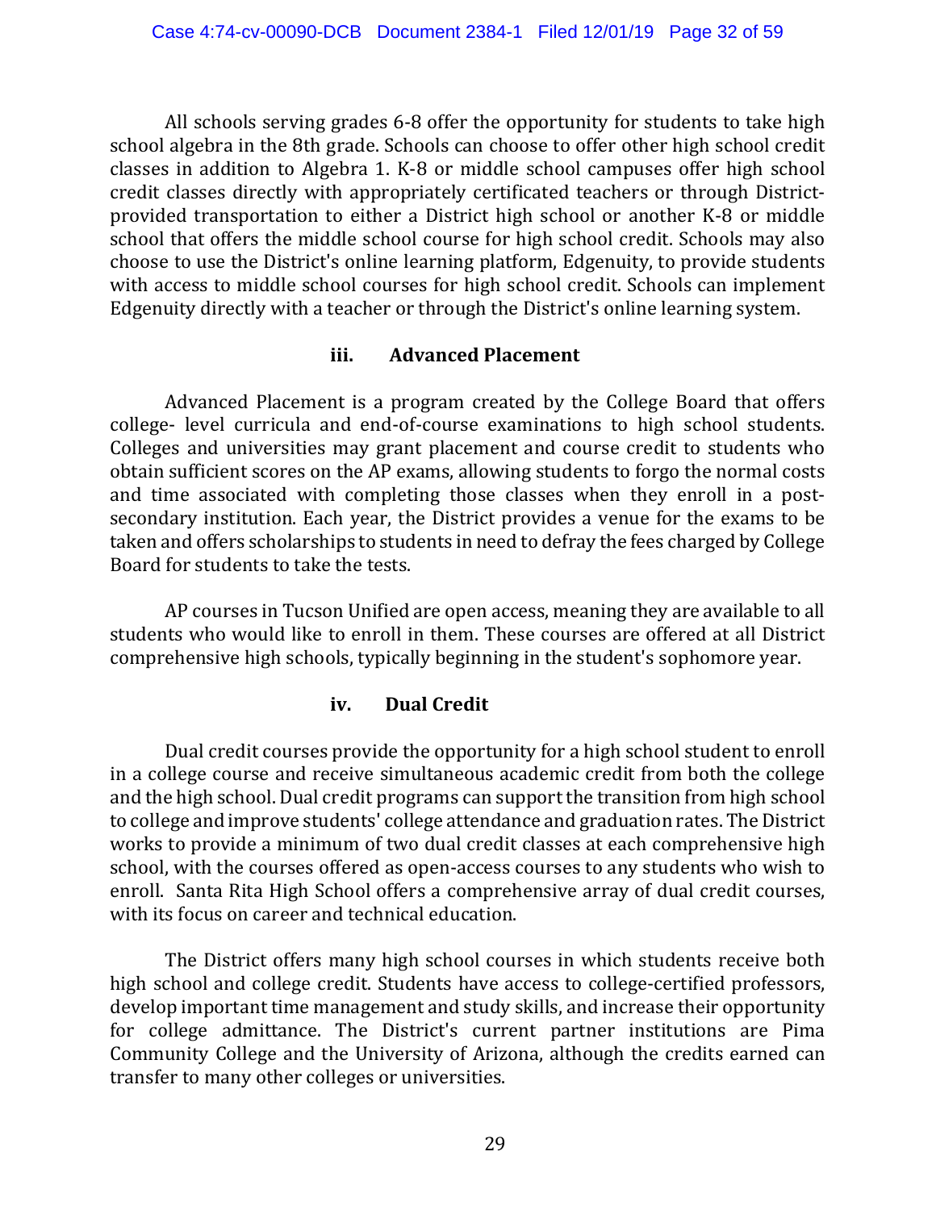All schools serving grades 6-8 offer the opportunity for students to take high school algebra in the 8th grade. Schools can choose to offer other high school credit classes in addition to Algebra 1. K-8 or middle school campuses offer high school credit classes directly with appropriately certificated teachers or through District-provided transportation to either a District high school or another K-8 or middle school that offers the middle school course for high school credit. Schools may also choose to use the District's online learning platform, Edgenuity, to provide students with access to middle school courses for high school credit. Schools can implement Edgenuity directly with a teacher or through the District's online learning system.

### iii. Advanced Placement

Advanced Placement is a program created by the College Board that offers college- level curricula and end-of-course examinations to high school students. Colleges and universities may grant placement and course credit to students who obtain sufficient scores on the AP exams, allowing students to forgo the normal costs and time associated with completing those classes when they enroll in a post-secondary institution. Each year, the District provides a venue for the exams to be taken and offers scholarships to students in need to defray the fees charged by College Board for students to take the tests.

AP courses in Tucson Unified are open access, meaning they are available to all students who would like to enroll in them. These courses are offered at all District comprehensive high schools, typically beginning in the student's sophomore year.

### iv. Dual Credit

Dual credit courses provide the opportunity for a high school student to enroll in a college course and receive simultaneous academic credit from both the college and the high school. Dual credit programs can support the transition from high school to college and improve students' college attendance and graduation rates. The District works to provide a minimum of two dual credit classes at each comprehensive high school, with the courses offered as open-access courses to any students who wish to enroll. Santa Rita High School offers a comprehensive array of dual credit courses, with its focus on career and technical education.

The District offers many high school courses in which students receive both high school and college credit. Students have access to college-certified professors, develop important time management and study skills, and increase their opportunity for college admittance. The District's current partner institutions are Pima Community College and the University of Arizona, although the credits earned can transfer to many other colleges or universities.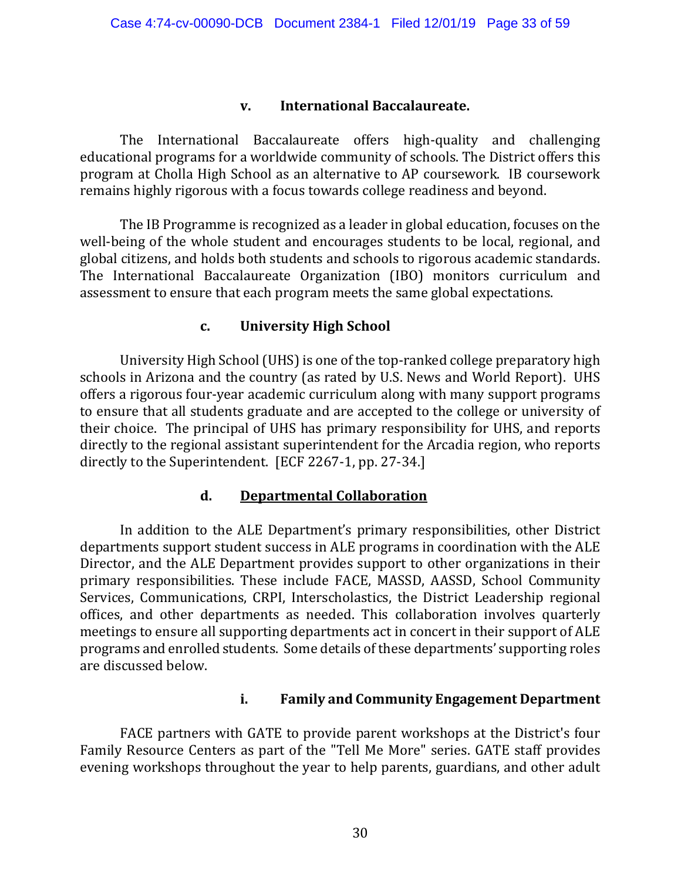#### v. International Baccalaureate.

The International Baccalaureate offers high-quality and challenging educational programs for a worldwide community of schools. The District offers this program at Cholla High School as an alternative to AP coursework. IB coursework remains highly rigorous with a focus towards college readiness and beyond.

The IB Programme is recognized as a leader in global education, focuses on the well-being of the whole student and encourages students to be local, regional, and global citizens, and holds both students and schools to rigorous academic standards. The International Baccalaureate Organization (IBO) monitors curriculum and assessment to ensure that each program meets the same global expectations.

### c. University High School

University High School (UHS) is one of the top-ranked college preparatory high schools in Arizona and the country (as rated by U.S. News and World Report). UHS offers a rigorous four-year academic curriculum along with many support programs to ensure that all students graduate and are accepted to the college or university of their choice. The principal of UHS has primary responsibility for UHS, and reports directly to the regional assistant superintendent for the Arcadia region, who reports directly to the Superintendent. [ECF 2267-1, pp. 27-34.]

### d. <u>Departmental Collaboration</u>

In addition to the ALE Department's primary responsibilities, other District departments support student success in ALE programs in coordination with the ALE Director, and the ALE Department provides support to other organizations in their primary responsibilities. These include FACE, MASSD, AASSD, School Community Services, Communications, CRPI, Interscholastics, the District Leadership regional offices, and other departments as needed. This collaboration involves quarterly meetings to ensure all supporting departments act in concert in their support of ALE programs and enrolled students. Some details of these departments' supporting roles are discussed below.

#### i. Family and Community Engagement Department

FACE partners with GATE to provide parent workshops at the District's four Family Resource Centers as part of the "Tell Me More" series. GATE staff provides evening workshops throughout the year to help parents, guardians, and other adult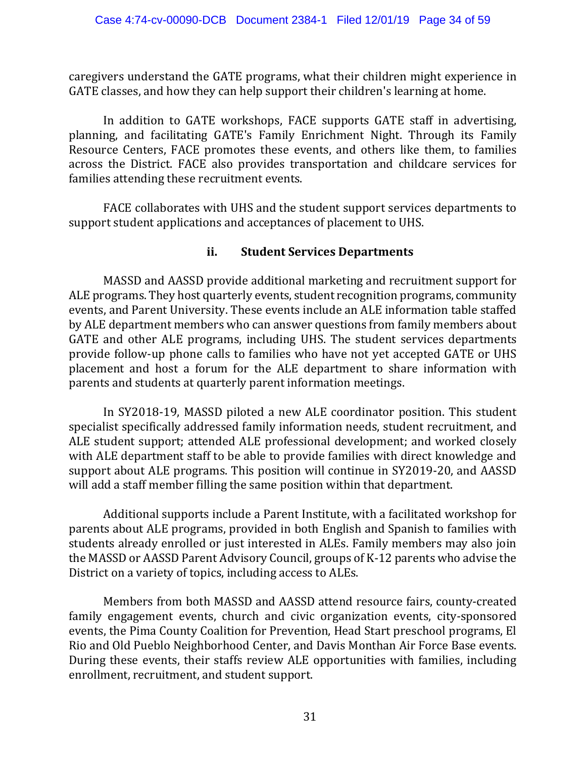caregivers understand the GATE programs, what their children might experience in GATE classes, and how they can help support their children's learning at home.

In addition to GATE workshops, FACE supports GATE staff in advertising, planning, and facilitating GATE's Family Enrichment Night. Through its Family Resource Centers, FACE promotes these events, and others like them, to families across the District. FACE also provides transportation and childcare services for families attending these recruitment events.

FACE collaborates with UHS and the student support services departments to support student applications and acceptances of placement to UHS.

### ii. Student Services Departments

MASSD and AASSD provide additional marketing and recruitment support for ALE programs. They host quarterly events, student recognition programs, community events, and Parent University. These events include an ALE information table staffed by ALE department members who can answer questions from family members about GATE and other ALE programs, including UHS. The student services departments provide follow-up phone calls to families who have not yet accepted GATE or UHS placement and host a forum for the ALE department to share information with parents and students at quarterly parent information meetings.

In SY2018-19, MASSD piloted a new ALE coordinator position. This student specialist specifically addressed family information needs, student recruitment, and ALE student support; attended ALE professional development; and worked closely with ALE department staff to be able to provide families with direct knowledge and support about ALE programs. This position will continue in SY2019-20, and AASSD will add a staff member filling the same position within that department.

Additional supports include a Parent Institute, with a facilitated workshop for parents about ALE programs, provided in both English and Spanish to families with students already enrolled or just interested in ALEs. Family members may also join the MASSD or AASSD Parent Advisory Council, groups of K-12 parents who advise the District on a variety of topics, including access to ALEs.

Members from both MASSD and AASSD attend resource fairs, county-created family engagement events, church and civic organization events, city-sponsored events, the Pima County Coalition for Prevention, Head Start preschool programs, El Rio and Old Pueblo Neighborhood Center, and Davis Monthan Air Force Base events. During these events, their staffs review ALE opportunities with families, including enrollment, recruitment, and student support.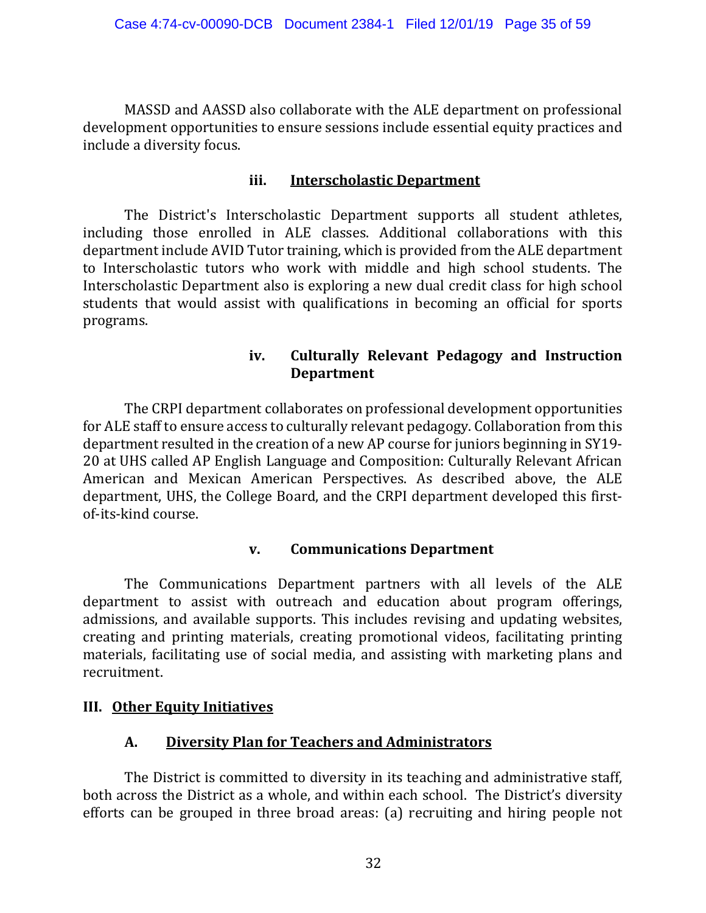MASSD and AASSD also collaborate with the ALE department on professional development opportunities to ensure sessions include essential equity practices and include a diversity focus.

#### iii. Interscholastic Department

The District's Interscholastic Department supports all student athletes, including those enrolled in ALE classes. Additional collaborations with this department include AVID Tutor training, which is provided from the ALE department to Interscholastic tutors who work with middle and high school students. The Interscholastic Department also is exploring a new dual credit class for high school students that would assist with qualifications in becoming an official for sports programs.

#### iv. Culturally Relevant Pedagogy and Instruction Department

The CRPI department collaborates on professional development opportunities for ALE staff to ensure access to culturally relevant pedagogy. Collaboration from this department resulted in the creation of a new AP course for juniors beginning in SY19-20 at UHS called AP English Language and Composition: Culturally Relevant African American and Mexican American Perspectives. As described above, the ALE department, UHS, the College Board, and the CRPI department developed this first-of-its-kind course.

#### v. Communications Department

The Communications Department partners with all levels of the ALE department to assist with outreach and education about program offerings, admissions, and available supports. This includes revising and updating websites, creating and printing materials, creating promotional videos, facilitating printing materials, facilitating use of social media, and assisting with marketing plans and recruitment.

## III. Other Equity Initiatives

### A. Diversity Plan for Teachers and Administrators

The District is committed to diversity in its teaching and administrative staff, both across the District as a whole, and within each school. The District's diversity efforts can be grouped in three broad areas: (a) recruiting and hiring people not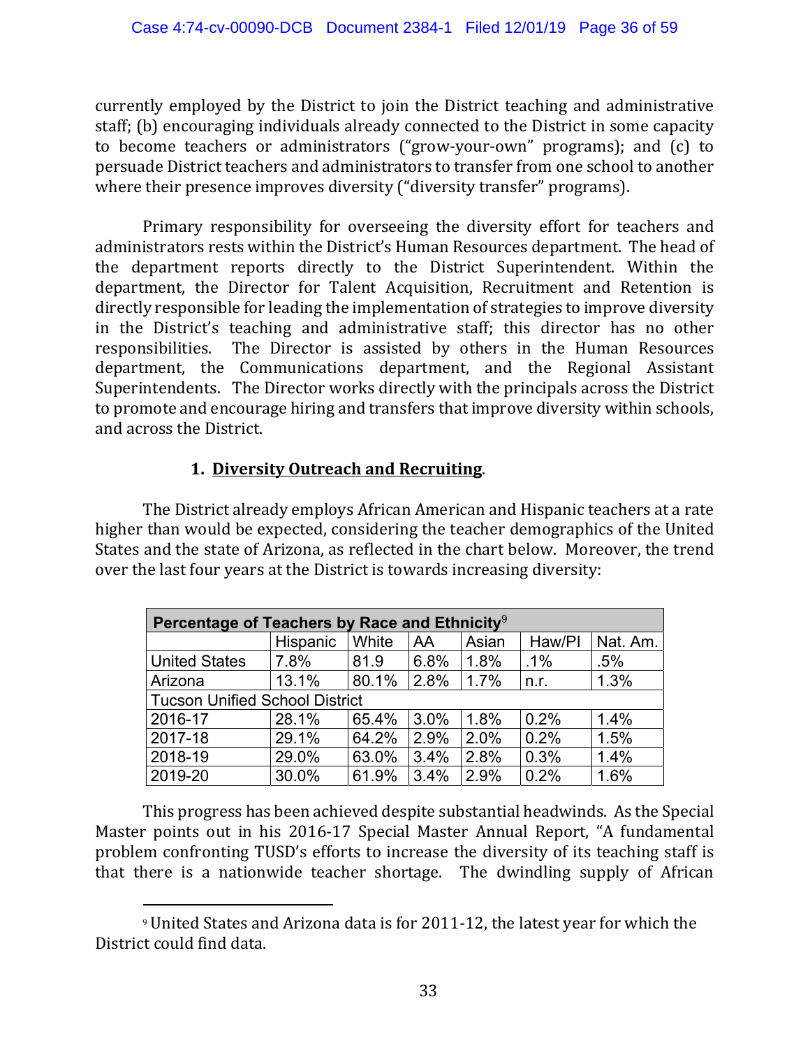currently employed by the District to join the District teaching and administrative staff; (b) encouraging individuals already connected to the District in some capacity to become teachers or administrators ("grow-your-own" programs); and (c) to persuade District teachers and administrators to transfer from one school to another where their presence improves diversity ("diversity transfer" programs).

Primary responsibility for overseeing the diversity effort for teachers and administrators rests within the District's Human Resources department. The head of the department reports directly to the District Superintendent. Within the department, the Director for Talent Acquisition, Recruitment and Retention is directly responsible for leading the implementation of strategies to improve diversity in the District's teaching and administrative staff; this director has no other responsibilities. The Director is assisted by others in the Human Resources department, the Communications department, and the Regional Assistant Superintendents. The Director works directly with the principals across the District to promote and encourage hiring and transfers that improve diversity within schools, and across the District.

### 1. <u>Diversity Outreach and Recruiting</u>.

The District already employs African American and Hispanic teachers at a rate higher than would be expected, considering the teacher demographics of the United States and the state of Arizona, as reflected in the chart below. Moreover, the trend over the last four years at the District is towards increasing diversity:

| Percentage of Teachers by Race and Ethnicity[9] | | | | | | |
|---|---|---|---|---|---|---|
| | Hispanic | White | AA | Asian | Haw/PI | Nat. Am. |
| United States | 7.8% | 81.9 | 6.8% | 1.8% | .1% | .5% |
| Arizona | 13.1% | 80.1% | 2.8% | 1.7% | n.r. | 1.3% |
| Tucson Unified School District | | | | | | |
| 2016-17 | 28.1% | 65.4% | 3.0% | 1.8% | 0.2% | 1.4% |
| 2017-18 | 29.1% | 64.2% | 2.9% | 2.0% | 0.2% | 1.5% |
| 2018-19 | 29.0% | 63.0% | 3.4% | 2.8% | 0.3% | 1.4% |
| 2019-20 | 30.0% | 61.9% | 3.4% | 2.9% | 0.2% | 1.6% |

This progress has been achieved despite substantial headwinds. As the Special Master points out in his 2016-17 Special Master Annual Report, "A fundamental problem confronting TUSD's efforts to increase the diversity of its teaching staff is that there is a nationwide teacher shortage. The dwindling supply of African

---

[9] United States and Arizona data is for 2011-12, the latest year for which the District could find data.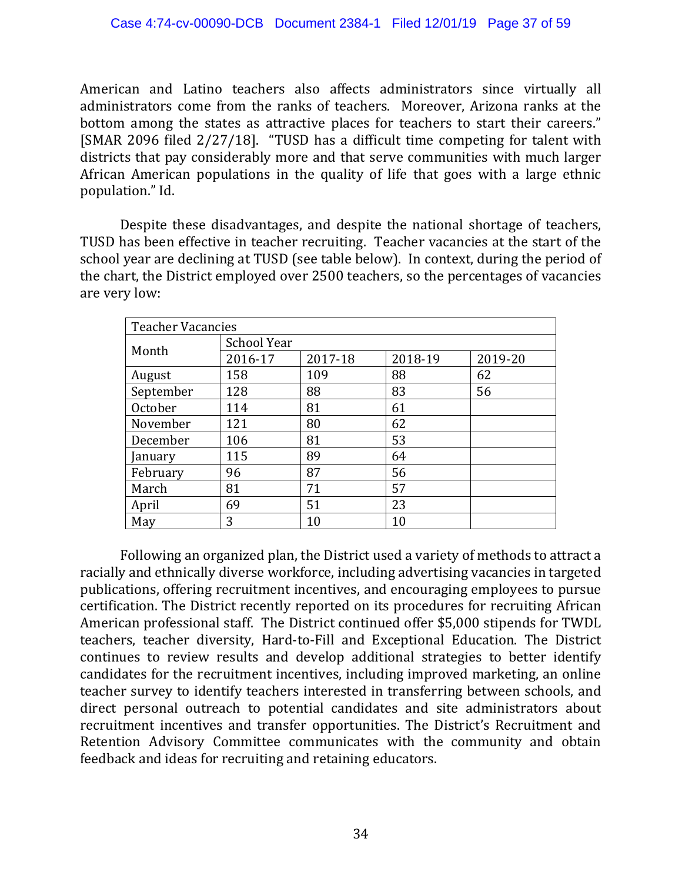American and Latino teachers also affects administrators since virtually all administrators come from the ranks of teachers. Moreover, Arizona ranks at the bottom among the states as attractive places for teachers to start their careers." [SMAR 2096 filed 2/27/18]. "TUSD has a difficult time competing for talent with districts that pay considerably more and that serve communities with much larger African American populations in the quality of life that goes with a large ethnic population." Id.

Despite these disadvantages, and despite the national shortage of teachers, TUSD has been effective in teacher recruiting. Teacher vacancies at the start of the school year are declining at TUSD (see table below). In context, during the period of the chart, the District employed over 2500 teachers, so the percentages of vacancies are very low:

| Teacher Vacancies | | | | |
|---|---|---|---|---|
| Month | School Year | | | |
| | 2016-17 | 2017-18 | 2018-19 | 2019-20 |
| August | 158 | 109 | 88 | 62 |
| September | 128 | 88 | 83 | 56 |
| October | 114 | 81 | 61 | |
| November | 121 | 80 | 62 | |
| December | 106 | 81 | 53 | |
| January | 115 | 89 | 64 | |
| February | 96 | 87 | 56 | |
| March | 81 | 71 | 57 | |
| April | 69 | 51 | 23 | |
| May | 3 | 10 | 10 | |

Following an organized plan, the District used a variety of methods to attract a racially and ethnically diverse workforce, including advertising vacancies in targeted publications, offering recruitment incentives, and encouraging employees to pursue certification. The District recently reported on its procedures for recruiting African American professional staff. The District continued offer $5,000 stipends for TWDL teachers, teacher diversity, Hard-to-Fill and Exceptional Education. The District continues to review results and develop additional strategies to better identify candidates for the recruitment incentives, including improved marketing, an online teacher survey to identify teachers interested in transferring between schools, and direct personal outreach to potential candidates and site administrators about recruitment incentives and transfer opportunities. The District's Recruitment and Retention Advisory Committee communicates with the community and obtain feedback and ideas for recruiting and retaining educators.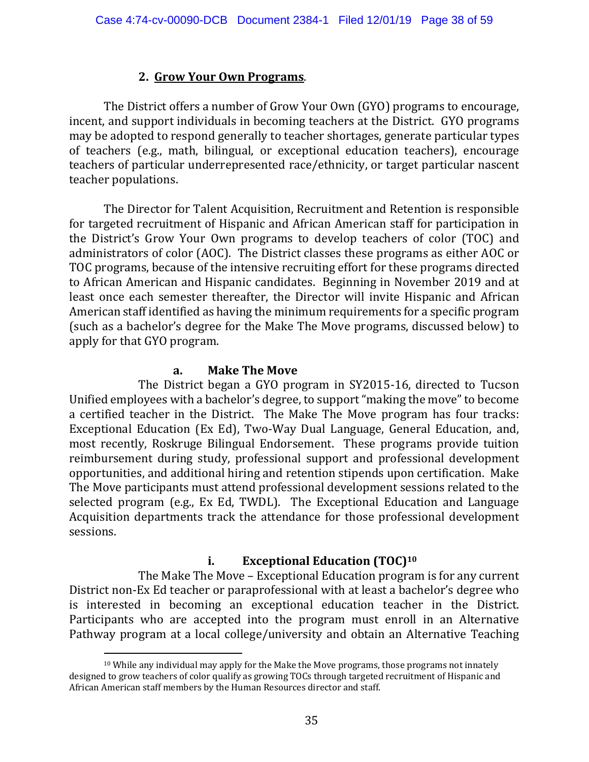## 2. **Grow Your Own Programs**.

The District offers a number of Grow Your Own (GYO) programs to encourage, incent, and support individuals in becoming teachers at the District. GYO programs may be adopted to respond generally to teacher shortages, generate particular types of teachers (e.g., math, bilingual, or exceptional education teachers), encourage teachers of particular underrepresented race/ethnicity, or target particular nascent teacher populations.

The Director for Talent Acquisition, Recruitment and Retention is responsible for targeted recruitment of Hispanic and African American staff for participation in the District's Grow Your Own programs to develop teachers of color (TOC) and administrators of color (AOC). The District classes these programs as either AOC or TOC programs, because of the intensive recruiting effort for these programs directed to African American and Hispanic candidates. Beginning in November 2019 and at least once each semester thereafter, the Director will invite Hispanic and African American staff identified as having the minimum requirements for a specific program (such as a bachelor's degree for the Make The Move programs, discussed below) to apply for that GYO program.

### a. Make The Move

The District began a GYO program in SY2015-16, directed to Tucson Unified employees with a bachelor's degree, to support "making the move" to become a certified teacher in the District. The Make The Move program has four tracks: Exceptional Education (Ex Ed), Two-Way Dual Language, General Education, and, most recently, Roskruge Bilingual Endorsement. These programs provide tuition reimbursement during study, professional support and professional development opportunities, and additional hiring and retention stipends upon certification. Make The Move participants must attend professional development sessions related to the selected program (e.g., Ex Ed, TWDL). The Exceptional Education and Language Acquisition departments track the attendance for those professional development sessions.

#### i. Exceptional Education (TOC)[10]

The Make The Move – Exceptional Education program is for any current District non-Ex Ed teacher or paraprofessional with at least a bachelor's degree who is interested in becoming an exceptional education teacher in the District. Participants who are accepted into the program must enroll in an Alternative Pathway program at a local college/university and obtain an Alternative Teaching

---

[10] While any individual may apply for the Make the Move programs, those programs not innately designed to grow teachers of color qualify as growing TOCs through targeted recruitment of Hispanic and African American staff members by the Human Resources director and staff.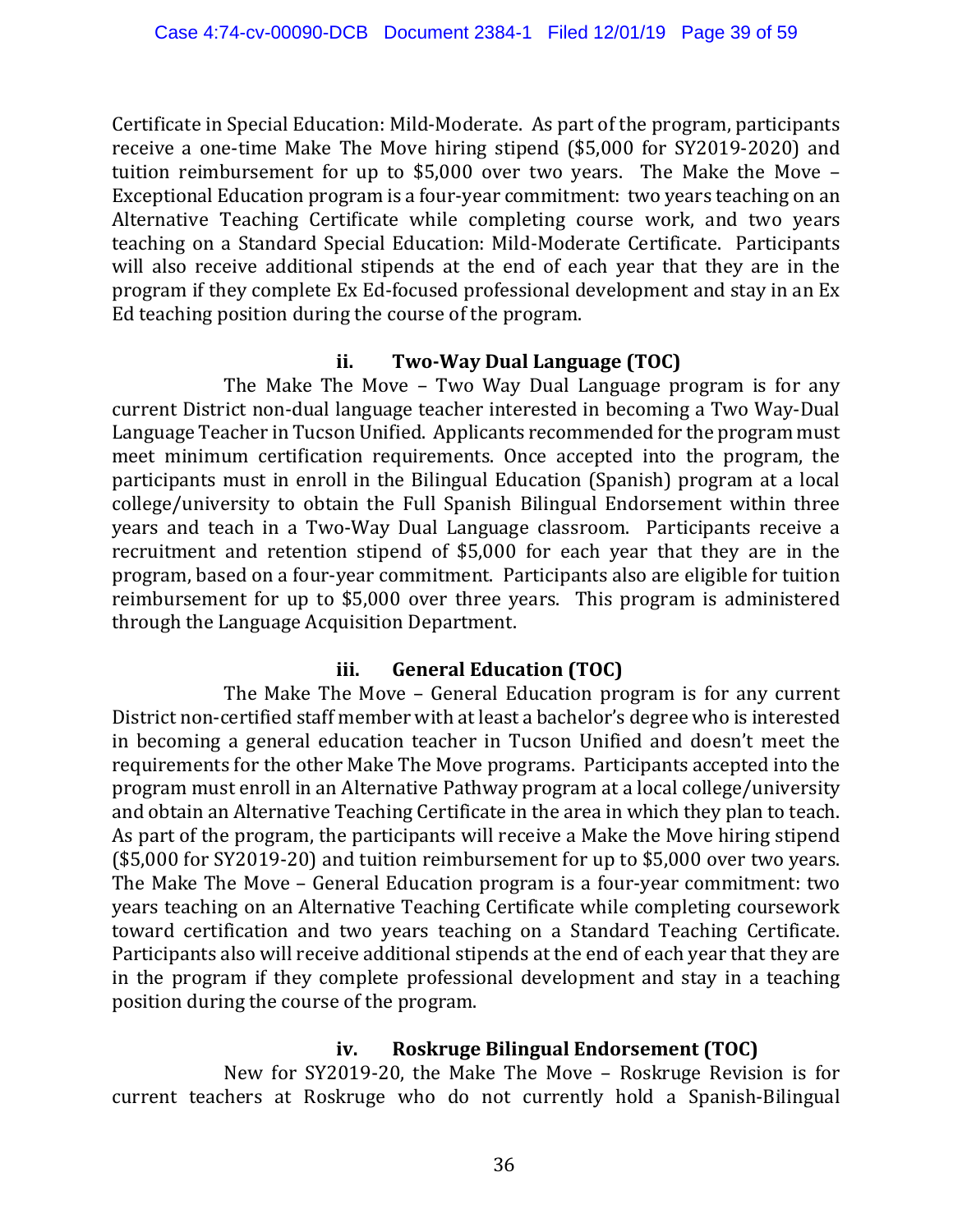Certificate in Special Education: Mild-Moderate. As part of the program, participants receive a one-time Make The Move hiring stipend ($5,000 for SY2019-2020) and tuition reimbursement for up to $5,000 over two years. The Make the Move – Exceptional Education program is a four-year commitment: two years teaching on an Alternative Teaching Certificate while completing course work, and two years teaching on a Standard Special Education: Mild-Moderate Certificate. Participants will also receive additional stipends at the end of each year that they are in the program if they complete Ex Ed-focused professional development and stay in an Ex Ed teaching position during the course of the program.

#### ii. Two-Way Dual Language (TOC)

The Make The Move – Two Way Dual Language program is for any current District non-dual language teacher interested in becoming a Two Way-Dual Language Teacher in Tucson Unified. Applicants recommended for the program must meet minimum certification requirements. Once accepted into the program, the participants must in enroll in the Bilingual Education (Spanish) program at a local college/university to obtain the Full Spanish Bilingual Endorsement within three years and teach in a Two-Way Dual Language classroom. Participants receive a recruitment and retention stipend of $5,000 for each year that they are in the program, based on a four-year commitment. Participants also are eligible for tuition reimbursement for up to $5,000 over three years. This program is administered through the Language Acquisition Department.

#### iii. General Education (TOC)

The Make The Move – General Education program is for any current District non-certified staff member with at least a bachelor's degree who is interested in becoming a general education teacher in Tucson Unified and doesn't meet the requirements for the other Make The Move programs. Participants accepted into the program must enroll in an Alternative Pathway program at a local college/university and obtain an Alternative Teaching Certificate in the area in which they plan to teach. As part of the program, the participants will receive a Make the Move hiring stipend ($5,000 for SY2019-20) and tuition reimbursement for up to $5,000 over two years. The Make The Move – General Education program is a four-year commitment: two years teaching on an Alternative Teaching Certificate while completing coursework toward certification and two years teaching on a Standard Teaching Certificate. Participants also will receive additional stipends at the end of each year that they are in the program if they complete professional development and stay in a teaching position during the course of the program.

#### iv. Roskruge Bilingual Endorsement (TOC)

New for SY2019-20, the Make The Move – Roskruge Revision is for current teachers at Roskruge who do not currently hold a Spanish-Bilingual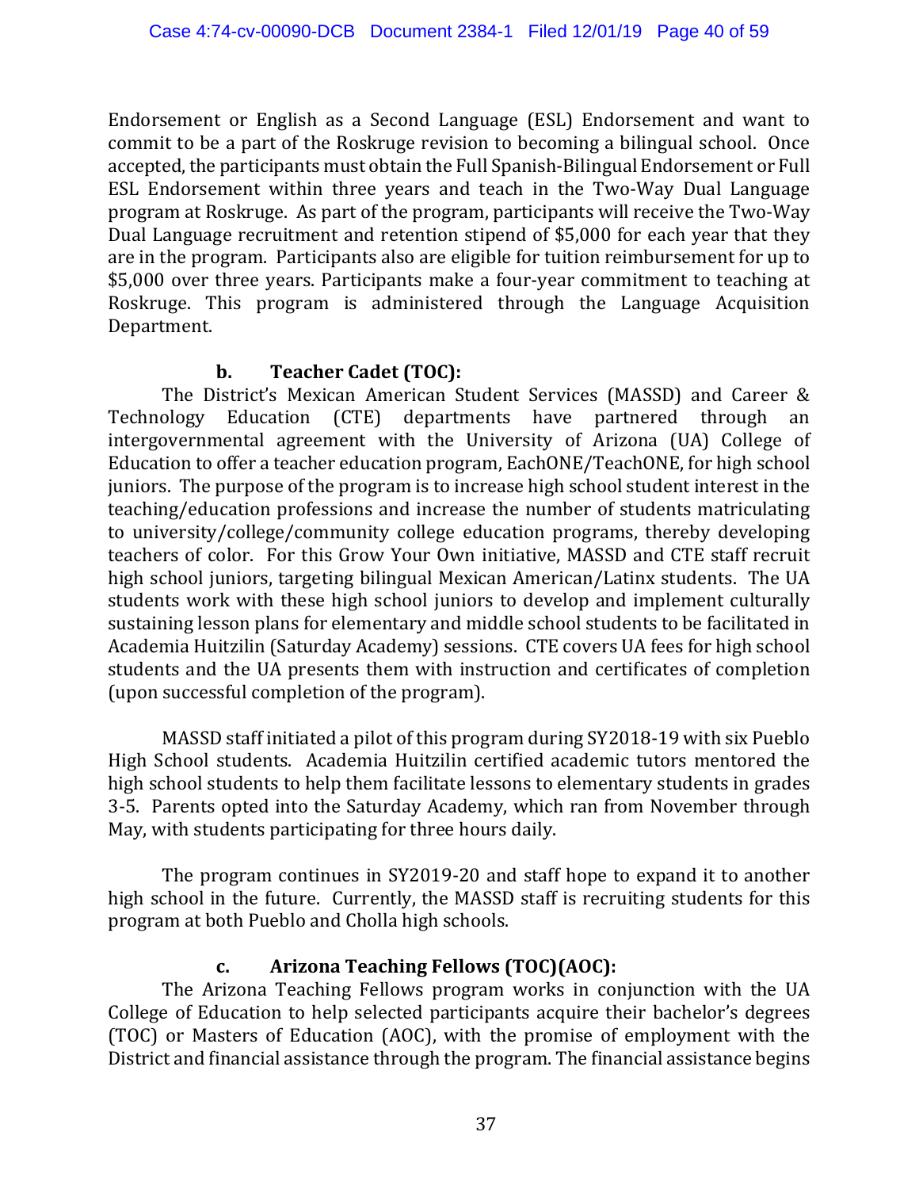Endorsement or English as a Second Language (ESL) Endorsement and want to commit to be a part of the Roskruge revision to becoming a bilingual school. Once accepted, the participants must obtain the Full Spanish-Bilingual Endorsement or Full ESL Endorsement within three years and teach in the Two-Way Dual Language program at Roskruge. As part of the program, participants will receive the Two-Way Dual Language recruitment and retention stipend of $5,000 for each year that they are in the program. Participants also are eligible for tuition reimbursement for up to $5,000 over three years. Participants make a four-year commitment to teaching at Roskruge. This program is administered through the Language Acquisition Department.

#### b. Teacher Cadet (TOC):

The District's Mexican American Student Services (MASSD) and Career & Technology Education (CTE) departments have partnered through an intergovernmental agreement with the University of Arizona (UA) College of Education to offer a teacher education program, EachONE/TeachONE, for high school juniors. The purpose of the program is to increase high school student interest in the teaching/education professions and increase the number of students matriculating to university/college/community college education programs, thereby developing teachers of color. For this Grow Your Own initiative, MASSD and CTE staff recruit high school juniors, targeting bilingual Mexican American/Latinx students. The UA students work with these high school juniors to develop and implement culturally sustaining lesson plans for elementary and middle school students to be facilitated in Academia Huitzilin (Saturday Academy) sessions. CTE covers UA fees for high school students and the UA presents them with instruction and certificates of completion (upon successful completion of the program).

MASSD staff initiated a pilot of this program during SY2018-19 with six Pueblo High School students. Academia Huitzilin certified academic tutors mentored the high school students to help them facilitate lessons to elementary students in grades 3-5. Parents opted into the Saturday Academy, which ran from November through May, with students participating for three hours daily.

The program continues in SY2019-20 and staff hope to expand it to another high school in the future. Currently, the MASSD staff is recruiting students for this program at both Pueblo and Cholla high schools.

#### c. Arizona Teaching Fellows (TOC)(AOC):

The Arizona Teaching Fellows program works in conjunction with the UA College of Education to help selected participants acquire their bachelor's degrees (TOC) or Masters of Education (AOC), with the promise of employment with the District and financial assistance through the program. The financial assistance begins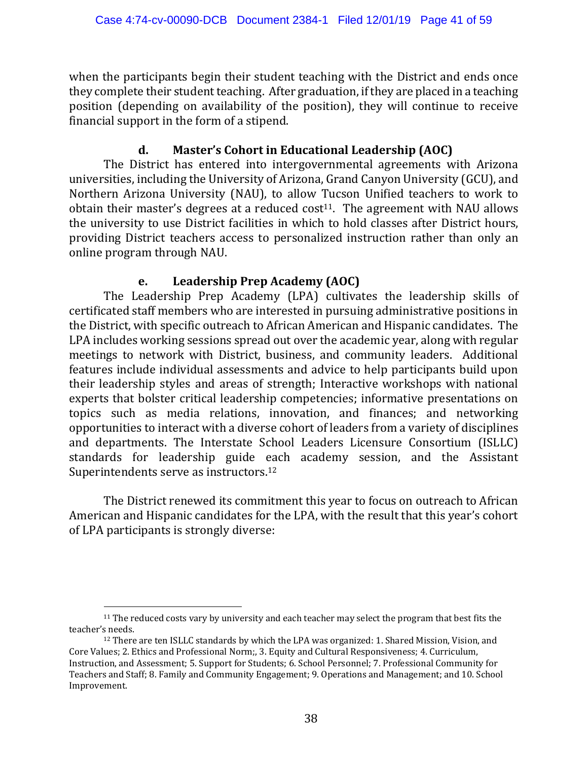when the participants begin their student teaching with the District and ends once they complete their student teaching. After graduation, if they are placed in a teaching position (depending on availability of the position), they will continue to receive financial support in the form of a stipend.

#### d. Master's Cohort in Educational Leadership (AOC)

The District has entered into intergovernmental agreements with Arizona universities, including the University of Arizona, Grand Canyon University (GCU), and Northern Arizona University (NAU), to allow Tucson Unified teachers to work to obtain their master's degrees at a reduced cost[11]. The agreement with NAU allows the university to use District facilities in which to hold classes after District hours, providing District teachers access to personalized instruction rather than only an online program through NAU.

#### e. Leadership Prep Academy (AOC)

The Leadership Prep Academy (LPA) cultivates the leadership skills of certificated staff members who are interested in pursuing administrative positions in the District, with specific outreach to African American and Hispanic candidates. The LPA includes working sessions spread out over the academic year, along with regular meetings to network with District, business, and community leaders. Additional features include individual assessments and advice to help participants build upon their leadership styles and areas of strength; Interactive workshops with national experts that bolster critical leadership competencies; informative presentations on topics such as media relations, innovation, and finances; and networking opportunities to interact with a diverse cohort of leaders from a variety of disciplines and departments. The Interstate School Leaders Licensure Consortium (ISLLC) standards for leadership guide each academy session, and the Assistant Superintendents serve as instructors.[12]

The District renewed its commitment this year to focus on outreach to African American and Hispanic candidates for the LPA, with the result that this year's cohort of LPA participants is strongly diverse:

---

[11] The reduced costs vary by university and each teacher may select the program that best fits the teacher's needs.

[12] There are ten ISLLC standards by which the LPA was organized: 1. Shared Mission, Vision, and Core Values; 2. Ethics and Professional Norm;, 3. Equity and Cultural Responsiveness; 4. Curriculum, Instruction, and Assessment; 5. Support for Students; 6. School Personnel; 7. Professional Community for Teachers and Staff; 8. Family and Community Engagement; 9. Operations and Management; and 10. School Improvement.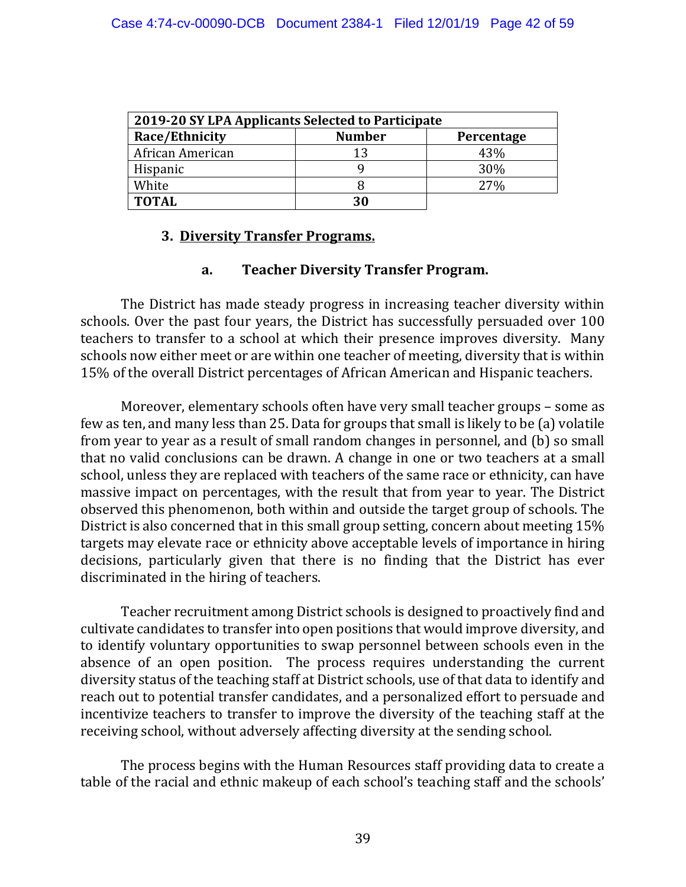| 2019-20 SY LPA Applicants Selected to Participate | | |
| --- | --- | --- |
| **Race/Ethnicity** | **Number** | **Percentage** |
| African American | 13 | 43% |
| Hispanic | 9 | 30% |
| White | 8 | 27% |
| **TOTAL** | **30** | |

### 3. Diversity Transfer Programs.

#### a. Teacher Diversity Transfer Program.

The District has made steady progress in increasing teacher diversity within schools. Over the past four years, the District has successfully persuaded over 100 teachers to transfer to a school at which their presence improves diversity. Many schools now either meet or are within one teacher of meeting, diversity that is within 15% of the overall District percentages of African American and Hispanic teachers.

Moreover, elementary schools often have very small teacher groups – some as few as ten, and many less than 25. Data for groups that small is likely to be (a) volatile from year to year as a result of small random changes in personnel, and (b) so small that no valid conclusions can be drawn. A change in one or two teachers at a small school, unless they are replaced with teachers of the same race or ethnicity, can have massive impact on percentages, with the result that from year to year. The District observed this phenomenon, both within and outside the target group of schools. The District is also concerned that in this small group setting, concern about meeting 15% targets may elevate race or ethnicity above acceptable levels of importance in hiring decisions, particularly given that there is no finding that the District has ever discriminated in the hiring of teachers.

Teacher recruitment among District schools is designed to proactively find and cultivate candidates to transfer into open positions that would improve diversity, and to identify voluntary opportunities to swap personnel between schools even in the absence of an open position. The process requires understanding the current diversity status of the teaching staff at District schools, use of that data to identify and reach out to potential transfer candidates, and a personalized effort to persuade and incentivize teachers to transfer to improve the diversity of the teaching staff at the receiving school, without adversely affecting diversity at the sending school.

The process begins with the Human Resources staff providing data to create a table of the racial and ethnic makeup of each school's teaching staff and the schools'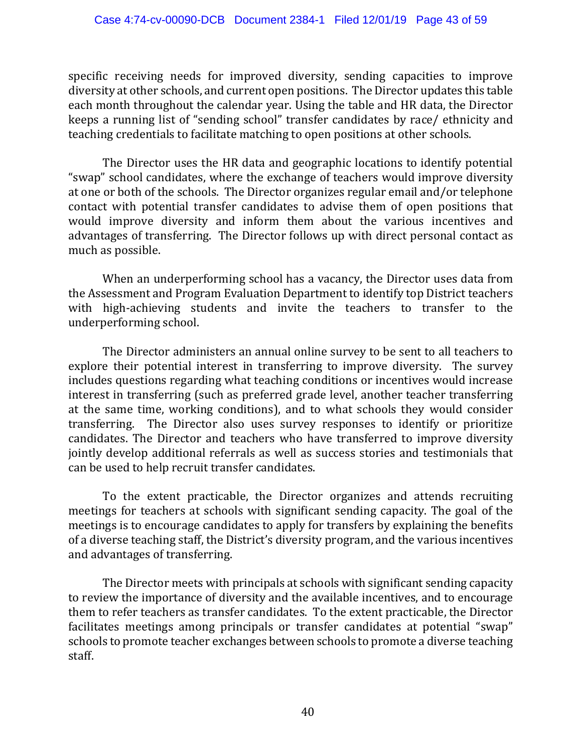specific receiving needs for improved diversity, sending capacities to improve diversity at other schools, and current open positions. The Director updates this table each month throughout the calendar year. Using the table and HR data, the Director keeps a running list of "sending school" transfer candidates by race/ ethnicity and teaching credentials to facilitate matching to open positions at other schools.

The Director uses the HR data and geographic locations to identify potential "swap" school candidates, where the exchange of teachers would improve diversity at one or both of the schools. The Director organizes regular email and/or telephone contact with potential transfer candidates to advise them of open positions that would improve diversity and inform them about the various incentives and advantages of transferring. The Director follows up with direct personal contact as much as possible.

When an underperforming school has a vacancy, the Director uses data from the Assessment and Program Evaluation Department to identify top District teachers with high-achieving students and invite the teachers to transfer to the underperforming school.

The Director administers an annual online survey to be sent to all teachers to explore their potential interest in transferring to improve diversity. The survey includes questions regarding what teaching conditions or incentives would increase interest in transferring (such as preferred grade level, another teacher transferring at the same time, working conditions), and to what schools they would consider transferring. The Director also uses survey responses to identify or prioritize candidates. The Director and teachers who have transferred to improve diversity jointly develop additional referrals as well as success stories and testimonials that can be used to help recruit transfer candidates.

To the extent practicable, the Director organizes and attends recruiting meetings for teachers at schools with significant sending capacity. The goal of the meetings is to encourage candidates to apply for transfers by explaining the benefits of a diverse teaching staff, the District's diversity program, and the various incentives and advantages of transferring.

The Director meets with principals at schools with significant sending capacity to review the importance of diversity and the available incentives, and to encourage them to refer teachers as transfer candidates. To the extent practicable, the Director facilitates meetings among principals or transfer candidates at potential "swap" schools to promote teacher exchanges between schools to promote a diverse teaching staff.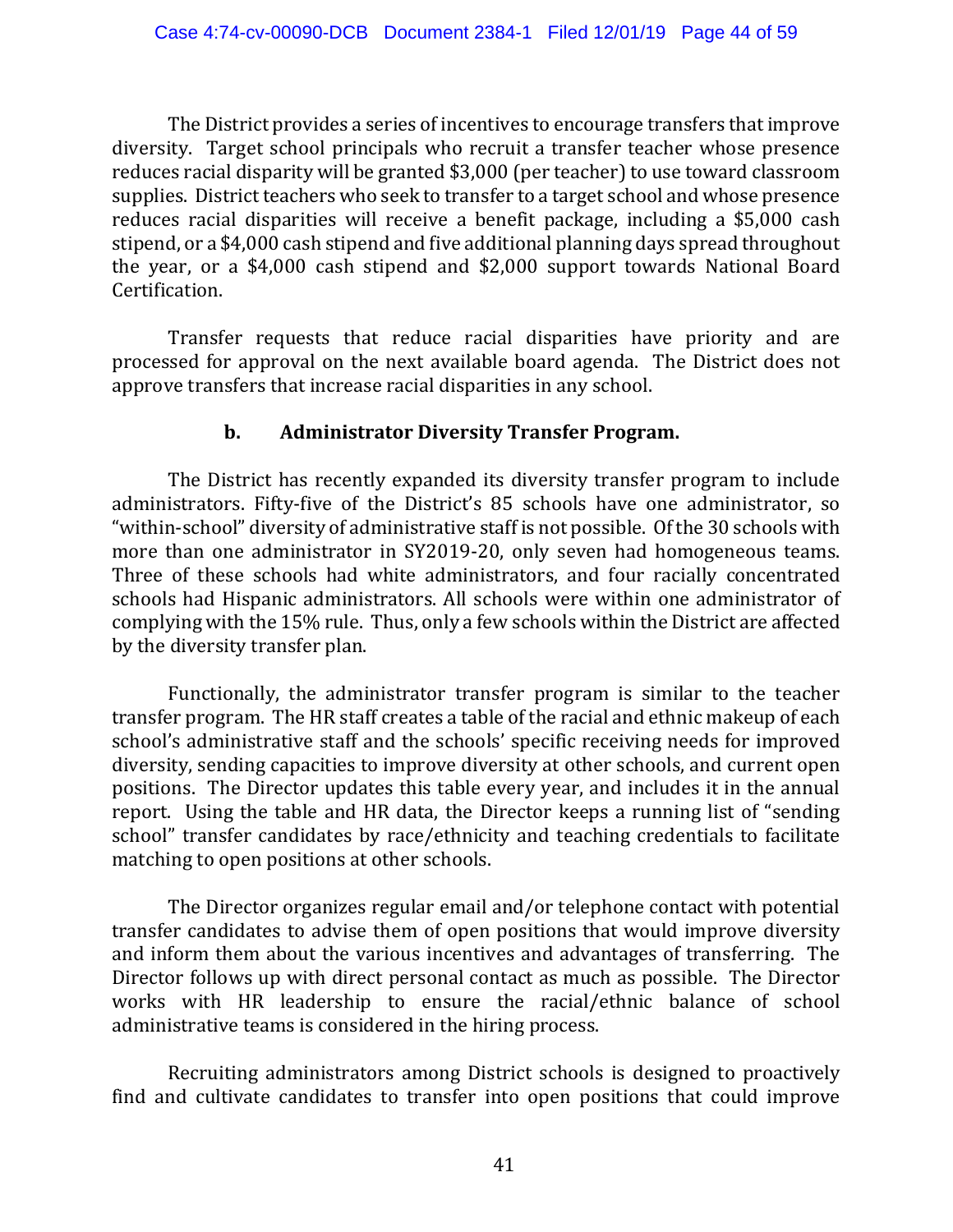The District provides a series of incentives to encourage transfers that improve diversity. Target school principals who recruit a transfer teacher whose presence reduces racial disparity will be granted $3,000 (per teacher) to use toward classroom supplies. District teachers who seek to transfer to a target school and whose presence reduces racial disparities will receive a benefit package, including a $5,000 cash stipend, or a $4,000 cash stipend and five additional planning days spread throughout the year, or a $4,000 cash stipend and $2,000 support towards National Board Certification.

Transfer requests that reduce racial disparities have priority and are processed for approval on the next available board agenda. The District does not approve transfers that increase racial disparities in any school.

### b. Administrator Diversity Transfer Program.

The District has recently expanded its diversity transfer program to include administrators. Fifty-five of the District's 85 schools have one administrator, so "within-school" diversity of administrative staff is not possible. Of the 30 schools with more than one administrator in SY2019-20, only seven had homogeneous teams. Three of these schools had white administrators, and four racially concentrated schools had Hispanic administrators. All schools were within one administrator of complying with the 15% rule. Thus, only a few schools within the District are affected by the diversity transfer plan.

Functionally, the administrator transfer program is similar to the teacher transfer program. The HR staff creates a table of the racial and ethnic makeup of each school's administrative staff and the schools' specific receiving needs for improved diversity, sending capacities to improve diversity at other schools, and current open positions. The Director updates this table every year, and includes it in the annual report. Using the table and HR data, the Director keeps a running list of "sending school" transfer candidates by race/ethnicity and teaching credentials to facilitate matching to open positions at other schools.

The Director organizes regular email and/or telephone contact with potential transfer candidates to advise them of open positions that would improve diversity and inform them about the various incentives and advantages of transferring. The Director follows up with direct personal contact as much as possible. The Director works with HR leadership to ensure the racial/ethnic balance of school administrative teams is considered in the hiring process.

Recruiting administrators among District schools is designed to proactively find and cultivate candidates to transfer into open positions that could improve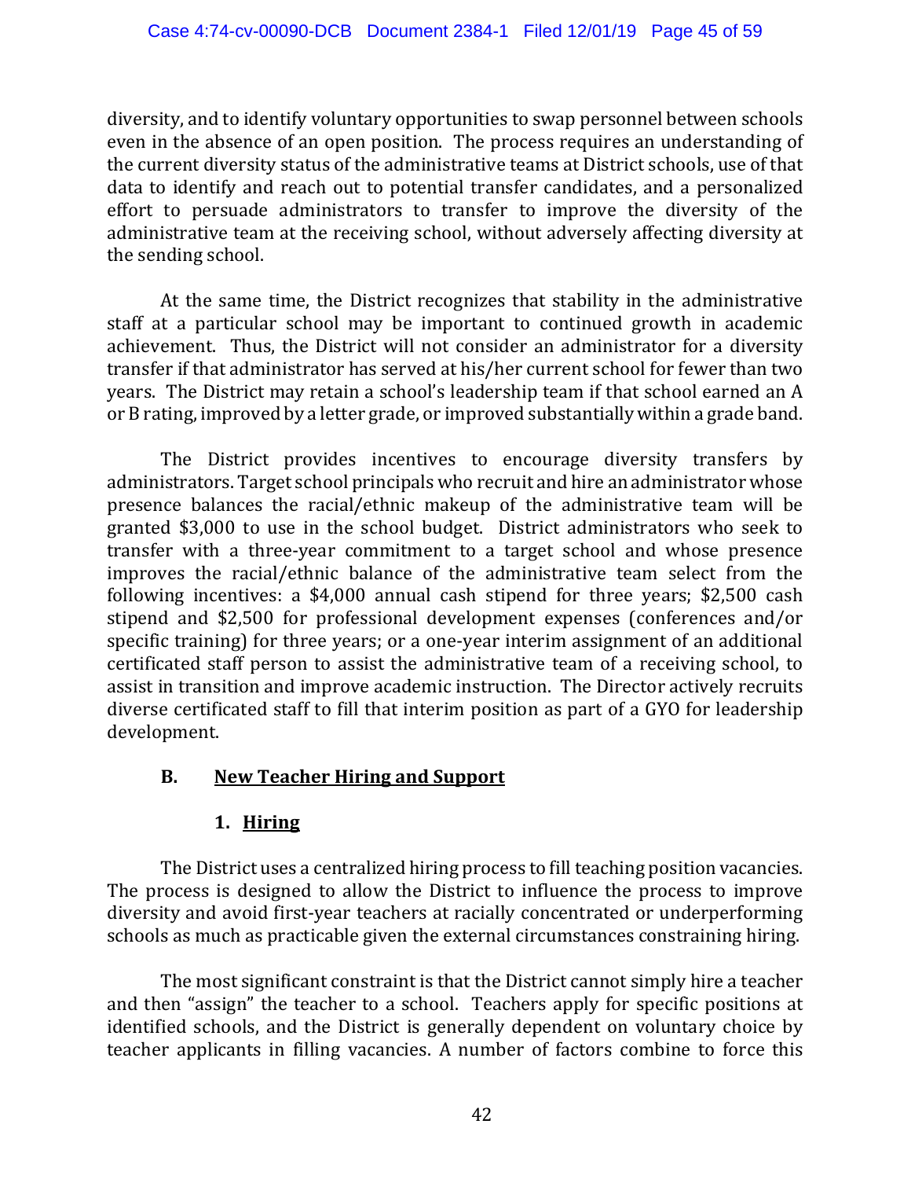diversity, and to identify voluntary opportunities to swap personnel between schools even in the absence of an open position. The process requires an understanding of the current diversity status of the administrative teams at District schools, use of that data to identify and reach out to potential transfer candidates, and a personalized effort to persuade administrators to transfer to improve the diversity of the administrative team at the receiving school, without adversely affecting diversity at the sending school.

At the same time, the District recognizes that stability in the administrative staff at a particular school may be important to continued growth in academic achievement. Thus, the District will not consider an administrator for a diversity transfer if that administrator has served at his/her current school for fewer than two years. The District may retain a school's leadership team if that school earned an A or B rating, improved by a letter grade, or improved substantially within a grade band.

The District provides incentives to encourage diversity transfers by administrators. Target school principals who recruit and hire an administrator whose presence balances the racial/ethnic makeup of the administrative team will be granted $3,000 to use in the school budget. District administrators who seek to transfer with a three-year commitment to a target school and whose presence improves the racial/ethnic balance of the administrative team select from the following incentives: a $4,000 annual cash stipend for three years; $2,500 cash stipend and $2,500 for professional development expenses (conferences and/or specific training) for three years; or a one-year interim assignment of an additional certificated staff person to assist the administrative team of a receiving school, to assist in transition and improve academic instruction. The Director actively recruits diverse certificated staff to fill that interim position as part of a GYO for leadership development.

## B. New Teacher Hiring and Support

### 1. Hiring

The District uses a centralized hiring process to fill teaching position vacancies. The process is designed to allow the District to influence the process to improve diversity and avoid first-year teachers at racially concentrated or underperforming schools as much as practicable given the external circumstances constraining hiring.

The most significant constraint is that the District cannot simply hire a teacher and then "assign" the teacher to a school. Teachers apply for specific positions at identified schools, and the District is generally dependent on voluntary choice by teacher applicants in filling vacancies. A number of factors combine to force this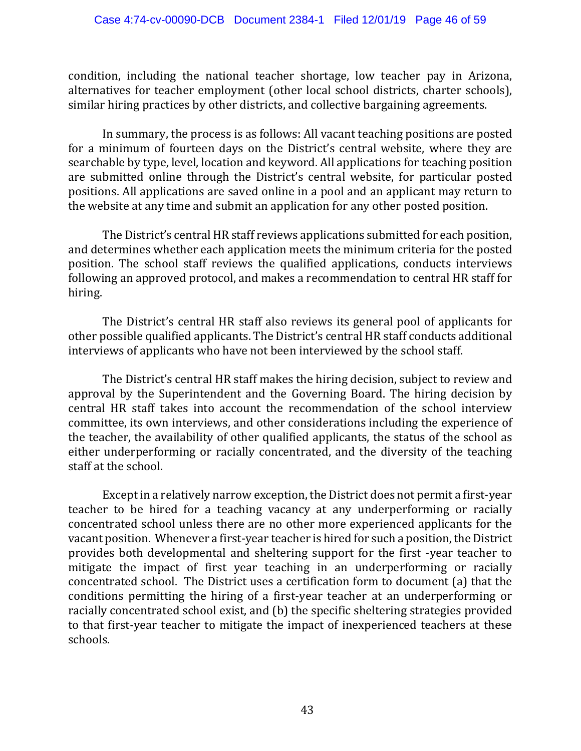condition, including the national teacher shortage, low teacher pay in Arizona, alternatives for teacher employment (other local school districts, charter schools), similar hiring practices by other districts, and collective bargaining agreements.

In summary, the process is as follows: All vacant teaching positions are posted for a minimum of fourteen days on the District's central website, where they are searchable by type, level, location and keyword. All applications for teaching position are submitted online through the District's central website, for particular posted positions. All applications are saved online in a pool and an applicant may return to the website at any time and submit an application for any other posted position.

The District's central HR staff reviews applications submitted for each position, and determines whether each application meets the minimum criteria for the posted position. The school staff reviews the qualified applications, conducts interviews following an approved protocol, and makes a recommendation to central HR staff for hiring.

The District's central HR staff also reviews its general pool of applicants for other possible qualified applicants. The District's central HR staff conducts additional interviews of applicants who have not been interviewed by the school staff.

The District's central HR staff makes the hiring decision, subject to review and approval by the Superintendent and the Governing Board. The hiring decision by central HR staff takes into account the recommendation of the school interview committee, its own interviews, and other considerations including the experience of the teacher, the availability of other qualified applicants, the status of the school as either underperforming or racially concentrated, and the diversity of the teaching staff at the school.

Except in a relatively narrow exception, the District does not permit a first-year teacher to be hired for a teaching vacancy at any underperforming or racially concentrated school unless there are no other more experienced applicants for the vacant position. Whenever a first-year teacher is hired for such a position, the District provides both developmental and sheltering support for the first -year teacher to mitigate the impact of first year teaching in an underperforming or racially concentrated school. The District uses a certification form to document (a) that the conditions permitting the hiring of a first-year teacher at an underperforming or racially concentrated school exist, and (b) the specific sheltering strategies provided to that first-year teacher to mitigate the impact of inexperienced teachers at these schools.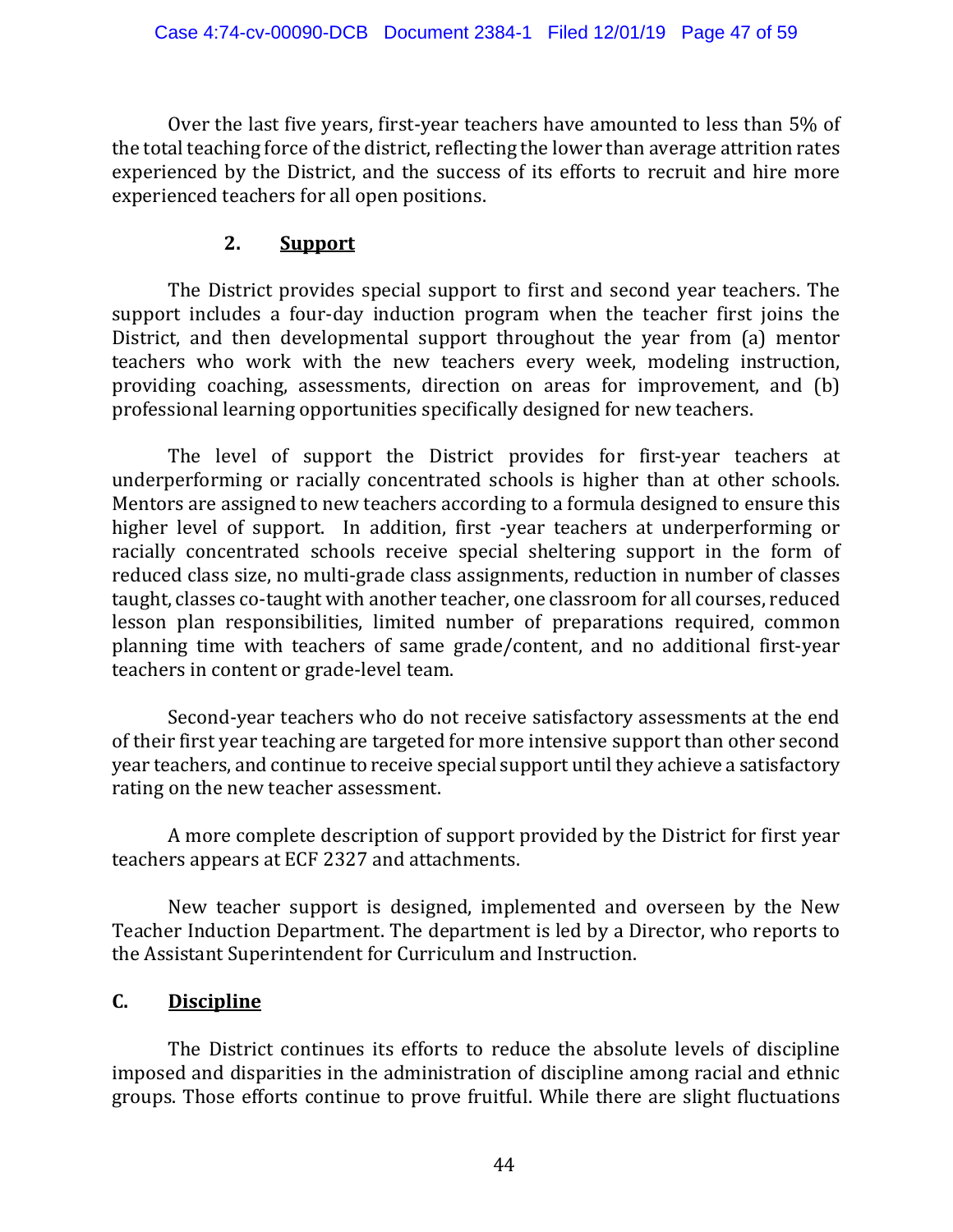Over the last five years, first-year teachers have amounted to less than 5% of the total teaching force of the district, reflecting the lower than average attrition rates experienced by the District, and the success of its efforts to recruit and hire more experienced teachers for all open positions.

### 2. Support

The District provides special support to first and second year teachers. The support includes a four-day induction program when the teacher first joins the District, and then developmental support throughout the year from (a) mentor teachers who work with the new teachers every week, modeling instruction, providing coaching, assessments, direction on areas for improvement, and (b) professional learning opportunities specifically designed for new teachers.

The level of support the District provides for first-year teachers at underperforming or racially concentrated schools is higher than at other schools. Mentors are assigned to new teachers according to a formula designed to ensure this higher level of support. In addition, first -year teachers at underperforming or racially concentrated schools receive special sheltering support in the form of reduced class size, no multi-grade class assignments, reduction in number of classes taught, classes co-taught with another teacher, one classroom for all courses, reduced lesson plan responsibilities, limited number of preparations required, common planning time with teachers of same grade/content, and no additional first-year teachers in content or grade-level team.

Second-year teachers who do not receive satisfactory assessments at the end of their first year teaching are targeted for more intensive support than other second year teachers, and continue to receive special support until they achieve a satisfactory rating on the new teacher assessment.

A more complete description of support provided by the District for first year teachers appears at ECF 2327 and attachments.

New teacher support is designed, implemented and overseen by the New Teacher Induction Department. The department is led by a Director, who reports to the Assistant Superintendent for Curriculum and Instruction.

## C. Discipline

The District continues its efforts to reduce the absolute levels of discipline imposed and disparities in the administration of discipline among racial and ethnic groups. Those efforts continue to prove fruitful. While there are slight fluctuations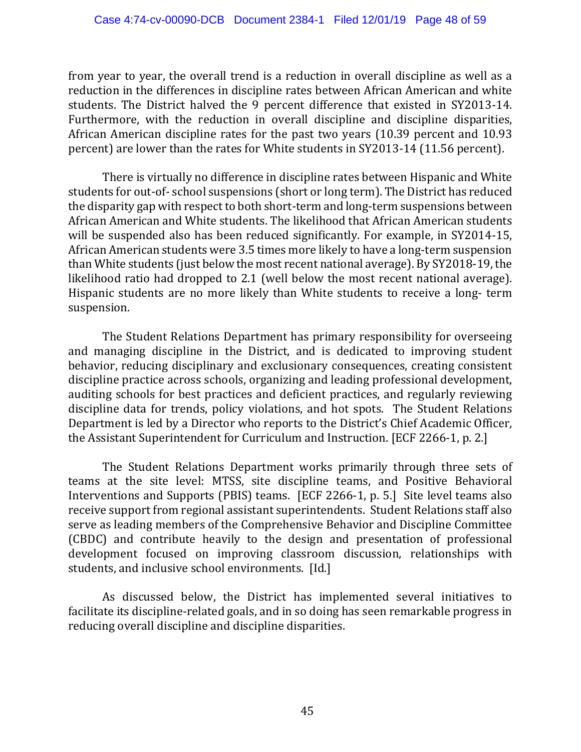from year to year, the overall trend is a reduction in overall discipline as well as a reduction in the differences in discipline rates between African American and white students. The District halved the 9 percent difference that existed in SY2013-14. Furthermore, with the reduction in overall discipline and discipline disparities, African American discipline rates for the past two years (10.39 percent and 10.93 percent) are lower than the rates for White students in SY2013-14 (11.56 percent).

There is virtually no difference in discipline rates between Hispanic and White students for out-of- school suspensions (short or long term). The District has reduced the disparity gap with respect to both short-term and long-term suspensions between African American and White students. The likelihood that African American students will be suspended also has been reduced significantly. For example, in SY2014-15, African American students were 3.5 times more likely to have a long-term suspension than White students (just below the most recent national average). By SY2018-19, the likelihood ratio had dropped to 2.1 (well below the most recent national average). Hispanic students are no more likely than White students to receive a long- term suspension.

The Student Relations Department has primary responsibility for overseeing and managing discipline in the District, and is dedicated to improving student behavior, reducing disciplinary and exclusionary consequences, creating consistent discipline practice across schools, organizing and leading professional development, auditing schools for best practices and deficient practices, and regularly reviewing discipline data for trends, policy violations, and hot spots. The Student Relations Department is led by a Director who reports to the District's Chief Academic Officer, the Assistant Superintendent for Curriculum and Instruction. [ECF 2266-1, p. 2.]

The Student Relations Department works primarily through three sets of teams at the site level: MTSS, site discipline teams, and Positive Behavioral Interventions and Supports (PBIS) teams. [ECF 2266-1, p. 5.] Site level teams also receive support from regional assistant superintendents. Student Relations staff also serve as leading members of the Comprehensive Behavior and Discipline Committee (CBDC) and contribute heavily to the design and presentation of professional development focused on improving classroom discussion, relationships with students, and inclusive school environments. [Id.]

As discussed below, the District has implemented several initiatives to facilitate its discipline-related goals, and in so doing has seen remarkable progress in reducing overall discipline and discipline disparities.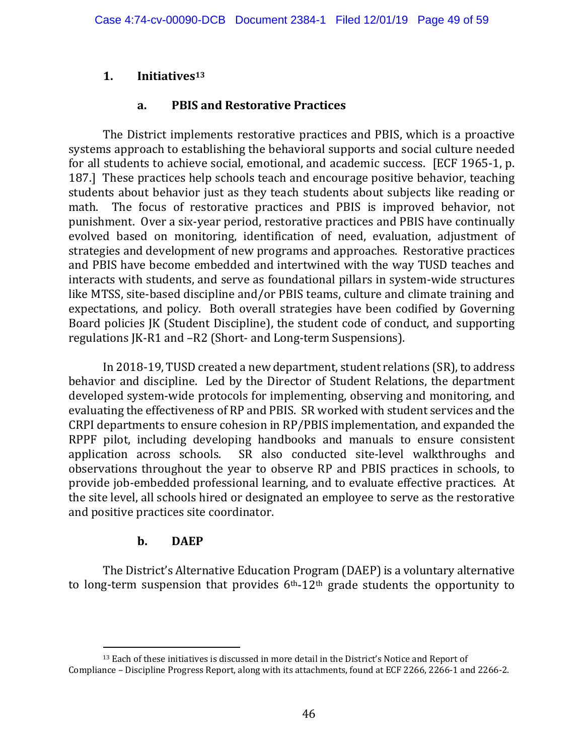## 1. Initiatives[13]

### a. PBIS and Restorative Practices

The District implements restorative practices and PBIS, which is a proactive systems approach to establishing the behavioral supports and social culture needed for all students to achieve social, emotional, and academic success. [ECF 1965-1, p. 187.] These practices help schools teach and encourage positive behavior, teaching students about behavior just as they teach students about subjects like reading or math. The focus of restorative practices and PBIS is improved behavior, not punishment. Over a six-year period, restorative practices and PBIS have continually evolved based on monitoring, identification of need, evaluation, adjustment of strategies and development of new programs and approaches. Restorative practices and PBIS have become embedded and intertwined with the way TUSD teaches and interacts with students, and serve as foundational pillars in system-wide structures like MTSS, site-based discipline and/or PBIS teams, culture and climate training and expectations, and policy. Both overall strategies have been codified by Governing Board policies JK (Student Discipline), the student code of conduct, and supporting regulations JK-R1 and –R2 (Short- and Long-term Suspensions).

In 2018-19, TUSD created a new department, student relations (SR), to address behavior and discipline. Led by the Director of Student Relations, the department developed system-wide protocols for implementing, observing and monitoring, and evaluating the effectiveness of RP and PBIS. SR worked with student services and the CRPI departments to ensure cohesion in RP/PBIS implementation, and expanded the RPPF pilot, including developing handbooks and manuals to ensure consistent application across schools. SR also conducted site-level walkthroughs and observations throughout the year to observe RP and PBIS practices in schools, to provide job-embedded professional learning, and to evaluate effective practices. At the site level, all schools hired or designated an employee to serve as the restorative and positive practices site coordinator.

### b. DAEP

The District's Alternative Education Program (DAEP) is a voluntary alternative to long-term suspension that provides 6th-12th grade students the opportunity to

---

[13] Each of these initiatives is discussed in more detail in the District's Notice and Report of Compliance – Discipline Progress Report, along with its attachments, found at ECF 2266, 2266-1 and 2266-2.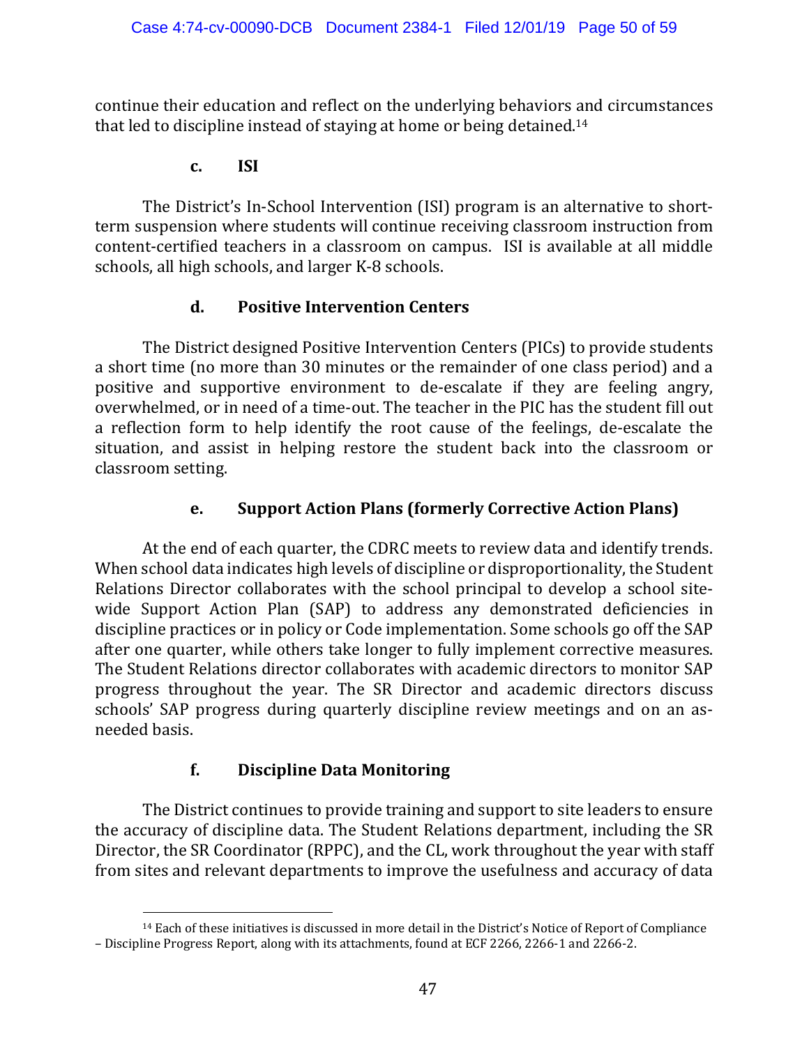continue their education and reflect on the underlying behaviors and circumstances that led to discipline instead of staying at home or being detained.[14]

#### c. ISI

The District's In-School Intervention (ISI) program is an alternative to short-term suspension where students will continue receiving classroom instruction from content-certified teachers in a classroom on campus. ISI is available at all middle schools, all high schools, and larger K-8 schools.

#### d. Positive Intervention Centers

The District designed Positive Intervention Centers (PICs) to provide students a short time (no more than 30 minutes or the remainder of one class period) and a positive and supportive environment to de-escalate if they are feeling angry, overwhelmed, or in need of a time-out. The teacher in the PIC has the student fill out a reflection form to help identify the root cause of the feelings, de-escalate the situation, and assist in helping restore the student back into the classroom or classroom setting.

#### e. Support Action Plans (formerly Corrective Action Plans)

At the end of each quarter, the CDRC meets to review data and identify trends. When school data indicates high levels of discipline or disproportionality, the Student Relations Director collaborates with the school principal to develop a school site-wide Support Action Plan (SAP) to address any demonstrated deficiencies in discipline practices or in policy or Code implementation. Some schools go off the SAP after one quarter, while others take longer to fully implement corrective measures. The Student Relations director collaborates with academic directors to monitor SAP progress throughout the year. The SR Director and academic directors discuss schools' SAP progress during quarterly discipline review meetings and on an as-needed basis.

#### f. Discipline Data Monitoring

The District continues to provide training and support to site leaders to ensure the accuracy of discipline data. The Student Relations department, including the SR Director, the SR Coordinator (RPPC), and the CL, work throughout the year with staff from sites and relevant departments to improve the usefulness and accuracy of data

---

[14] Each of these initiatives is discussed in more detail in the District's Notice of Report of Compliance – Discipline Progress Report, along with its attachments, found at ECF 2266, 2266-1 and 2266-2.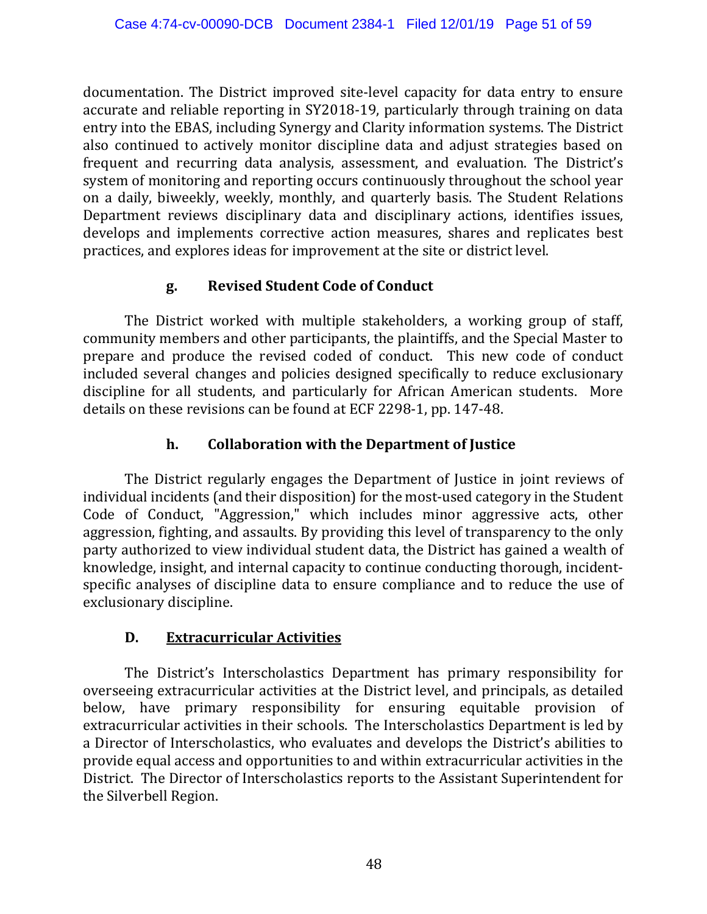documentation. The District improved site-level capacity for data entry to ensure accurate and reliable reporting in SY2018-19, particularly through training on data entry into the EBAS, including Synergy and Clarity information systems. The District also continued to actively monitor discipline data and adjust strategies based on frequent and recurring data analysis, assessment, and evaluation. The District's system of monitoring and reporting occurs continuously throughout the school year on a daily, biweekly, weekly, monthly, and quarterly basis. The Student Relations Department reviews disciplinary data and disciplinary actions, identifies issues, develops and implements corrective action measures, shares and replicates best practices, and explores ideas for improvement at the site or district level.

#### g. Revised Student Code of Conduct

The District worked with multiple stakeholders, a working group of staff, community members and other participants, the plaintiffs, and the Special Master to prepare and produce the revised coded of conduct. This new code of conduct included several changes and policies designed specifically to reduce exclusionary discipline for all students, and particularly for African American students. More details on these revisions can be found at ECF 2298-1, pp. 147-48.

#### h. Collaboration with the Department of Justice

The District regularly engages the Department of Justice in joint reviews of individual incidents (and their disposition) for the most-used category in the Student Code of Conduct, "Aggression," which includes minor aggressive acts, other aggression, fighting, and assaults. By providing this level of transparency to the only party authorized to view individual student data, the District has gained a wealth of knowledge, insight, and internal capacity to continue conducting thorough, incident-specific analyses of discipline data to ensure compliance and to reduce the use of exclusionary discipline.

### D. <u>Extracurricular Activities</u>

The District's Interscholastics Department has primary responsibility for overseeing extracurricular activities at the District level, and principals, as detailed below, have primary responsibility for ensuring equitable provision of extracurricular activities in their schools. The Interscholastics Department is led by a Director of Interscholastics, who evaluates and develops the District's abilities to provide equal access and opportunities to and within extracurricular activities in the District. The Director of Interscholastics reports to the Assistant Superintendent for the Silverbell Region.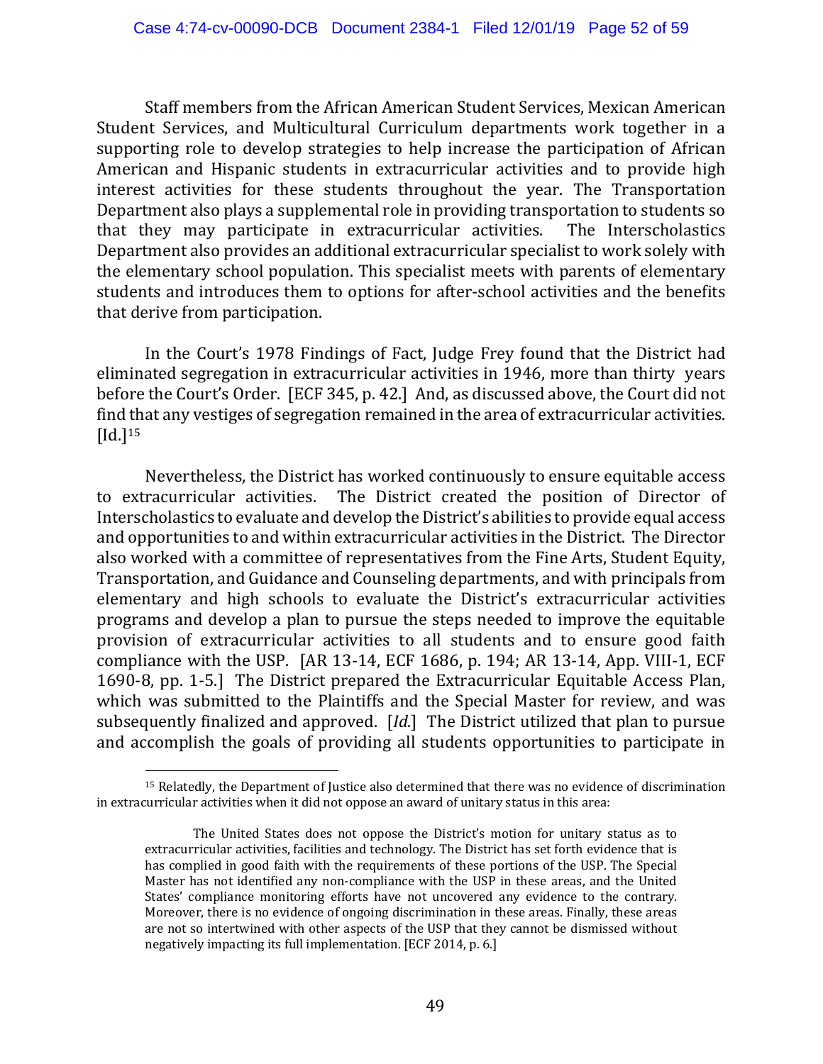Staff members from the African American Student Services, Mexican American Student Services, and Multicultural Curriculum departments work together in a supporting role to develop strategies to help increase the participation of African American and Hispanic students in extracurricular activities and to provide high interest activities for these students throughout the year. The Transportation Department also plays a supplemental role in providing transportation to students so that they may participate in extracurricular activities. The Interscholastics Department also provides an additional extracurricular specialist to work solely with the elementary school population. This specialist meets with parents of elementary students and introduces them to options for after-school activities and the benefits that derive from participation.

In the Court's 1978 Findings of Fact, Judge Frey found that the District had eliminated segregation in extracurricular activities in 1946, more than thirty years before the Court's Order. [ECF 345, p. 42.] And, as discussed above, the Court did not find that any vestiges of segregation remained in the area of extracurricular activities. [Id.][15]

Nevertheless, the District has worked continuously to ensure equitable access to extracurricular activities. The District created the position of Director of Interscholastics to evaluate and develop the District's abilities to provide equal access and opportunities to and within extracurricular activities in the District. The Director also worked with a committee of representatives from the Fine Arts, Student Equity, Transportation, and Guidance and Counseling departments, and with principals from elementary and high schools to evaluate the District's extracurricular activities programs and develop a plan to pursue the steps needed to improve the equitable provision of extracurricular activities to all students and to ensure good faith compliance with the USP. [AR 13-14, ECF 1686, p. 194; AR 13-14, App. VIII-1, ECF 1690-8, pp. 1-5.] The District prepared the Extracurricular Equitable Access Plan, which was submitted to the Plaintiffs and the Special Master for review, and was subsequently finalized and approved. [*Id.*] The District utilized that plan to pursue and accomplish the goals of providing all students opportunities to participate in

---

[15] Relatedly, the Department of Justice also determined that there was no evidence of discrimination in extracurricular activities when it did not oppose an award of unitary status in this area:

> The United States does not oppose the District's motion for unitary status as to extracurricular activities, facilities and technology. The District has set forth evidence that is has complied in good faith with the requirements of these portions of the USP. The Special Master has not identified any non-compliance with the USP in these areas, and the United States' compliance monitoring efforts have not uncovered any evidence to the contrary. Moreover, there is no evidence of ongoing discrimination in these areas. Finally, these areas are not so intertwined with other aspects of the USP that they cannot be dismissed without negatively impacting its full implementation. [ECF 2014, p. 6.]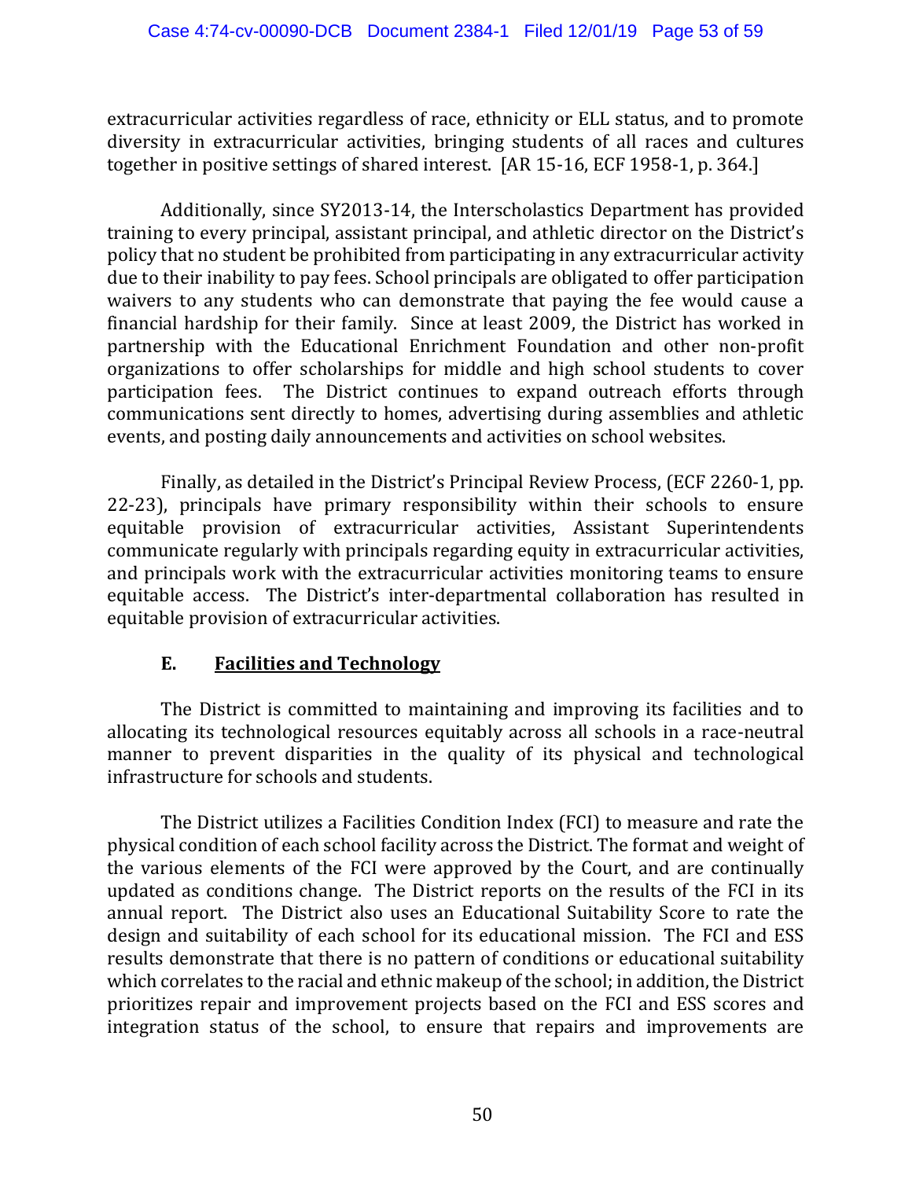extracurricular activities regardless of race, ethnicity or ELL status, and to promote diversity in extracurricular activities, bringing students of all races and cultures together in positive settings of shared interest. [AR 15-16, ECF 1958-1, p. 364.]

Additionally, since SY2013-14, the Interscholastics Department has provided training to every principal, assistant principal, and athletic director on the District's policy that no student be prohibited from participating in any extracurricular activity due to their inability to pay fees. School principals are obligated to offer participation waivers to any students who can demonstrate that paying the fee would cause a financial hardship for their family. Since at least 2009, the District has worked in partnership with the Educational Enrichment Foundation and other non-profit organizations to offer scholarships for middle and high school students to cover participation fees. The District continues to expand outreach efforts through communications sent directly to homes, advertising during assemblies and athletic events, and posting daily announcements and activities on school websites.

Finally, as detailed in the District's Principal Review Process, (ECF 2260-1, pp. 22-23), principals have primary responsibility within their schools to ensure equitable provision of extracurricular activities, Assistant Superintendents communicate regularly with principals regarding equity in extracurricular activities, and principals work with the extracurricular activities monitoring teams to ensure equitable access. The District's inter-departmental collaboration has resulted in equitable provision of extracurricular activities.

### E. <u>**Facilities and Technology**</u>

The District is committed to maintaining and improving its facilities and to allocating its technological resources equitably across all schools in a race-neutral manner to prevent disparities in the quality of its physical and technological infrastructure for schools and students.

The District utilizes a Facilities Condition Index (FCI) to measure and rate the physical condition of each school facility across the District. The format and weight of the various elements of the FCI were approved by the Court, and are continually updated as conditions change. The District reports on the results of the FCI in its annual report. The District also uses an Educational Suitability Score to rate the design and suitability of each school for its educational mission. The FCI and ESS results demonstrate that there is no pattern of conditions or educational suitability which correlates to the racial and ethnic makeup of the school; in addition, the District prioritizes repair and improvement projects based on the FCI and ESS scores and integration status of the school, to ensure that repairs and improvements are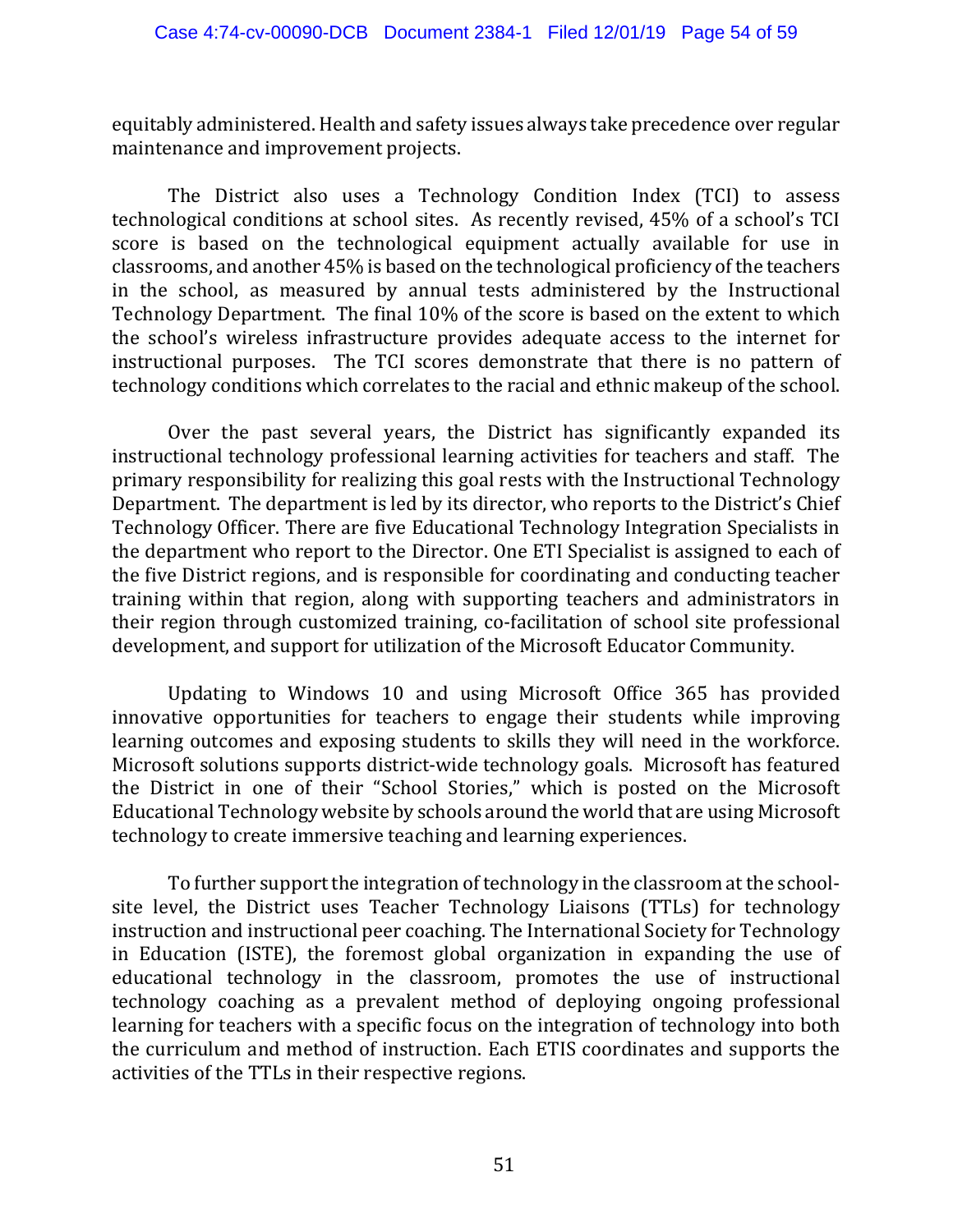equitably administered. Health and safety issues always take precedence over regular maintenance and improvement projects.

The District also uses a Technology Condition Index (TCI) to assess technological conditions at school sites. As recently revised, 45% of a school's TCI score is based on the technological equipment actually available for use in classrooms, and another 45% is based on the technological proficiency of the teachers in the school, as measured by annual tests administered by the Instructional Technology Department. The final 10% of the score is based on the extent to which the school's wireless infrastructure provides adequate access to the internet for instructional purposes. The TCI scores demonstrate that there is no pattern of technology conditions which correlates to the racial and ethnic makeup of the school.

Over the past several years, the District has significantly expanded its instructional technology professional learning activities for teachers and staff. The primary responsibility for realizing this goal rests with the Instructional Technology Department. The department is led by its director, who reports to the District's Chief Technology Officer. There are five Educational Technology Integration Specialists in the department who report to the Director. One ETI Specialist is assigned to each of the five District regions, and is responsible for coordinating and conducting teacher training within that region, along with supporting teachers and administrators in their region through customized training, co-facilitation of school site professional development, and support for utilization of the Microsoft Educator Community.

Updating to Windows 10 and using Microsoft Office 365 has provided innovative opportunities for teachers to engage their students while improving learning outcomes and exposing students to skills they will need in the workforce. Microsoft solutions supports district-wide technology goals. Microsoft has featured the District in one of their "School Stories," which is posted on the Microsoft Educational Technology website by schools around the world that are using Microsoft technology to create immersive teaching and learning experiences.

To further support the integration of technology in the classroom at the school-site level, the District uses Teacher Technology Liaisons (TTLs) for technology instruction and instructional peer coaching. The International Society for Technology in Education (ISTE), the foremost global organization in expanding the use of educational technology in the classroom, promotes the use of instructional technology coaching as a prevalent method of deploying ongoing professional learning for teachers with a specific focus on the integration of technology into both the curriculum and method of instruction. Each ETIS coordinates and supports the activities of the TTLs in their respective regions.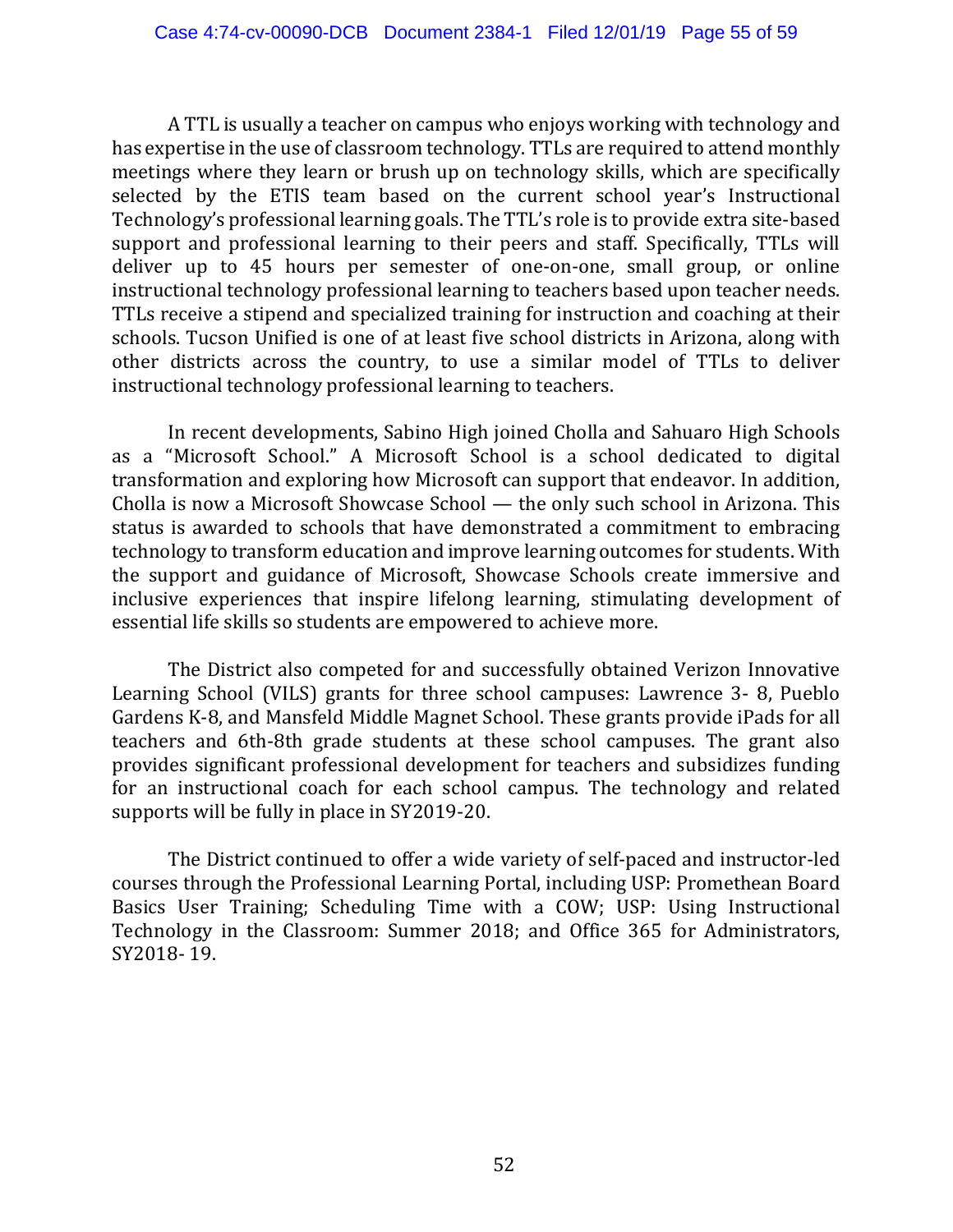A TTL is usually a teacher on campus who enjoys working with technology and has expertise in the use of classroom technology. TTLs are required to attend monthly meetings where they learn or brush up on technology skills, which are specifically selected by the ETIS team based on the current school year's Instructional Technology's professional learning goals. The TTL's role is to provide extra site-based support and professional learning to their peers and staff. Specifically, TTLs will deliver up to 45 hours per semester of one-on-one, small group, or online instructional technology professional learning to teachers based upon teacher needs. TTLs receive a stipend and specialized training for instruction and coaching at their schools. Tucson Unified is one of at least five school districts in Arizona, along with other districts across the country, to use a similar model of TTLs to deliver instructional technology professional learning to teachers.

In recent developments, Sabino High joined Cholla and Sahuaro High Schools as a "Microsoft School." A Microsoft School is a school dedicated to digital transformation and exploring how Microsoft can support that endeavor. In addition, Cholla is now a Microsoft Showcase School — the only such school in Arizona. This status is awarded to schools that have demonstrated a commitment to embracing technology to transform education and improve learning outcomes for students. With the support and guidance of Microsoft, Showcase Schools create immersive and inclusive experiences that inspire lifelong learning, stimulating development of essential life skills so students are empowered to achieve more.

The District also competed for and successfully obtained Verizon Innovative Learning School (VILS) grants for three school campuses: Lawrence 3- 8, Pueblo Gardens K-8, and Mansfeld Middle Magnet School. These grants provide iPads for all teachers and 6th-8th grade students at these school campuses. The grant also provides significant professional development for teachers and subsidizes funding for an instructional coach for each school campus. The technology and related supports will be fully in place in SY2019-20.

The District continued to offer a wide variety of self-paced and instructor-led courses through the Professional Learning Portal, including USP: Promethean Board Basics User Training; Scheduling Time with a COW; USP: Using Instructional Technology in the Classroom: Summer 2018; and Office 365 for Administrators, SY2018- 19.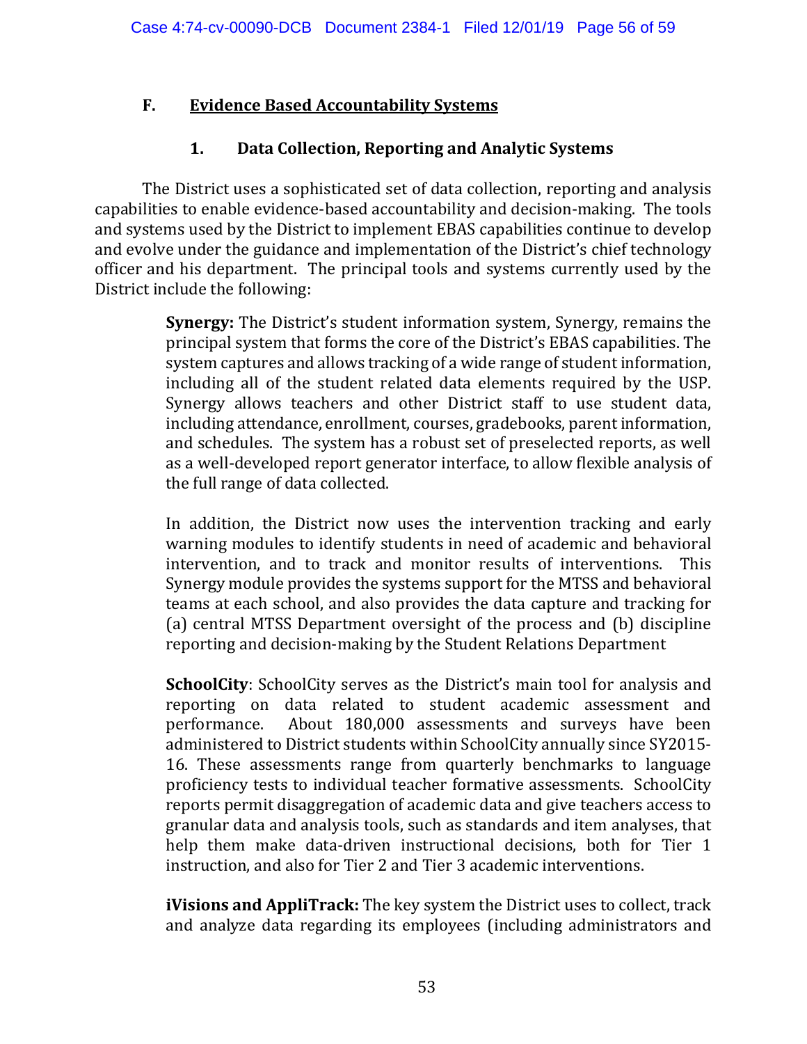## F. Evidence Based Accountability Systems

### 1. Data Collection, Reporting and Analytic Systems

The District uses a sophisticated set of data collection, reporting and analysis capabilities to enable evidence-based accountability and decision-making. The tools and systems used by the District to implement EBAS capabilities continue to develop and evolve under the guidance and implementation of the District's chief technology officer and his department. The principal tools and systems currently used by the District include the following:

> **Synergy:** The District's student information system, Synergy, remains the principal system that forms the core of the District's EBAS capabilities. The system captures and allows tracking of a wide range of student information, including all of the student related data elements required by the USP. Synergy allows teachers and other District staff to use student data, including attendance, enrollment, courses, gradebooks, parent information, and schedules. The system has a robust set of preselected reports, as well as a well-developed report generator interface, to allow flexible analysis of the full range of data collected.
>
> In addition, the District now uses the intervention tracking and early warning modules to identify students in need of academic and behavioral intervention, and to track and monitor results of interventions. This Synergy module provides the systems support for the MTSS and behavioral teams at each school, and also provides the data capture and tracking for (a) central MTSS Department oversight of the process and (b) discipline reporting and decision-making by the Student Relations Department
>
> **SchoolCity**: SchoolCity serves as the District's main tool for analysis and reporting on data related to student academic assessment and performance. About 180,000 assessments and surveys have been administered to District students within SchoolCity annually since SY2015-16. These assessments range from quarterly benchmarks to language proficiency tests to individual teacher formative assessments. SchoolCity reports permit disaggregation of academic data and give teachers access to granular data and analysis tools, such as standards and item analyses, that help them make data-driven instructional decisions, both for Tier 1 instruction, and also for Tier 2 and Tier 3 academic interventions.
>
> **iVisions and AppliTrack:** The key system the District uses to collect, track and analyze data regarding its employees (including administrators and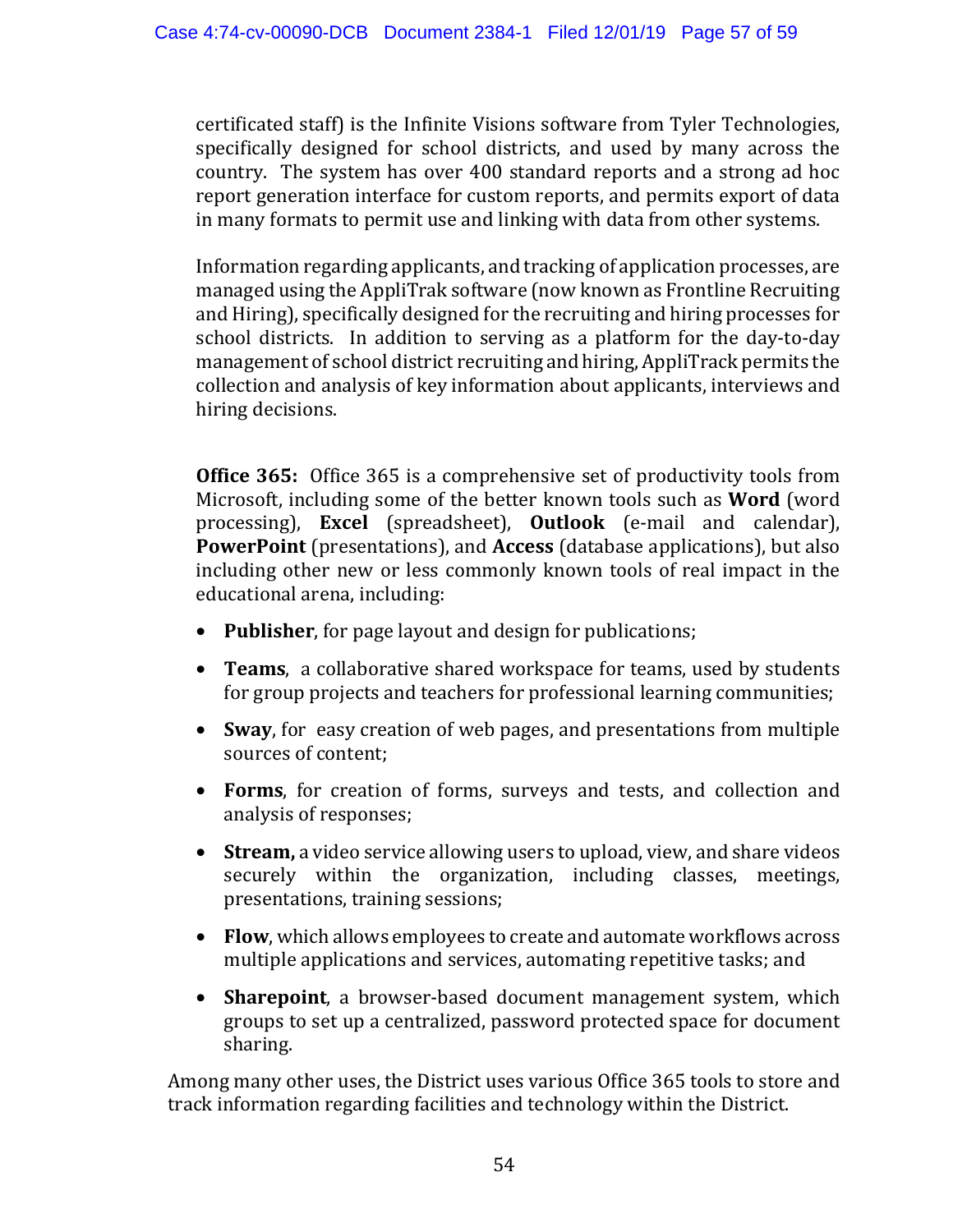certificated staff) is the Infinite Visions software from Tyler Technologies, specifically designed for school districts, and used by many across the country. The system has over 400 standard reports and a strong ad hoc report generation interface for custom reports, and permits export of data in many formats to permit use and linking with data from other systems.

Information regarding applicants, and tracking of application processes, are managed using the AppliTrak software (now known as Frontline Recruiting and Hiring), specifically designed for the recruiting and hiring processes for school districts. In addition to serving as a platform for the day-to-day management of school district recruiting and hiring, AppliTrack permits the collection and analysis of key information about applicants, interviews and hiring decisions.

**Office 365:** Office 365 is a comprehensive set of productivity tools from Microsoft, including some of the better known tools such as **Word** (word processing), **Excel** (spreadsheet), **Outlook** (e-mail and calendar), **PowerPoint** (presentations), and **Access** (database applications), but also including other new or less commonly known tools of real impact in the educational arena, including:

- **Publisher**, for page layout and design for publications;
- **Teams**, a collaborative shared workspace for teams, used by students for group projects and teachers for professional learning communities;
- **Sway**, for easy creation of web pages, and presentations from multiple sources of content;
- **Forms**, for creation of forms, surveys and tests, and collection and analysis of responses;
- **Stream,** a video service allowing users to upload, view, and share videos securely within the organization, including classes, meetings, presentations, training sessions;
- **Flow**, which allows employees to create and automate workflows across multiple applications and services, automating repetitive tasks; and
- **Sharepoint**, a browser-based document management system, which groups to set up a centralized, password protected space for document sharing.

Among many other uses, the District uses various Office 365 tools to store and track information regarding facilities and technology within the District.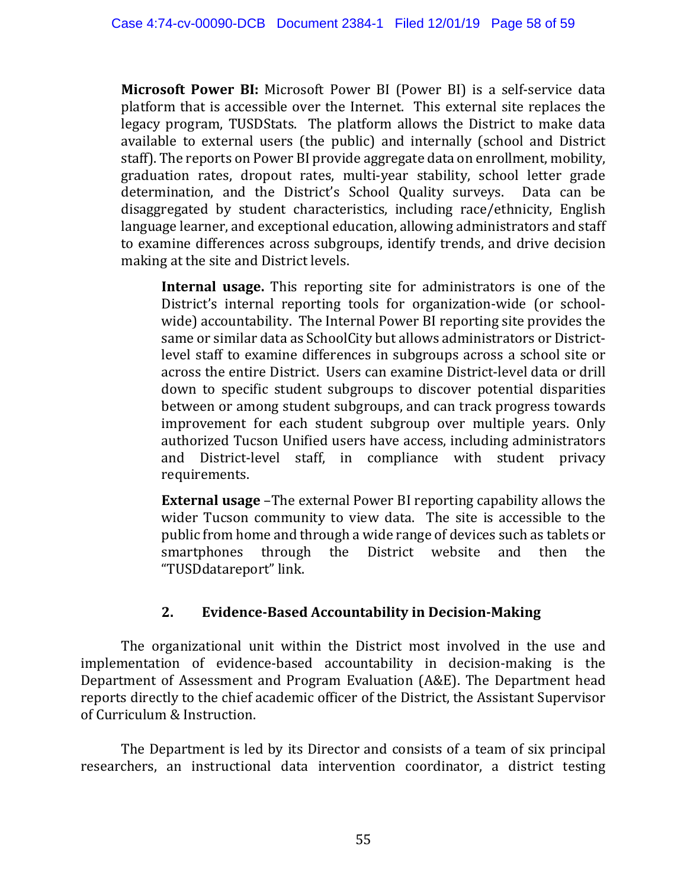**Microsoft Power BI:** Microsoft Power BI (Power BI) is a self-service data platform that is accessible over the Internet. This external site replaces the legacy program, TUSDStats. The platform allows the District to make data available to external users (the public) and internally (school and District staff). The reports on Power BI provide aggregate data on enrollment, mobility, graduation rates, dropout rates, multi-year stability, school letter grade determination, and the District's School Quality surveys. Data can be disaggregated by student characteristics, including race/ethnicity, English language learner, and exceptional education, allowing administrators and staff to examine differences across subgroups, identify trends, and drive decision making at the site and District levels.

**Internal usage.** This reporting site for administrators is one of the District's internal reporting tools for organization-wide (or school-wide) accountability. The Internal Power BI reporting site provides the same or similar data as SchoolCity but allows administrators or District-level staff to examine differences in subgroups across a school site or across the entire District. Users can examine District-level data or drill down to specific student subgroups to discover potential disparities between or among student subgroups, and can track progress towards improvement for each student subgroup over multiple years. Only authorized Tucson Unified users have access, including administrators and District-level staff, in compliance with student privacy requirements.

**External usage** –The external Power BI reporting capability allows the wider Tucson community to view data. The site is accessible to the public from home and through a wide range of devices such as tablets or smartphones through the District website and then the "TUSDdatareport" link.

### 2. Evidence-Based Accountability in Decision-Making

The organizational unit within the District most involved in the use and implementation of evidence-based accountability in decision-making is the Department of Assessment and Program Evaluation (A&E). The Department head reports directly to the chief academic officer of the District, the Assistant Supervisor of Curriculum & Instruction.

The Department is led by its Director and consists of a team of six principal researchers, an instructional data intervention coordinator, a district testing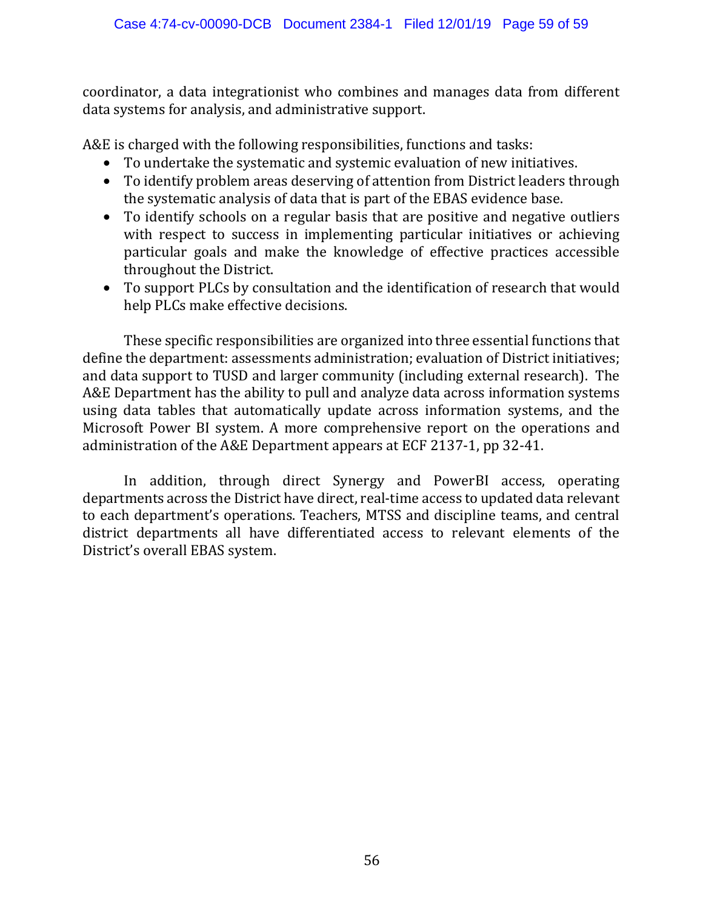coordinator, a data integrationist who combines and manages data from different data systems for analysis, and administrative support.

A&E is charged with the following responsibilities, functions and tasks:

- To undertake the systematic and systemic evaluation of new initiatives.
- To identify problem areas deserving of attention from District leaders through the systematic analysis of data that is part of the EBAS evidence base.
- To identify schools on a regular basis that are positive and negative outliers with respect to success in implementing particular initiatives or achieving particular goals and make the knowledge of effective practices accessible throughout the District.
- To support PLCs by consultation and the identification of research that would help PLCs make effective decisions.

These specific responsibilities are organized into three essential functions that define the department: assessments administration; evaluation of District initiatives; and data support to TUSD and larger community (including external research). The A&E Department has the ability to pull and analyze data across information systems using data tables that automatically update across information systems, and the Microsoft Power BI system. A more comprehensive report on the operations and administration of the A&E Department appears at ECF 2137-1, pp 32-41.

In addition, through direct Synergy and PowerBI access, operating departments across the District have direct, real-time access to updated data relevant to each department's operations. Teachers, MTSS and discipline teams, and central district departments all have differentiated access to relevant elements of the District's overall EBAS system.